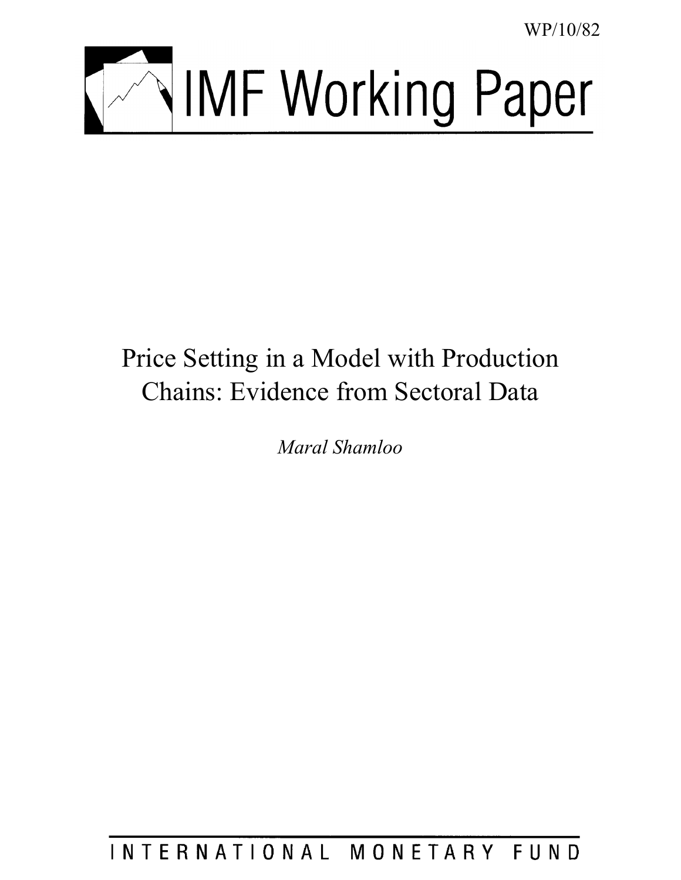WP/10/82

# IMF Working Paper

## Price Setting in a Model with Production Chains: Evidence from Sectoral Data

*Maral Shamloo*

INTERNATIONAL MONETARY FUND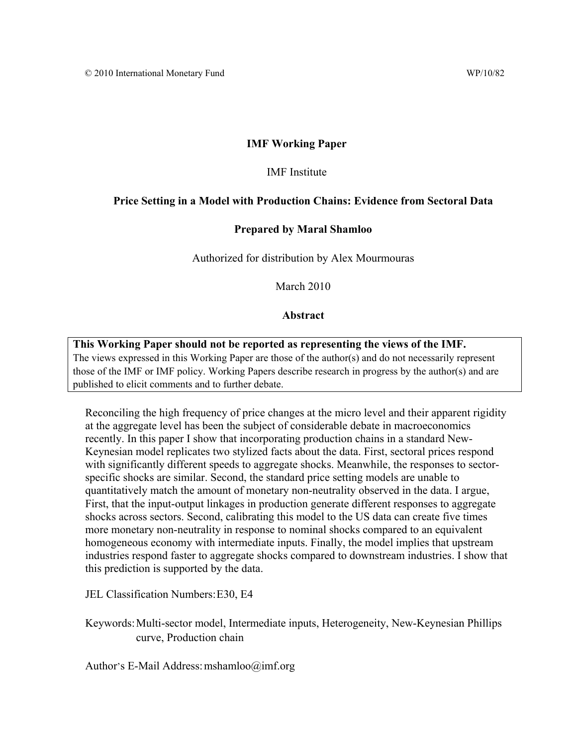© 2010 International Monetary Fund WP/10/82

**IMF Working Paper**

IMF Institute

**Price Setting in a Model with Production Chains: Evidence from Sectoral Data**

**Prepared by Maral Shamloo**

Authorized for distribution by Alex Mourmouras

March 2010

**Abstract**

**This Working Paper should not be reported as representing the views of the IMF.**
The views expressed in this Working Paper are those of the author(s) and do not necessarily represent those of the IMF or IMF policy. Working Papers describe research in progress by the author(s) and are published to elicit comments and to further debate.

Reconciling the high frequency of price changes at the micro level and their apparent rigidity at the aggregate level has been the subject of considerable debate in macroeconomics recently. In this paper I show that incorporating production chains in a standard New-Keynesian model replicates two stylized facts about the data. First, sectoral prices respond with significantly different speeds to aggregate shocks. Meanwhile, the responses to sector-specific shocks are similar. Second, the standard price setting models are unable to quantitatively match the amount of monetary non-neutrality observed in the data. I argue, First, that the input-output linkages in production generate different responses to aggregate shocks across sectors. Second, calibrating this model to the US data can create five times more monetary non-neutrality in response to nominal shocks compared to an equivalent homogeneous economy with intermediate inputs. Finally, the model implies that upstream industries respond faster to aggregate shocks compared to downstream industries. I show that this prediction is supported by the data.

JEL Classification Numbers: E30, E4

Keywords: Multi-sector model, Intermediate inputs, Heterogeneity, New-Keynesian Phillips curve, Production chain

Author's E-Mail Address: mshamloo@imf.org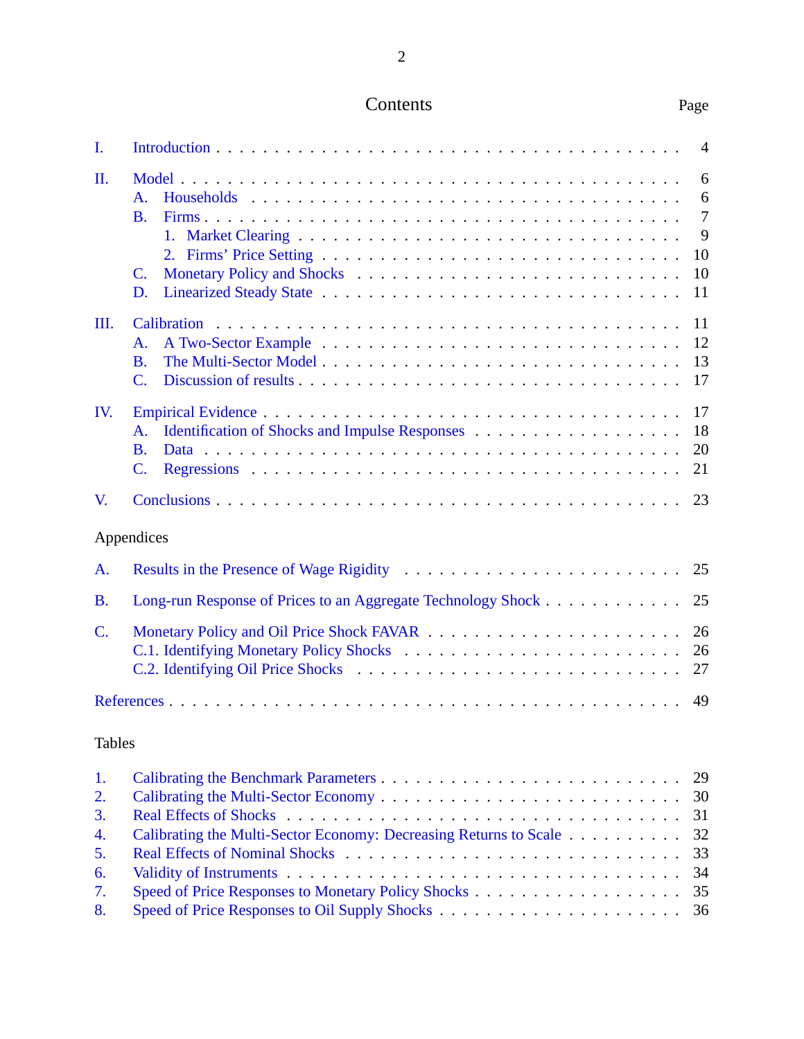# Contents

| | | Page |
|---|---|---|
| I. | Introduction | 4 |
| II. | Model | 6 |
| | A. Households | 6 |
| | B. Firms | 7 |
| | 1. Market Clearing | 9 |
| | 2. Firms' Price Setting | 10 |
| | C. Monetary Policy and Shocks | 10 |
| | D. Linearized Steady State | 11 |
| III. | Calibration | 11 |
| | A. A Two-Sector Example | 12 |
| | B. The Multi-Sector Model | 13 |
| | C. Discussion of results | 17 |
| IV. | Empirical Evidence | 17 |
| | A. Identification of Shocks and Impulse Responses | 18 |
| | B. Data | 20 |
| | C. Regressions | 21 |
| V. | Conclusions | 23 |

Appendices

| | | |
|---|---|---|
| A. | Results in the Presence of Wage Rigidity | 25 |
| B. | Long-run Response of Prices to an Aggregate Technology Shock | 25 |
| C. | Monetary Policy and Oil Price Shock FAVAR | 26 |
| | C.1. Identifying Monetary Policy Shocks | 26 |
| | C.2. Identifying Oil Price Shocks | 27 |

References . . . 49

Tables

| | | |
|---|---|---|
| 1. | Calibrating the Benchmark Parameters | 29 |
| 2. | Calibrating the Multi-Sector Economy | 30 |
| 3. | Real Effects of Shocks | 31 |
| 4. | Calibrating the Multi-Sector Economy: Decreasing Returns to Scale | 32 |
| 5. | Real Effects of Nominal Shocks | 33 |
| 6. | Validity of Instruments | 34 |
| 7. | Speed of Price Responses to Monetary Policy Shocks | 35 |
| 8. | Speed of Price Responses to Oil Supply Shocks | 36 |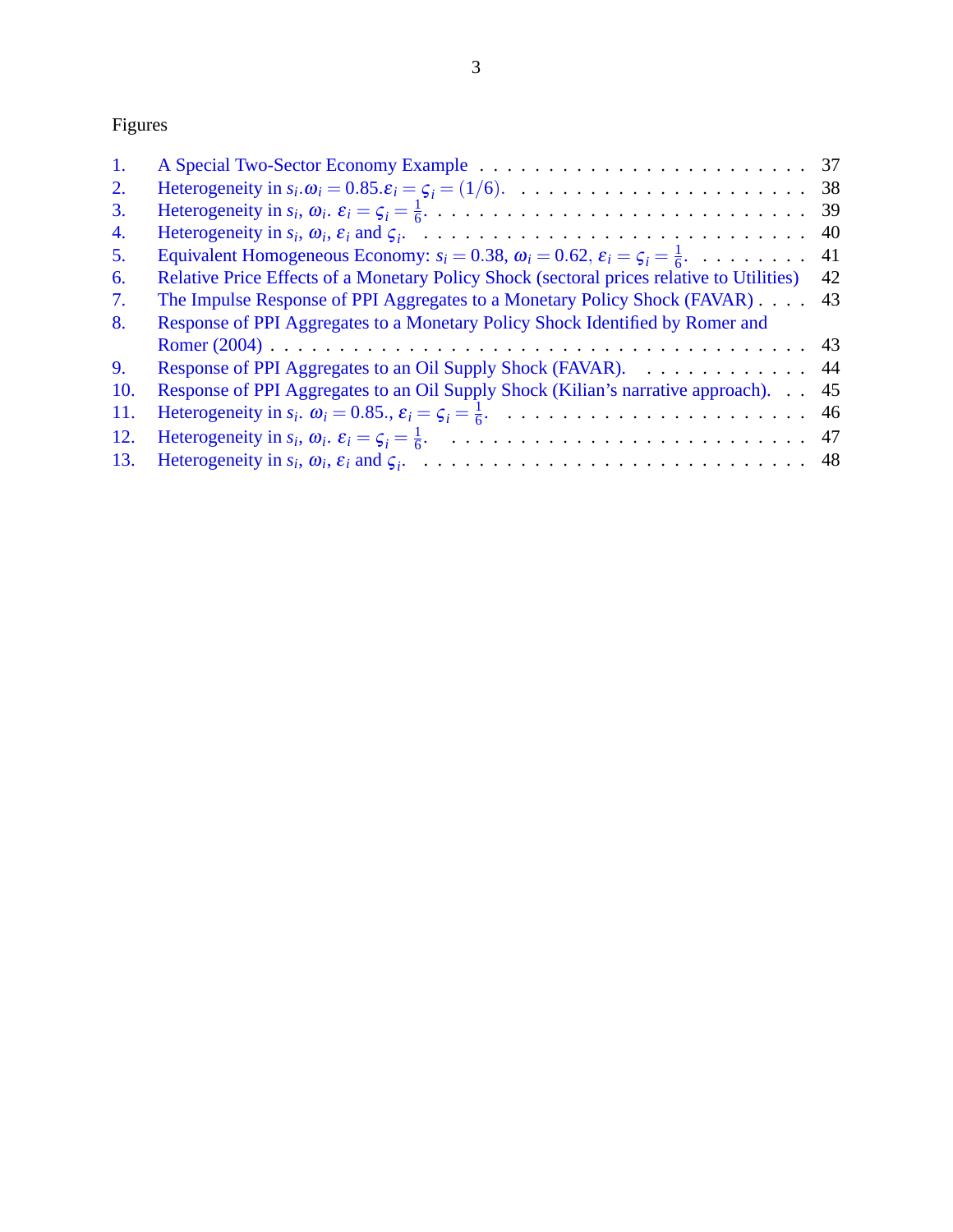Figures

1. A Special Two-Sector Economy Example . . . . . . . . . . . . . . . . . . . . . . . . 37
2. Heterogeneity in $s_i$.$\omega_i = 0.85$.$\varepsilon_i = \varsigma_i = (1/6)$. . . . . . . . . . . . . . . . . . . . . 38
3. Heterogeneity in $s_i$, $\omega_i$. $\varepsilon_i = \varsigma_i = \frac{1}{6}$. . . . . . . . . . . . . . . . . . . . . . . . . . . 39
4. Heterogeneity in $s_i$, $\omega_i$, $\varepsilon_i$ and $\varsigma_i$. . . . . . . . . . . . . . . . . . . . . . . . . . . 40
5. Equivalent Homogeneous Economy: $s_i = 0.38$, $\omega_i = 0.62$, $\varepsilon_i = \varsigma_i = \frac{1}{6}$. . . . . . . . . 41
6. Relative Price Effects of a Monetary Policy Shock (sectoral prices relative to Utilities) 42
7. The Impulse Response of PPI Aggregates to a Monetary Policy Shock (FAVAR) . . . . 43
8. Response of PPI Aggregates to a Monetary Policy Shock Identified by Romer and Romer (2004) . . . . . . . . . . . . . . . . . . . . . . . . . . . . . . . . . . . . . 43
9. Response of PPI Aggregates to an Oil Supply Shock (FAVAR). . . . . . . . . . . . . 44
10. Response of PPI Aggregates to an Oil Supply Shock (Kilian's narrative approach). . . 45
11. Heterogeneity in $s_i$. $\omega_i = 0.85$., $\varepsilon_i = \varsigma_i = \frac{1}{6}$. . . . . . . . . . . . . . . . . . . . . 46
12. Heterogeneity in $s_i$, $\omega_i$. $\varepsilon_i = \varsigma_i = \frac{1}{6}$. . . . . . . . . . . . . . . . . . . . . . . . . . 47
13. Heterogeneity in $s_i$, $\omega_i$, $\varepsilon_i$ and $\varsigma_i$. . . . . . . . . . . . . . . . . . . . . . . . . . . 48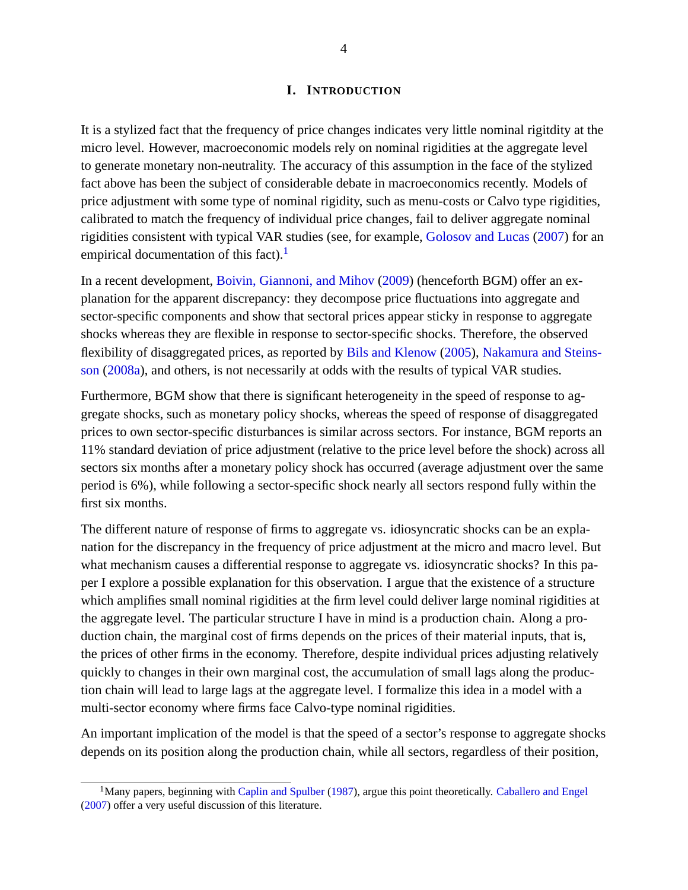# I. Introduction

It is a stylized fact that the frequency of price changes indicates very little nominal rigitdity at the micro level. However, macroeconomic models rely on nominal rigidities at the aggregate level to generate monetary non-neutrality. The accuracy of this assumption in the face of the stylized fact above has been the subject of considerable debate in macroeconomics recently. Models of price adjustment with some type of nominal rigidity, such as menu-costs or Calvo type rigidities, calibrated to match the frequency of individual price changes, fail to deliver aggregate nominal rigidities consistent with typical VAR studies (see, for example, Golosov and Lucas (2007) for an empirical documentation of this fact).[1]

In a recent development, Boivin, Giannoni, and Mihov (2009) (henceforth BGM) offer an explanation for the apparent discrepancy: they decompose price fluctuations into aggregate and sector-specific components and show that sectoral prices appear sticky in response to aggregate shocks whereas they are flexible in response to sector-specific shocks. Therefore, the observed flexibility of disaggregated prices, as reported by Bils and Klenow (2005), Nakamura and Steinsson (2008a), and others, is not necessarily at odds with the results of typical VAR studies.

Furthermore, BGM show that there is significant heterogeneity in the speed of response to aggregate shocks, such as monetary policy shocks, whereas the speed of response of disaggregated prices to own sector-specific disturbances is similar across sectors. For instance, BGM reports an 11% standard deviation of price adjustment (relative to the price level before the shock) across all sectors six months after a monetary policy shock has occurred (average adjustment over the same period is 6%), while following a sector-specific shock nearly all sectors respond fully within the first six months.

The different nature of response of firms to aggregate vs. idiosyncratic shocks can be an explanation for the discrepancy in the frequency of price adjustment at the micro and macro level. But what mechanism causes a differential response to aggregate vs. idiosyncratic shocks? In this paper I explore a possible explanation for this observation. I argue that the existence of a structure which amplifies small nominal rigidities at the firm level could deliver large nominal rigidities at the aggregate level. The particular structure I have in mind is a production chain. Along a production chain, the marginal cost of firms depends on the prices of their material inputs, that is, the prices of other firms in the economy. Therefore, despite individual prices adjusting relatively quickly to changes in their own marginal cost, the accumulation of small lags along the production chain will lead to large lags at the aggregate level. I formalize this idea in a model with a multi-sector economy where firms face Calvo-type nominal rigidities.

An important implication of the model is that the speed of a sector's response to aggregate shocks depends on its position along the production chain, while all sectors, regardless of their position,

[1] Many papers, beginning with Caplin and Spulber (1987), argue this point theoretically. Caballero and Engel (2007) offer a very useful discussion of this literature.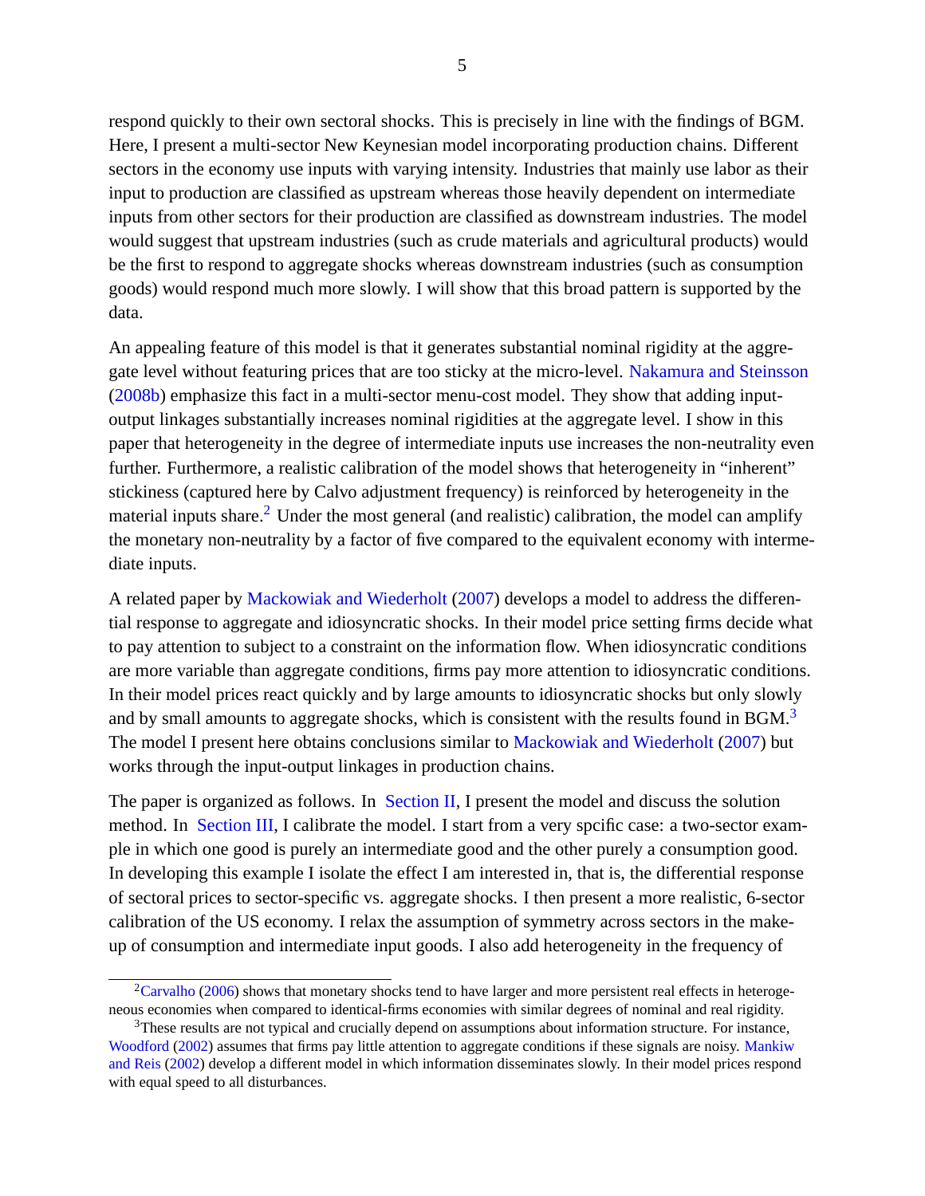respond quickly to their own sectoral shocks. This is precisely in line with the findings of BGM. Here, I present a multi-sector New Keynesian model incorporating production chains. Different sectors in the economy use inputs with varying intensity. Industries that mainly use labor as their input to production are classified as upstream whereas those heavily dependent on intermediate inputs from other sectors for their production are classified as downstream industries. The model would suggest that upstream industries (such as crude materials and agricultural products) would be the first to respond to aggregate shocks whereas downstream industries (such as consumption goods) would respond much more slowly. I will show that this broad pattern is supported by the data.

An appealing feature of this model is that it generates substantial nominal rigidity at the aggregate level without featuring prices that are too sticky at the micro-level. Nakamura and Steinsson (2008b) emphasize this fact in a multi-sector menu-cost model. They show that adding input-output linkages substantially increases nominal rigidities at the aggregate level. I show in this paper that heterogeneity in the degree of intermediate inputs use increases the non-neutrality even further. Furthermore, a realistic calibration of the model shows that heterogeneity in "inherent" stickiness (captured here by Calvo adjustment frequency) is reinforced by heterogeneity in the material inputs share.[2] Under the most general (and realistic) calibration, the model can amplify the monetary non-neutrality by a factor of five compared to the equivalent economy with intermediate inputs.

A related paper by Mackowiak and Wiederholt (2007) develops a model to address the differential response to aggregate and idiosyncratic shocks. In their model price setting firms decide what to pay attention to subject to a constraint on the information flow. When idiosyncratic conditions are more variable than aggregate conditions, firms pay more attention to idiosyncratic conditions. In their model prices react quickly and by large amounts to idiosyncratic shocks but only slowly and by small amounts to aggregate shocks, which is consistent with the results found in BGM.[3] The model I present here obtains conclusions similar to Mackowiak and Wiederholt (2007) but works through the input-output linkages in production chains.

The paper is organized as follows. In Section II, I present the model and discuss the solution method. In Section III, I calibrate the model. I start from a very spcific case: a two-sector example in which one good is purely an intermediate good and the other purely a consumption good. In developing this example I isolate the effect I am interested in, that is, the differential response of sectoral prices to sector-specific vs. aggregate shocks. I then present a more realistic, 6-sector calibration of the US economy. I relax the assumption of symmetry across sectors in the make-up of consumption and intermediate input goods. I also add heterogeneity in the frequency of

[2] Carvalho (2006) shows that monetary shocks tend to have larger and more persistent real effects in heterogeneous economies when compared to identical-firms economies with similar degrees of nominal and real rigidity.

[3] These results are not typical and crucially depend on assumptions about information structure. For instance, Woodford (2002) assumes that firms pay little attention to aggregate conditions if these signals are noisy. Mankiw and Reis (2002) develop a different model in which information disseminates slowly. In their model prices respond with equal speed to all disturbances.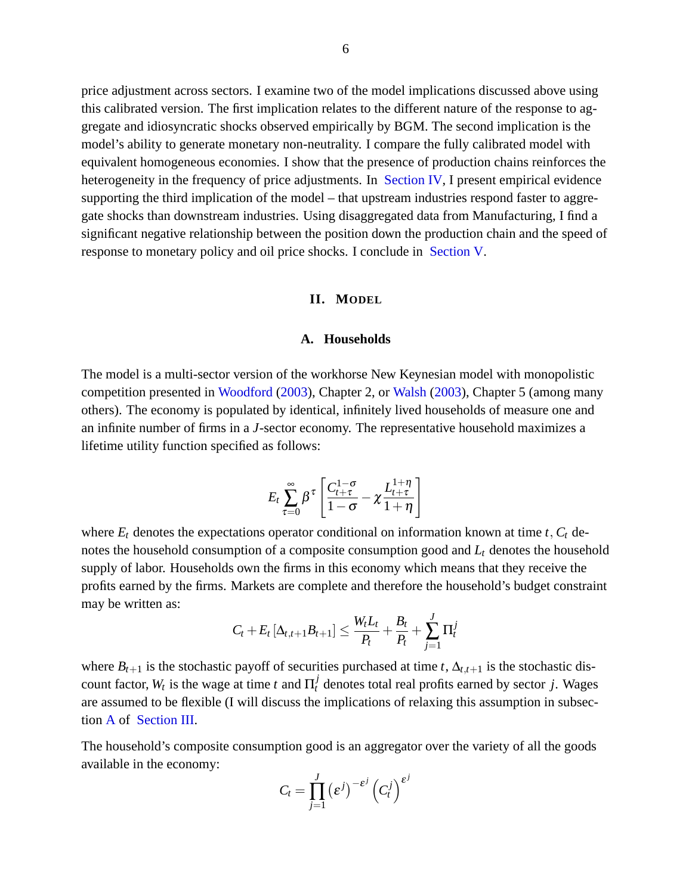price adjustment across sectors. I examine two of the model implications discussed above using this calibrated version. The first implication relates to the different nature of the response to aggregate and idiosyncratic shocks observed empirically by BGM. The second implication is the model's ability to generate monetary non-neutrality. I compare the fully calibrated model with equivalent homogeneous economies. I show that the presence of production chains reinforces the heterogeneity in the frequency of price adjustments. In Section IV, I present empirical evidence supporting the third implication of the model – that upstream industries respond faster to aggregate shocks than downstream industries. Using disaggregated data from Manufacturing, I find a significant negative relationship between the position down the production chain and the speed of response to monetary policy and oil price shocks. I conclude in Section V.

## II. Model

### A. Households

The model is a multi-sector version of the workhorse New Keynesian model with monopolistic competition presented in Woodford (2003), Chapter 2, or Walsh (2003), Chapter 5 (among many others). The economy is populated by identical, infinitely lived households of measure one and an infinite number of firms in a $J$-sector economy. The representative household maximizes a lifetime utility function specified as follows:

$$E_t \sum_{\tau=0}^{\infty} \beta^{\tau} \left[ \frac{C_{t+\tau}^{1-\sigma}}{1-\sigma} - \chi \frac{L_{t+\tau}^{1+\eta}}{1+\eta} \right]$$

where $E_t$ denotes the expectations operator conditional on information known at time $t$, $C_t$ denotes the household consumption of a composite consumption good and $L_t$ denotes the household supply of labor. Households own the firms in this economy which means that they receive the profits earned by the firms. Markets are complete and therefore the household's budget constraint may be written as:

$$C_t + E_t \left[\Delta_{t,t+1} B_{t+1}\right] \leq \frac{W_t L_t}{P_t} + \frac{B_t}{P_t} + \sum_{j=1}^{J} \Pi_t^j$$

where $B_{t+1}$ is the stochastic payoff of securities purchased at time $t$, $\Delta_{t,t+1}$ is the stochastic discount factor, $W_t$ is the wage at time $t$ and $\Pi_t^j$ denotes total real profits earned by sector $j$. Wages are assumed to be flexible (I will discuss the implications of relaxing this assumption in subsection A of Section III.

The household's composite consumption good is an aggregator over the variety of all the goods available in the economy:

$$C_t = \prod_{j=1}^{J} \left(\varepsilon^j\right)^{-\varepsilon^j} \left(C_t^j\right)^{\varepsilon^j}$$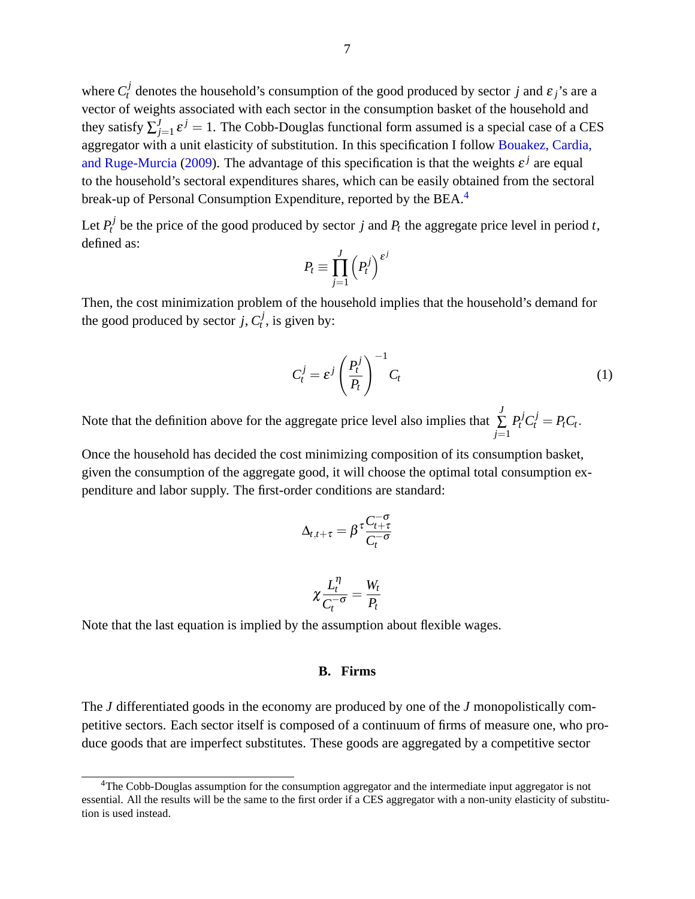where $C_t^j$ denotes the household's consumption of the good produced by sector $j$ and $\varepsilon_j$'s are a vector of weights associated with each sector in the consumption basket of the household and they satisfy $\sum_{j=1}^{J} \varepsilon^j = 1$. The Cobb-Douglas functional form assumed is a special case of a CES aggregator with a unit elasticity of substitution. In this specification I follow Bouakez, Cardia, and Ruge-Murcia (2009). The advantage of this specification is that the weights $\varepsilon^j$ are equal to the household's sectoral expenditures shares, which can be easily obtained from the sectoral break-up of Personal Consumption Expenditure, reported by the BEA.[4]

Let $P_t^j$ be the price of the good produced by sector $j$ and $P_t$ the aggregate price level in period $t$, defined as:

$$P_t \equiv \prod_{j=1}^{J} \left(P_t^j\right)^{\varepsilon^j}$$

Then, the cost minimization problem of the household implies that the household's demand for the good produced by sector $j$, $C_t^j$, is given by:

$$C_t^j = \varepsilon^j \left(\frac{P_t^j}{P_t}\right)^{-1} C_t \tag{1}$$

Note that the definition above for the aggregate price level also implies that $\sum_{j=1}^{J} P_t^j C_t^j = P_t C_t$.

Once the household has decided the cost minimizing composition of its consumption basket, given the consumption of the aggregate good, it will choose the optimal total consumption expenditure and labor supply. The first-order conditions are standard:

$$\Delta_{t,t+\tau} = \beta^{\tau} \frac{C_{t+\tau}^{-\sigma}}{C_t^{-\sigma}}$$

$$\chi \frac{L_t^{\eta}}{C_t^{-\sigma}} = \frac{W_t}{P_t}$$

Note that the last equation is implied by the assumption about flexible wages.

## B. Firms

The $J$ differentiated goods in the economy are produced by one of the $J$ monopolistically competitive sectors. Each sector itself is composed of a continuum of firms of measure one, who produce goods that are imperfect substitutes. These goods are aggregated by a competitive sector

[4] The Cobb-Douglas assumption for the consumption aggregator and the intermediate input aggregator is not essential. All the results will be the same to the first order if a CES aggregator with a non-unity elasticity of substitution is used instead.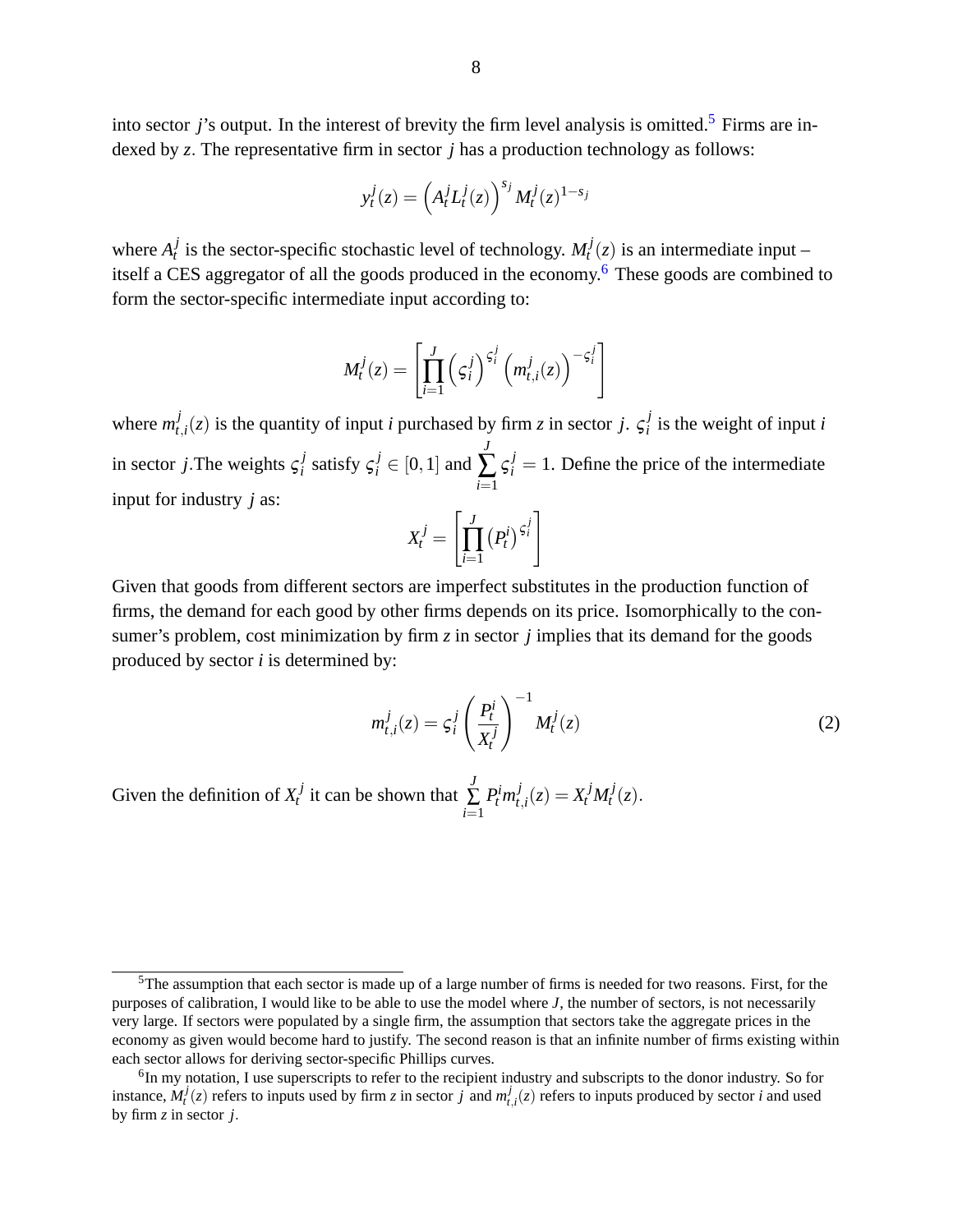into sector $j$'s output. In the interest of brevity the firm level analysis is omitted.[5] Firms are indexed by $z$. The representative firm in sector $j$ has a production technology as follows:

$$y_t^j(z) = \left(A_t^j L_t^j(z)\right)^{s_j} M_t^j(z)^{1-s_j}$$

where $A_t^j$ is the sector-specific stochastic level of technology. $M_t^j(z)$ is an intermediate input – itself a CES aggregator of all the goods produced in the economy.[6] These goods are combined to form the sector-specific intermediate input according to:

$$M_t^j(z) = \left[\prod_{i=1}^{J} \left(\varsigma_i^j\right)^{\varsigma_i^j} \left(m_{t,i}^j(z)\right)^{-\varsigma_i^j}\right]$$

where $m_{t,i}^j(z)$ is the quantity of input $i$ purchased by firm $z$ in sector $j$. $\varsigma_i^j$ is the weight of input $i$ in sector $j$.The weights $\varsigma_i^j$ satisfy $\varsigma_i^j \in [0,1]$ and $\sum_{i=1}^{J} \varsigma_i^j = 1$. Define the price of the intermediate input for industry $j$ as:

$$X_t^j = \left[\prod_{i=1}^{J} \left(P_t^i\right)^{\varsigma_i^j}\right]$$

Given that goods from different sectors are imperfect substitutes in the production function of firms, the demand for each good by other firms depends on its price. Isomorphically to the consumer's problem, cost minimization by firm $z$ in sector $j$ implies that its demand for the goods produced by sector $i$ is determined by:

$$m_{t,i}^j(z) = \varsigma_i^j \left(\frac{P_t^i}{X_t^j}\right)^{-1} M_t^j(z) \tag{2}$$

Given the definition of $X_t^j$ it can be shown that $\sum_{i=1}^{J} P_t^i m_{t,i}^j(z) = X_t^j M_t^j(z)$.

---

[5] The assumption that each sector is made up of a large number of firms is needed for two reasons. First, for the purposes of calibration, I would like to be able to use the model where $J$, the number of sectors, is not necessarily very large. If sectors were populated by a single firm, the assumption that sectors take the aggregate prices in the economy as given would become hard to justify. The second reason is that an infinite number of firms existing within each sector allows for deriving sector-specific Phillips curves.

[6] In my notation, I use superscripts to refer to the recipient industry and subscripts to the donor industry. So for instance, $M_t^j(z)$ refers to inputs used by firm $z$ in sector $j$ and $m_{t,i}^j(z)$ refers to inputs produced by sector $i$ and used by firm $z$ in sector $j$.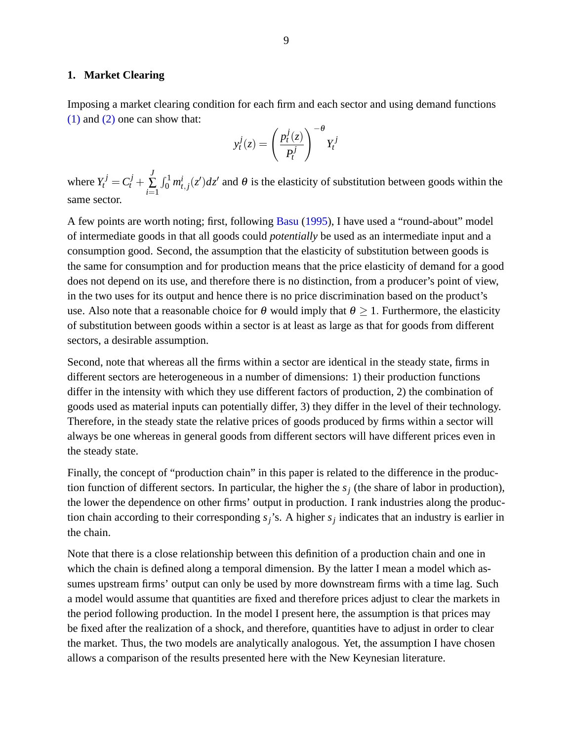### 1. Market Clearing

Imposing a market clearing condition for each firm and each sector and using demand functions (1) and (2) one can show that:

$$y_t^j(z) = \left(\frac{p_t^j(z)}{P_t^j}\right)^{-\theta} Y_t^j$$

where $Y_t^j = C_t^j + \sum_{i=1}^{J} \int_0^1 m_{t,j}^i(z')dz'$ and $\theta$ is the elasticity of substitution between goods within the same sector.

A few points are worth noting; first, following Basu (1995), I have used a "round-about" model of intermediate goods in that all goods could *potentially* be used as an intermediate input and a consumption good. Second, the assumption that the elasticity of substitution between goods is the same for consumption and for production means that the price elasticity of demand for a good does not depend on its use, and therefore there is no distinction, from a producer's point of view, in the two uses for its output and hence there is no price discrimination based on the product's use. Also note that a reasonable choice for $\theta$ would imply that $\theta \geq 1$. Furthermore, the elasticity of substitution between goods within a sector is at least as large as that for goods from different sectors, a desirable assumption.

Second, note that whereas all the firms within a sector are identical in the steady state, firms in different sectors are heterogeneous in a number of dimensions: 1) their production functions differ in the intensity with which they use different factors of production, 2) the combination of goods used as material inputs can potentially differ, 3) they differ in the level of their technology. Therefore, in the steady state the relative prices of goods produced by firms within a sector will always be one whereas in general goods from different sectors will have different prices even in the steady state.

Finally, the concept of "production chain" in this paper is related to the difference in the production function of different sectors. In particular, the higher the $s_j$ (the share of labor in production), the lower the dependence on other firms' output in production. I rank industries along the production chain according to their corresponding $s_j$'s. A higher $s_j$ indicates that an industry is earlier in the chain.

Note that there is a close relationship between this definition of a production chain and one in which the chain is defined along a temporal dimension. By the latter I mean a model which assumes upstream firms' output can only be used by more downstream firms with a time lag. Such a model would assume that quantities are fixed and therefore prices adjust to clear the markets in the period following production. In the model I present here, the assumption is that prices may be fixed after the realization of a shock, and therefore, quantities have to adjust in order to clear the market. Thus, the two models are analytically analogous. Yet, the assumption I have chosen allows a comparison of the results presented here with the New Keynesian literature.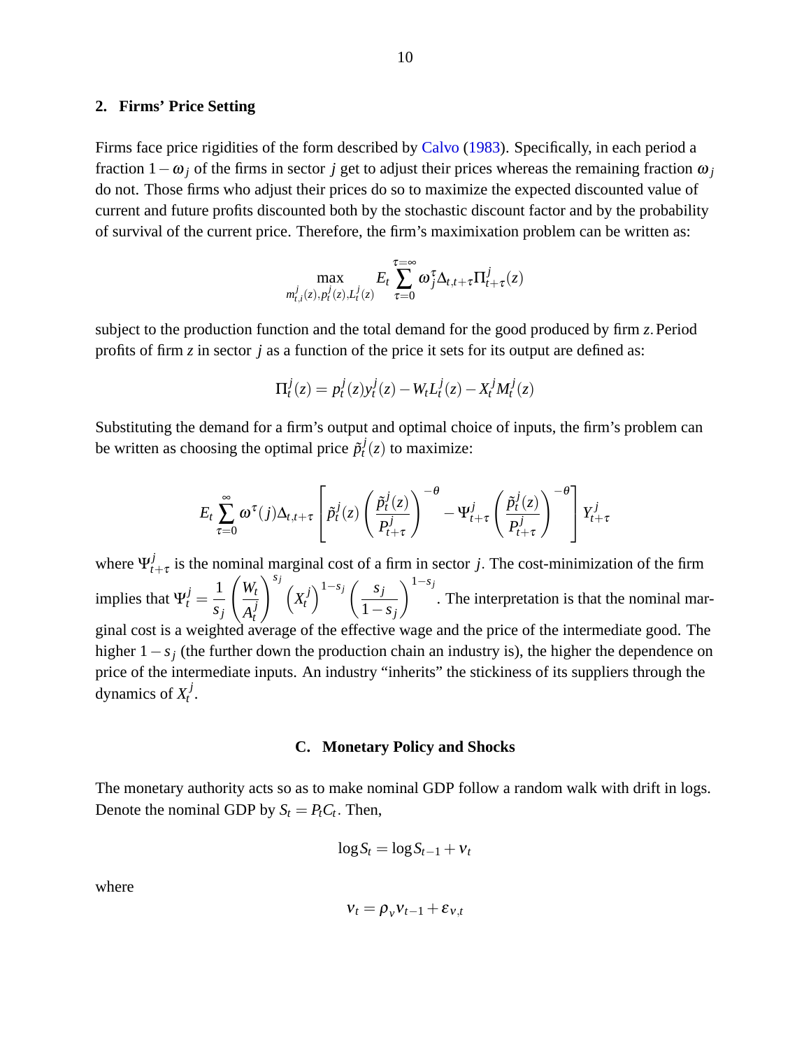### 2. Firms' Price Setting

Firms face price rigidities of the form described by Calvo (1983). Specifically, in each period a fraction $1-\omega_j$ of the firms in sector $j$ get to adjust their prices whereas the remaining fraction $\omega_j$ do not. Those firms who adjust their prices do so to maximize the expected discounted value of current and future profits discounted both by the stochastic discount factor and by the probability of survival of the current price. Therefore, the firm's maximixation problem can be written as:

$$\max_{m^j_{t,i}(z),p^j_t(z),L^j_t(z)} E_t \sum_{\tau=0}^{\tau=\infty} \omega_j^\tau \Delta_{t,t+\tau} \Pi^j_{t+\tau}(z)$$

subject to the production function and the total demand for the good produced by firm $z$. Period profits of firm $z$ in sector $j$ as a function of the price it sets for its output are defined as:

$$\Pi^j_t(z) = p^j_t(z) y^j_t(z) - W_t L^j_t(z) - X^j_t M^j_t(z)$$

Substituting the demand for a firm's output and optimal choice of inputs, the firm's problem can be written as choosing the optimal price $\tilde{p}^j_t(z)$ to maximize:

$$E_t \sum_{\tau=0}^{\infty} \omega^\tau(j) \Delta_{t,t+\tau} \left[ \tilde{p}^j_t(z) \left( \frac{\tilde{p}^j_t(z)}{P^j_{t+\tau}} \right)^{-\theta} - \Psi^j_{t+\tau} \left( \frac{\tilde{p}^j_t(z)}{P^j_{t+\tau}} \right)^{-\theta} \right] Y^j_{t+\tau}$$

where $\Psi^j_{t+\tau}$ is the nominal marginal cost of a firm in sector $j$. The cost-minimization of the firm implies that $\Psi^j_t = \frac{1}{s_j} \left( \frac{W_t}{A^j_t} \right)^{s_j} \left( X^j_t \right)^{1-s_j} \left( \frac{s_j}{1-s_j} \right)^{1-s_j}$. The interpretation is that the nominal marginal cost is a weighted average of the effective wage and the price of the intermediate good. The higher $1-s_j$ (the further down the production chain an industry is), the higher the dependence on price of the intermediate inputs. An industry "inherits" the stickiness of its suppliers through the dynamics of $X^j_t$.

## C. Monetary Policy and Shocks

The monetary authority acts so as to make nominal GDP follow a random walk with drift in logs. Denote the nominal GDP by $S_t = P_t C_t$. Then,

$$\log S_t = \log S_{t-1} + v_t$$

where

$$v_t = \rho_v v_{t-1} + \varepsilon_{v,t}$$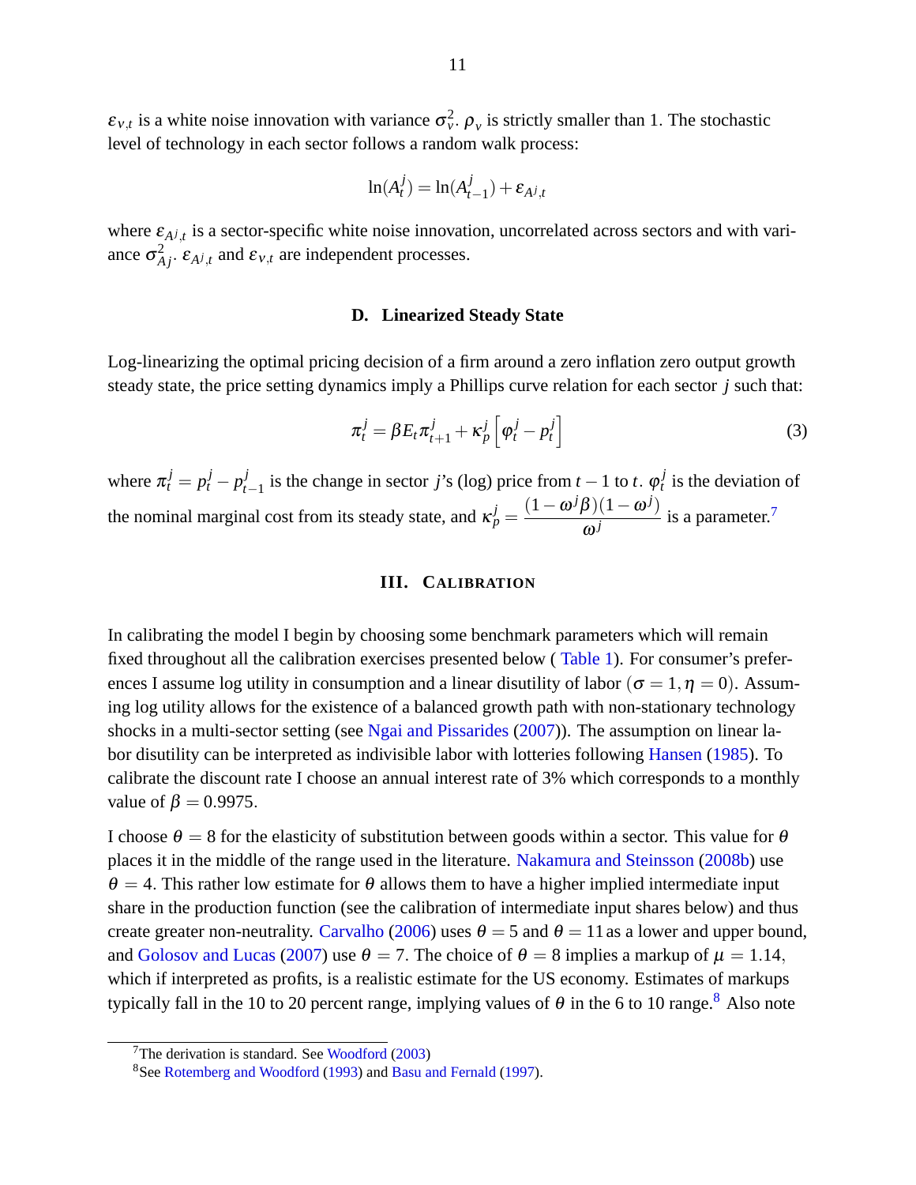$\varepsilon_{v,t}$ is a white noise innovation with variance $\sigma_v^2$. $\rho_v$ is strictly smaller than 1. The stochastic level of technology in each sector follows a random walk process:

$$\ln(A_t^j) = \ln(A_{t-1}^j) + \varepsilon_{A^j,t}$$

where $\varepsilon_{A^j,t}$ is a sector-specific white noise innovation, uncorrelated across sectors and with variance $\sigma_{Aj}^2$. $\varepsilon_{A^j,t}$ and $\varepsilon_{v,t}$ are independent processes.

### D. Linearized Steady State

Log-linearizing the optimal pricing decision of a firm around a zero inflation zero output growth steady state, the price setting dynamics imply a Phillips curve relation for each sector $j$ such that:

$$\pi_t^j = \beta E_t \pi_{t+1}^j + \kappa_p^j \left[ \varphi_t^j - p_t^j \right] \tag{3}$$

where $\pi_t^j = p_t^j - p_{t-1}^j$ is the change in sector $j$'s (log) price from $t-1$ to $t$. $\varphi_t^j$ is the deviation of the nominal marginal cost from its steady state, and $\kappa_p^j = \dfrac{(1-\omega^j\beta)(1-\omega^j)}{\omega^j}$ is a parameter.[7]

## III. Calibration

In calibrating the model I begin by choosing some benchmark parameters which will remain fixed throughout all the calibration exercises presented below ( Table 1). For consumer's preferences I assume log utility in consumption and a linear disutility of labor ($\sigma = 1, \eta = 0$). Assuming log utility allows for the existence of a balanced growth path with non-stationary technology shocks in a multi-sector setting (see Ngai and Pissarides (2007)). The assumption on linear labor disutility can be interpreted as indivisible labor with lotteries following Hansen (1985). To calibrate the discount rate I choose an annual interest rate of 3% which corresponds to a monthly value of $\beta = 0.9975$.

I choose $\theta = 8$ for the elasticity of substitution between goods within a sector. This value for $\theta$ places it in the middle of the range used in the literature. Nakamura and Steinsson (2008b) use $\theta = 4$. This rather low estimate for $\theta$ allows them to have a higher implied intermediate input share in the production function (see the calibration of intermediate input shares below) and thus create greater non-neutrality. Carvalho (2006) uses $\theta = 5$ and $\theta = 11$ as a lower and upper bound, and Golosov and Lucas (2007) use $\theta = 7$. The choice of $\theta = 8$ implies a markup of $\mu = 1.14$, which if interpreted as profits, is a realistic estimate for the US economy. Estimates of markups typically fall in the 10 to 20 percent range, implying values of $\theta$ in the 6 to 10 range.[8] Also note

[7] The derivation is standard. See Woodford (2003)

[8] See Rotemberg and Woodford (1993) and Basu and Fernald (1997).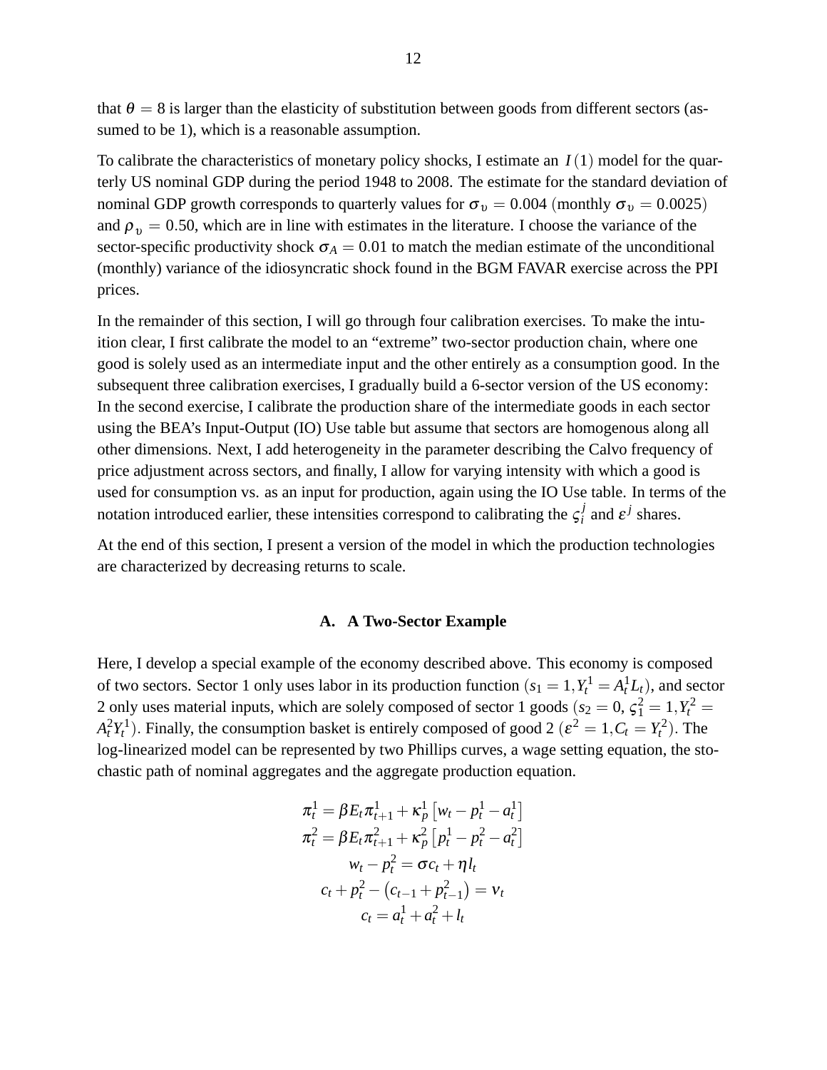that $\theta = 8$ is larger than the elasticity of substitution between goods from different sectors (assumed to be 1), which is a reasonable assumption.

To calibrate the characteristics of monetary policy shocks, I estimate an $I(1)$ model for the quarterly US nominal GDP during the period 1948 to 2008. The estimate for the standard deviation of nominal GDP growth corresponds to quarterly values for $\sigma_\upsilon = 0.004$ (monthly $\sigma_\upsilon = 0.0025$) and $\rho_\upsilon = 0.50$, which are in line with estimates in the literature. I choose the variance of the sector-specific productivity shock $\sigma_A = 0.01$ to match the median estimate of the unconditional (monthly) variance of the idiosyncratic shock found in the BGM FAVAR exercise across the PPI prices.

In the remainder of this section, I will go through four calibration exercises. To make the intuition clear, I first calibrate the model to an "extreme" two-sector production chain, where one good is solely used as an intermediate input and the other entirely as a consumption good. In the subsequent three calibration exercises, I gradually build a 6-sector version of the US economy: In the second exercise, I calibrate the production share of the intermediate goods in each sector using the BEA's Input-Output (IO) Use table but assume that sectors are homogenous along all other dimensions. Next, I add heterogeneity in the parameter describing the Calvo frequency of price adjustment across sectors, and finally, I allow for varying intensity with which a good is used for consumption vs. as an input for production, again using the IO Use table. In terms of the notation introduced earlier, these intensities correspond to calibrating the $\varsigma_i^j$ and $\varepsilon^j$ shares.

At the end of this section, I present a version of the model in which the production technologies are characterized by decreasing returns to scale.

## A. A Two-Sector Example

Here, I develop a special example of the economy described above. This economy is composed of two sectors. Sector 1 only uses labor in its production function ($s_1 = 1, Y_t^1 = A_t^1 L_t$), and sector 2 only uses material inputs, which are solely composed of sector 1 goods ($s_2 = 0$, $\varsigma_1^2 = 1, Y_t^2 = A_t^2 Y_t^1$). Finally, the consumption basket is entirely composed of good 2 ($\varepsilon^2 = 1, C_t = Y_t^2$). The log-linearized model can be represented by two Phillips curves, a wage setting equation, the stochastic path of nominal aggregates and the aggregate production equation.

$$
\begin{gathered}
\pi_t^1 = \beta E_t \pi_{t+1}^1 + \kappa_p^1 \left[ w_t - p_t^1 - a_t^1 \right] \\
\pi_t^2 = \beta E_t \pi_{t+1}^2 + \kappa_p^2 \left[ p_t^1 - p_t^2 - a_t^2 \right] \\
w_t - p_t^2 = \sigma c_t + \eta l_t \\
c_t + p_t^2 - \left( c_{t-1} + p_{t-1}^2 \right) = \nu_t \\
c_t = a_t^1 + a_t^2 + l_t
\end{gathered}
$$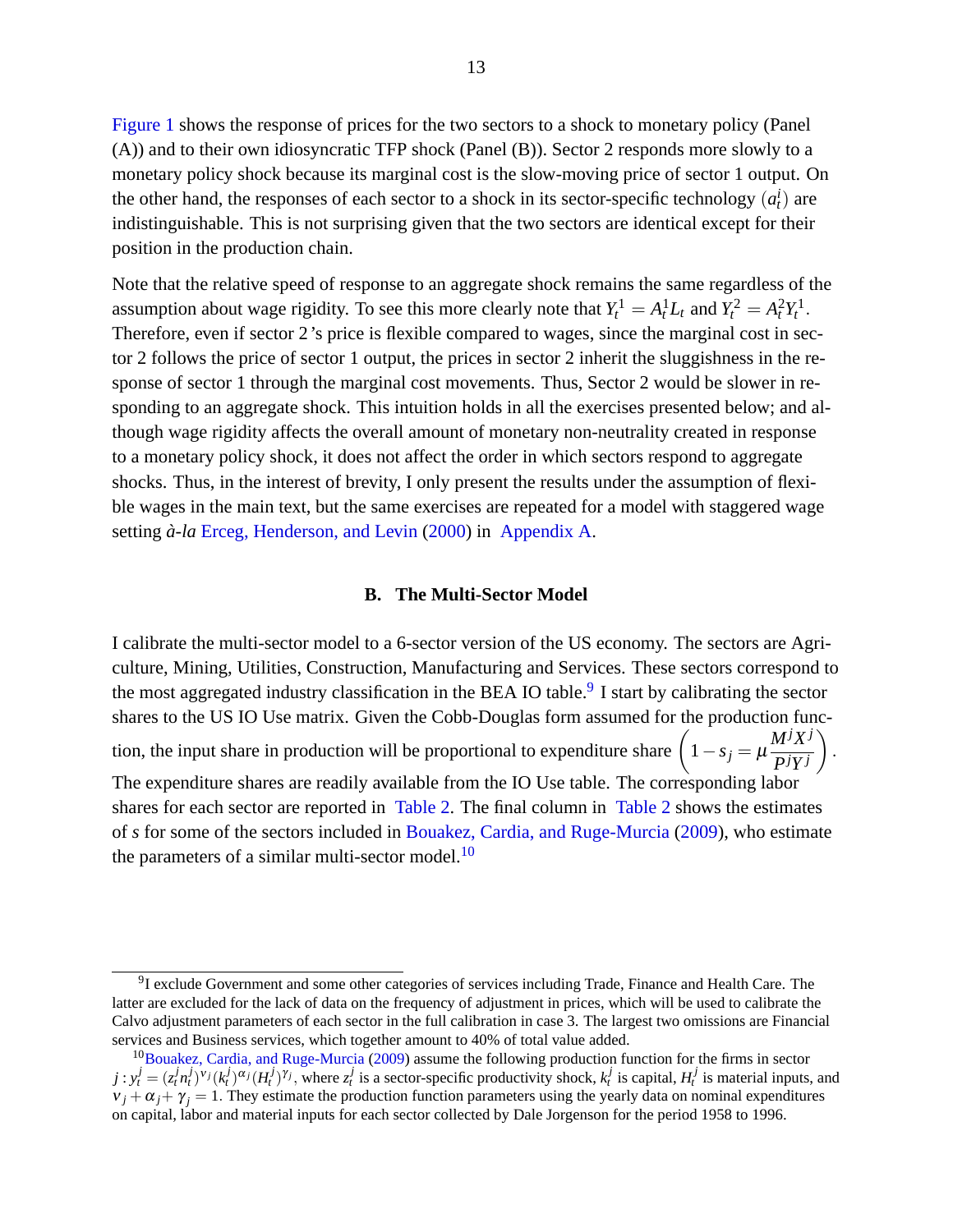Figure 1 shows the response of prices for the two sectors to a shock to monetary policy (Panel (A)) and to their own idiosyncratic TFP shock (Panel (B)). Sector 2 responds more slowly to a monetary policy shock because its marginal cost is the slow-moving price of sector 1 output. On the other hand, the responses of each sector to a shock in its sector-specific technology ($a_t^i$) are indistinguishable. This is not surprising given that the two sectors are identical except for their position in the production chain.

Note that the relative speed of response to an aggregate shock remains the same regardless of the assumption about wage rigidity. To see this more clearly note that $Y_t^1 = A_t^1 L_t$ and $Y_t^2 = A_t^2 Y_t^1$. Therefore, even if sector 2 's price is flexible compared to wages, since the marginal cost in sector 2 follows the price of sector 1 output, the prices in sector 2 inherit the sluggishness in the response of sector 1 through the marginal cost movements. Thus, Sector 2 would be slower in responding to an aggregate shock. This intuition holds in all the exercises presented below; and although wage rigidity affects the overall amount of monetary non-neutrality created in response to a monetary policy shock, it does not affect the order in which sectors respond to aggregate shocks. Thus, in the interest of brevity, I only present the results under the assumption of flexible wages in the main text, but the same exercises are repeated for a model with staggered wage setting *à-la* Erceg, Henderson, and Levin (2000) in Appendix A.

### B. The Multi-Sector Model

I calibrate the multi-sector model to a 6-sector version of the US economy. The sectors are Agriculture, Mining, Utilities, Construction, Manufacturing and Services. These sectors correspond to the most aggregated industry classification in the BEA IO table.[9] I start by calibrating the sector shares to the US IO Use matrix. Given the Cobb-Douglas form assumed for the production function, the input share in production will be proportional to expenditure share $\left(1 - s_j = \mu \dfrac{M^j X^j}{P^j Y^j}\right)$. The expenditure shares are readily available from the IO Use table. The corresponding labor shares for each sector are reported in Table 2. The final column in Table 2 shows the estimates of $s$ for some of the sectors included in Bouakez, Cardia, and Ruge-Murcia (2009), who estimate the parameters of a similar multi-sector model.[10]

---

[9] I exclude Government and some other categories of services including Trade, Finance and Health Care. The latter are excluded for the lack of data on the frequency of adjustment in prices, which will be used to calibrate the Calvo adjustment parameters of each sector in the full calibration in case 3. The largest two omissions are Financial services and Business services, which together amount to 40% of total value added.

[10] Bouakez, Cardia, and Ruge-Murcia (2009) assume the following production function for the firms in sector $j : y_t^j = (z_t^j n_t^j)^{\nu_j} (k_t^j)^{\alpha_j} (H_t^j)^{\gamma_j}$, where $z_t^j$ is a sector-specific productivity shock, $k_t^j$ is capital, $H_t^j$ is material inputs, and $\nu_j + \alpha_j + \gamma_j = 1$. They estimate the production function parameters using the yearly data on nominal expenditures on capital, labor and material inputs for each sector collected by Dale Jorgenson for the period 1958 to 1996.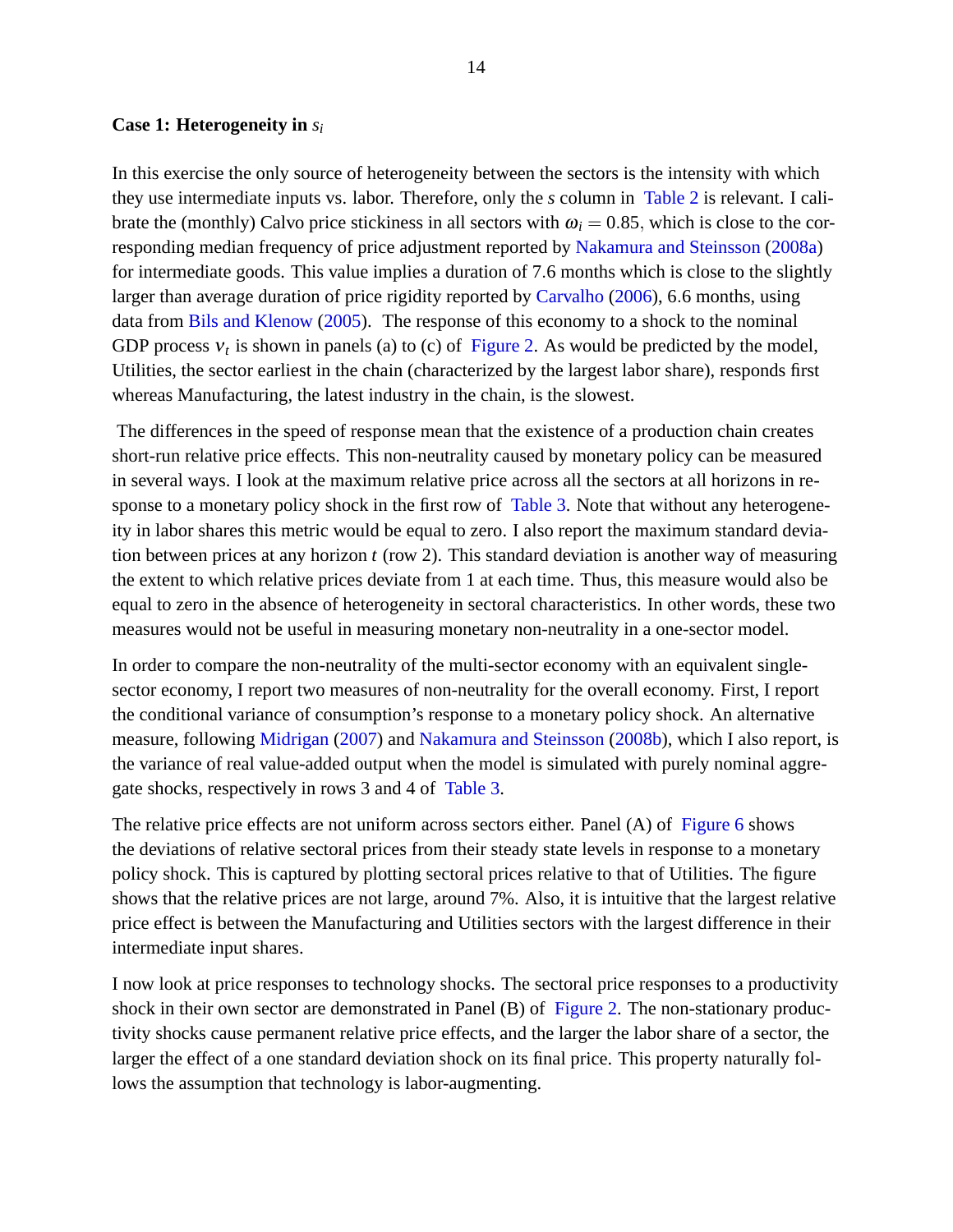### Case 1: Heterogeneity in $s_i$

In this exercise the only source of heterogeneity between the sectors is the intensity with which they use intermediate inputs vs. labor. Therefore, only the $s$ column in Table 2 is relevant. I calibrate the (monthly) Calvo price stickiness in all sectors with $\omega_i = 0.85$, which is close to the corresponding median frequency of price adjustment reported by Nakamura and Steinsson (2008a) for intermediate goods. This value implies a duration of 7.6 months which is close to the slightly larger than average duration of price rigidity reported by Carvalho (2006), 6.6 months, using data from Bils and Klenow (2005). The response of this economy to a shock to the nominal GDP process $v_t$ is shown in panels (a) to (c) of Figure 2. As would be predicted by the model, Utilities, the sector earliest in the chain (characterized by the largest labor share), responds first whereas Manufacturing, the latest industry in the chain, is the slowest.

The differences in the speed of response mean that the existence of a production chain creates short-run relative price effects. This non-neutrality caused by monetary policy can be measured in several ways. I look at the maximum relative price across all the sectors at all horizons in response to a monetary policy shock in the first row of Table 3. Note that without any heterogeneity in labor shares this metric would be equal to zero. I also report the maximum standard deviation between prices at any horizon $t$ (row 2). This standard deviation is another way of measuring the extent to which relative prices deviate from 1 at each time. Thus, this measure would also be equal to zero in the absence of heterogeneity in sectoral characteristics. In other words, these two measures would not be useful in measuring monetary non-neutrality in a one-sector model.

In order to compare the non-neutrality of the multi-sector economy with an equivalent single-sector economy, I report two measures of non-neutrality for the overall economy. First, I report the conditional variance of consumption's response to a monetary policy shock. An alternative measure, following Midrigan (2007) and Nakamura and Steinsson (2008b), which I also report, is the variance of real value-added output when the model is simulated with purely nominal aggregate shocks, respectively in rows 3 and 4 of Table 3.

The relative price effects are not uniform across sectors either. Panel (A) of Figure 6 shows the deviations of relative sectoral prices from their steady state levels in response to a monetary policy shock. This is captured by plotting sectoral prices relative to that of Utilities. The figure shows that the relative prices are not large, around 7%. Also, it is intuitive that the largest relative price effect is between the Manufacturing and Utilities sectors with the largest difference in their intermediate input shares.

I now look at price responses to technology shocks. The sectoral price responses to a productivity shock in their own sector are demonstrated in Panel (B) of Figure 2. The non-stationary productivity shocks cause permanent relative price effects, and the larger the labor share of a sector, the larger the effect of a one standard deviation shock on its final price. This property naturally follows the assumption that technology is labor-augmenting.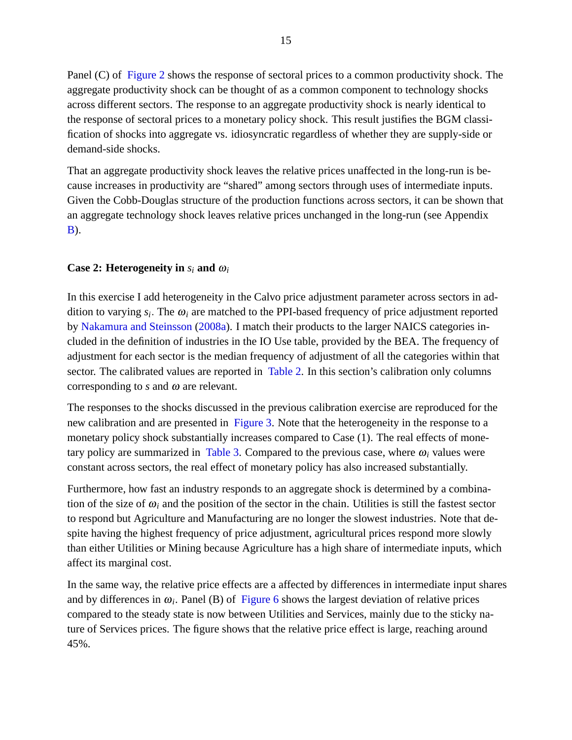Panel (C) of Figure 2 shows the response of sectoral prices to a common productivity shock. The aggregate productivity shock can be thought of as a common component to technology shocks across different sectors. The response to an aggregate productivity shock is nearly identical to the response of sectoral prices to a monetary policy shock. This result justifies the BGM classification of shocks into aggregate vs. idiosyncratic regardless of whether they are supply-side or demand-side shocks.

That an aggregate productivity shock leaves the relative prices unaffected in the long-run is because increases in productivity are "shared" among sectors through uses of intermediate inputs. Given the Cobb-Douglas structure of the production functions across sectors, it can be shown that an aggregate technology shock leaves relative prices unchanged in the long-run (see Appendix B).

### Case 2: Heterogeneity in $s_i$ and $\omega_i$

In this exercise I add heterogeneity in the Calvo price adjustment parameter across sectors in addition to varying $s_i$. The $\omega_i$ are matched to the PPI-based frequency of price adjustment reported by Nakamura and Steinsson (2008a). I match their products to the larger NAICS categories included in the definition of industries in the IO Use table, provided by the BEA. The frequency of adjustment for each sector is the median frequency of adjustment of all the categories within that sector. The calibrated values are reported in Table 2. In this section's calibration only columns corresponding to $s$ and $\omega$ are relevant.

The responses to the shocks discussed in the previous calibration exercise are reproduced for the new calibration and are presented in Figure 3. Note that the heterogeneity in the response to a monetary policy shock substantially increases compared to Case (1). The real effects of monetary policy are summarized in Table 3. Compared to the previous case, where $\omega_i$ values were constant across sectors, the real effect of monetary policy has also increased substantially.

Furthermore, how fast an industry responds to an aggregate shock is determined by a combination of the size of $\omega_i$ and the position of the sector in the chain. Utilities is still the fastest sector to respond but Agriculture and Manufacturing are no longer the slowest industries. Note that despite having the highest frequency of price adjustment, agricultural prices respond more slowly than either Utilities or Mining because Agriculture has a high share of intermediate inputs, which affect its marginal cost.

In the same way, the relative price effects are a affected by differences in intermediate input shares and by differences in $\omega_i$. Panel (B) of Figure 6 shows the largest deviation of relative prices compared to the steady state is now between Utilities and Services, mainly due to the sticky nature of Services prices. The figure shows that the relative price effect is large, reaching around 45%.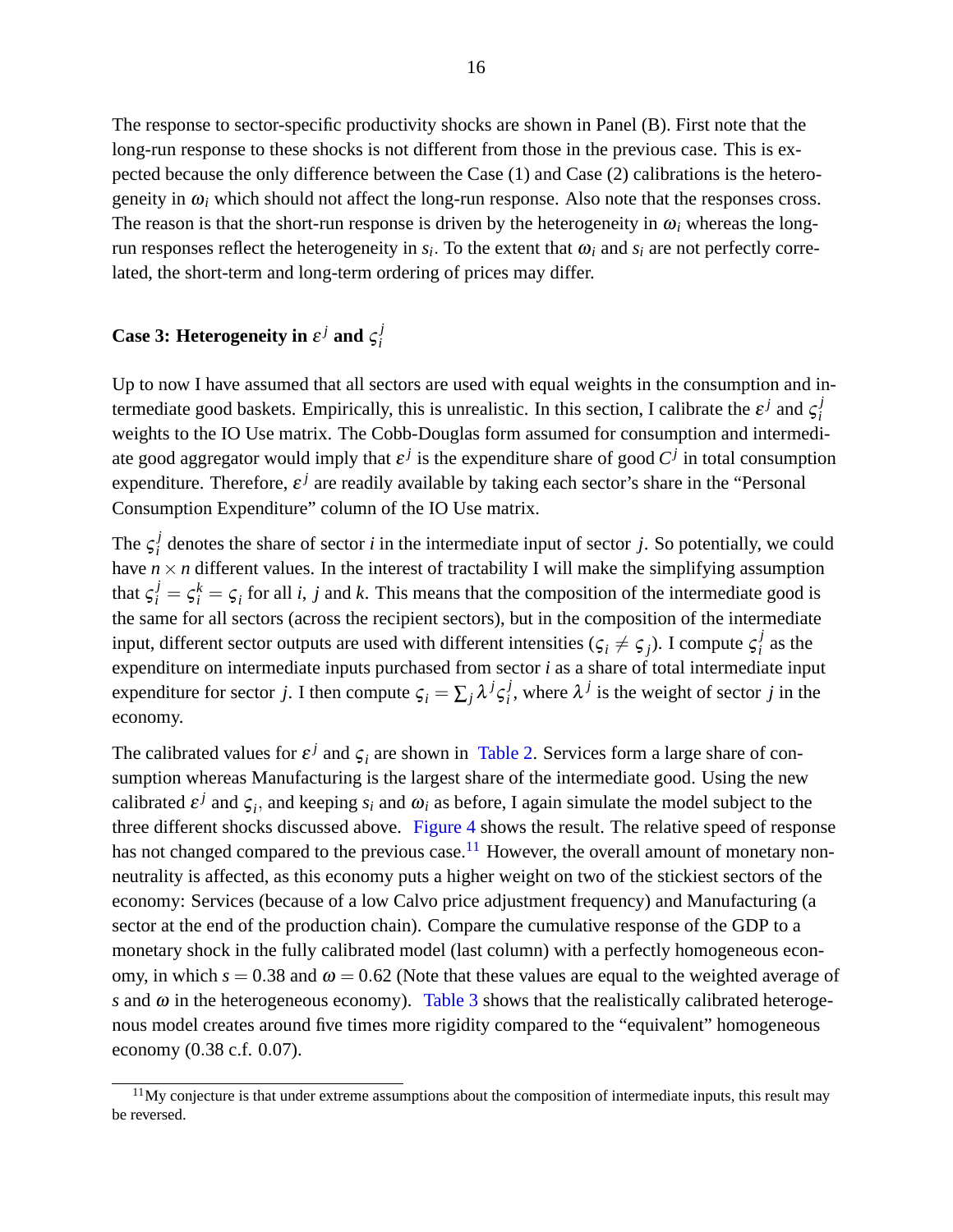The response to sector-specific productivity shocks are shown in Panel (B). First note that the long-run response to these shocks is not different from those in the previous case. This is expected because the only difference between the Case (1) and Case (2) calibrations is the heterogeneity in $\omega_i$ which should not affect the long-run response. Also note that the responses cross. The reason is that the short-run response is driven by the heterogeneity in $\omega_i$ whereas the long-run responses reflect the heterogeneity in $s_i$. To the extent that $\omega_i$ and $s_i$ are not perfectly correlated, the short-term and long-term ordering of prices may differ.

### Case 3: Heterogeneity in $\varepsilon^j$ and $\varsigma_i^j$

Up to now I have assumed that all sectors are used with equal weights in the consumption and intermediate good baskets. Empirically, this is unrealistic. In this section, I calibrate the $\varepsilon^j$ and $\varsigma_i^j$ weights to the IO Use matrix. The Cobb-Douglas form assumed for consumption and intermediate good aggregator would imply that $\varepsilon^j$ is the expenditure share of good $C^j$ in total consumption expenditure. Therefore, $\varepsilon^j$ are readily available by taking each sector's share in the "Personal Consumption Expenditure" column of the IO Use matrix.

The $\varsigma_i^j$ denotes the share of sector $i$ in the intermediate input of sector $j$. So potentially, we could have $n \times n$ different values. In the interest of tractability I will make the simplifying assumption that $\varsigma_i^j = \varsigma_i^k = \varsigma_i$ for all $i$, $j$ and $k$. This means that the composition of the intermediate good is the same for all sectors (across the recipient sectors), but in the composition of the intermediate input, different sector outputs are used with different intensities ($\varsigma_i \neq \varsigma_j$). I compute $\varsigma_i^j$ as the expenditure on intermediate inputs purchased from sector $i$ as a share of total intermediate input expenditure for sector $j$. I then compute $\varsigma_i = \sum_j \lambda^j \varsigma_i^j$, where $\lambda^j$ is the weight of sector $j$ in the economy.

The calibrated values for $\varepsilon^j$ and $\varsigma_i$ are shown in Table 2. Services form a large share of consumption whereas Manufacturing is the largest share of the intermediate good. Using the new calibrated $\varepsilon^j$ and $\varsigma_i$, and keeping $s_i$ and $\omega_i$ as before, I again simulate the model subject to the three different shocks discussed above. Figure 4 shows the result. The relative speed of response has not changed compared to the previous case.[11] However, the overall amount of monetary non-neutrality is affected, as this economy puts a higher weight on two of the stickiest sectors of the economy: Services (because of a low Calvo price adjustment frequency) and Manufacturing (a sector at the end of the production chain). Compare the cumulative response of the GDP to a monetary shock in the fully calibrated model (last column) with a perfectly homogeneous economy, in which $s = 0.38$ and $\omega = 0.62$ (Note that these values are equal to the weighted average of $s$ and $\omega$ in the heterogeneous economy). Table 3 shows that the realistically calibrated heterogenous model creates around five times more rigidity compared to the "equivalent" homogeneous economy (0.38 c.f. 0.07).

[11] My conjecture is that under extreme assumptions about the composition of intermediate inputs, this result may be reversed.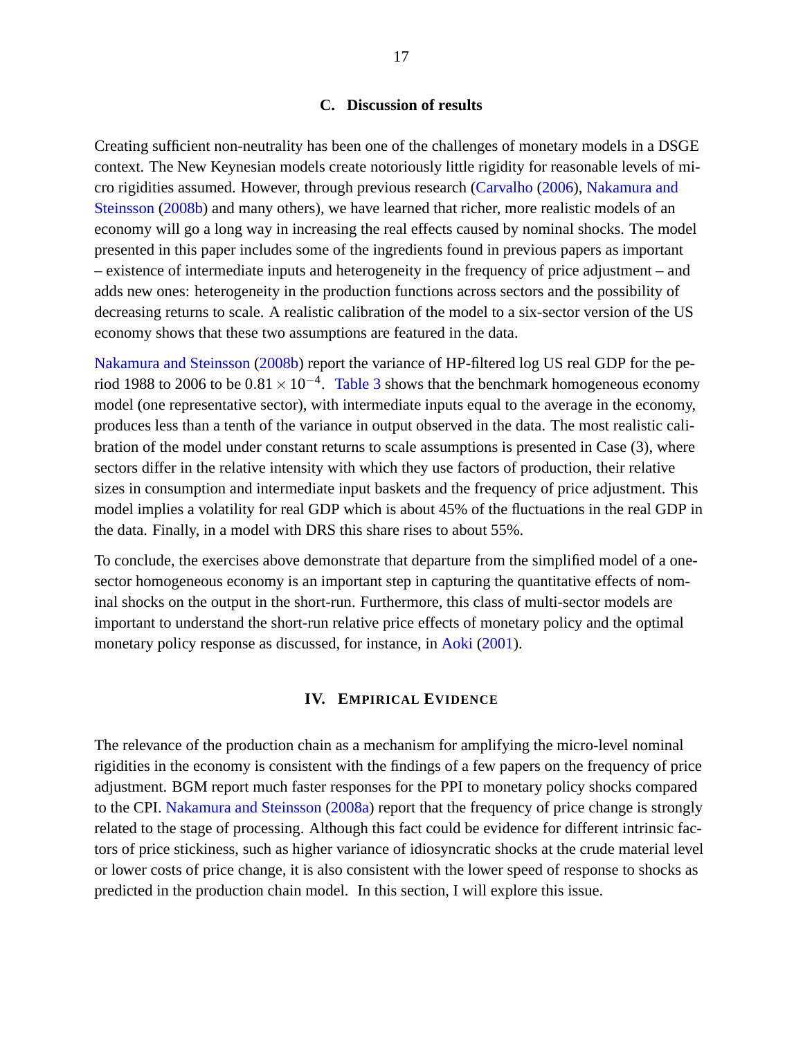### C. Discussion of results

Creating sufficient non-neutrality has been one of the challenges of monetary models in a DSGE context. The New Keynesian models create notoriously little rigidity for reasonable levels of micro rigidities assumed. However, through previous research (Carvalho (2006), Nakamura and Steinsson (2008b) and many others), we have learned that richer, more realistic models of an economy will go a long way in increasing the real effects caused by nominal shocks. The model presented in this paper includes some of the ingredients found in previous papers as important – existence of intermediate inputs and heterogeneity in the frequency of price adjustment – and adds new ones: heterogeneity in the production functions across sectors and the possibility of decreasing returns to scale. A realistic calibration of the model to a six-sector version of the US economy shows that these two assumptions are featured in the data.

Nakamura and Steinsson (2008b) report the variance of HP-filtered log US real GDP for the period 1988 to 2006 to be $0.81 \times 10^{-4}$. Table 3 shows that the benchmark homogeneous economy model (one representative sector), with intermediate inputs equal to the average in the economy, produces less than a tenth of the variance in output observed in the data. The most realistic calibration of the model under constant returns to scale assumptions is presented in Case (3), where sectors differ in the relative intensity with which they use factors of production, their relative sizes in consumption and intermediate input baskets and the frequency of price adjustment. This model implies a volatility for real GDP which is about 45% of the fluctuations in the real GDP in the data. Finally, in a model with DRS this share rises to about 55%.

To conclude, the exercises above demonstrate that departure from the simplified model of a one-sector homogeneous economy is an important step in capturing the quantitative effects of nominal shocks on the output in the short-run. Furthermore, this class of multi-sector models are important to understand the short-run relative price effects of monetary policy and the optimal monetary policy response as discussed, for instance, in Aoki (2001).

## IV. Empirical Evidence

The relevance of the production chain as a mechanism for amplifying the micro-level nominal rigidities in the economy is consistent with the findings of a few papers on the frequency of price adjustment. BGM report much faster responses for the PPI to monetary policy shocks compared to the CPI. Nakamura and Steinsson (2008a) report that the frequency of price change is strongly related to the stage of processing. Although this fact could be evidence for different intrinsic factors of price stickiness, such as higher variance of idiosyncratic shocks at the crude material level or lower costs of price change, it is also consistent with the lower speed of response to shocks as predicted in the production chain model. In this section, I will explore this issue.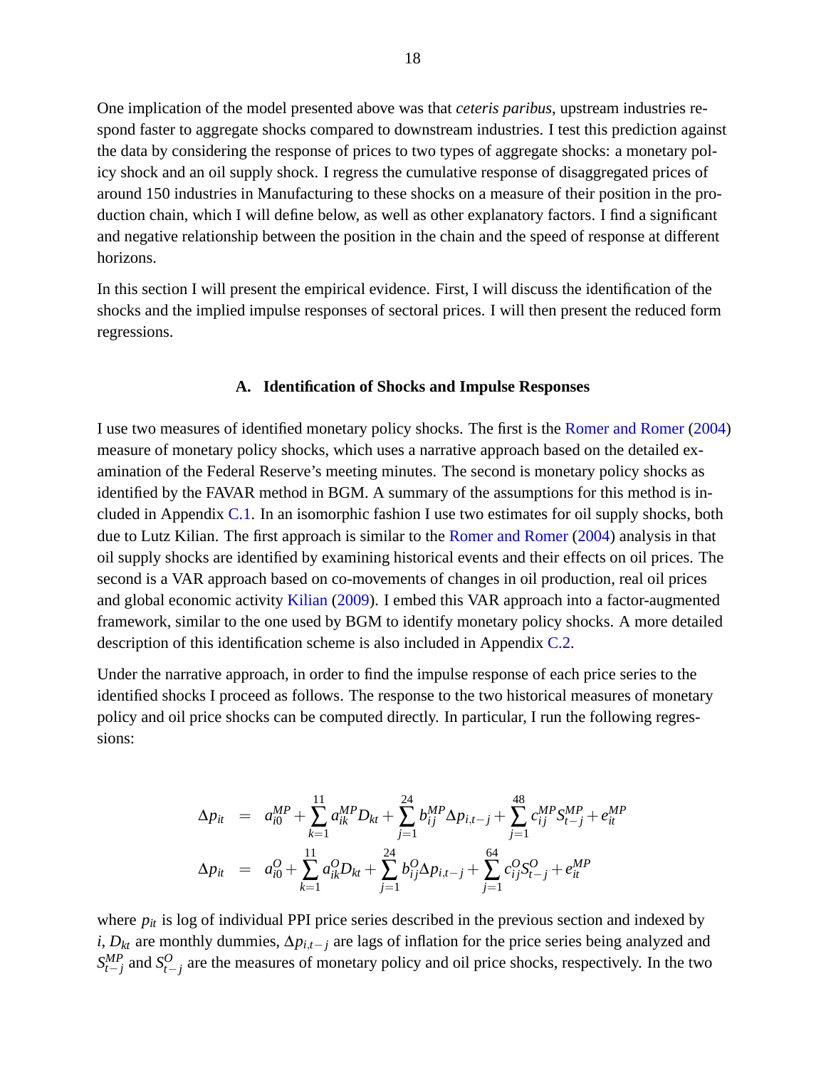One implication of the model presented above was that *ceteris paribus*, upstream industries respond faster to aggregate shocks compared to downstream industries. I test this prediction against the data by considering the response of prices to two types of aggregate shocks: a monetary policy shock and an oil supply shock. I regress the cumulative response of disaggregated prices of around 150 industries in Manufacturing to these shocks on a measure of their position in the production chain, which I will define below, as well as other explanatory factors. I find a significant and negative relationship between the position in the chain and the speed of response at different horizons.

In this section I will present the empirical evidence. First, I will discuss the identification of the shocks and the implied impulse responses of sectoral prices. I will then present the reduced form regressions.

### A. Identification of Shocks and Impulse Responses

I use two measures of identified monetary policy shocks. The first is the Romer and Romer (2004) measure of monetary policy shocks, which uses a narrative approach based on the detailed examination of the Federal Reserve's meeting minutes. The second is monetary policy shocks as identified by the FAVAR method in BGM. A summary of the assumptions for this method is included in Appendix C.1. In an isomorphic fashion I use two estimates for oil supply shocks, both due to Lutz Kilian. The first approach is similar to the Romer and Romer (2004) analysis in that oil supply shocks are identified by examining historical events and their effects on oil prices. The second is a VAR approach based on co-movements of changes in oil production, real oil prices and global economic activity Kilian (2009). I embed this VAR approach into a factor-augmented framework, similar to the one used by BGM to identify monetary policy shocks. A more detailed description of this identification scheme is also included in Appendix C.2.

Under the narrative approach, in order to find the impulse response of each price series to the identified shocks I proceed as follows. The response to the two historical measures of monetary policy and oil price shocks can be computed directly. In particular, I run the following regressions:

$$
\begin{aligned}
\Delta p_{it} &= a_{i0}^{MP} + \sum_{k=1}^{11} a_{ik}^{MP} D_{kt} + \sum_{j=1}^{24} b_{ij}^{MP} \Delta p_{i,t-j} + \sum_{j=1}^{48} c_{ij}^{MP} S_{t-j}^{MP} + e_{it}^{MP} \\
\Delta p_{it} &= a_{i0}^{O} + \sum_{k=1}^{11} a_{ik}^{O} D_{kt} + \sum_{j=1}^{24} b_{ij}^{O} \Delta p_{i,t-j} + \sum_{j=1}^{64} c_{ij}^{O} S_{t-j}^{O} + e_{it}^{MP}
\end{aligned}
$$

where $p_{it}$ is log of individual PPI price series described in the previous section and indexed by $i$, $D_{kt}$ are monthly dummies, $\Delta p_{i,t-j}$ are lags of inflation for the price series being analyzed and $S_{t-j}^{MP}$ and $S_{t-j}^{O}$ are the measures of monetary policy and oil price shocks, respectively. In the two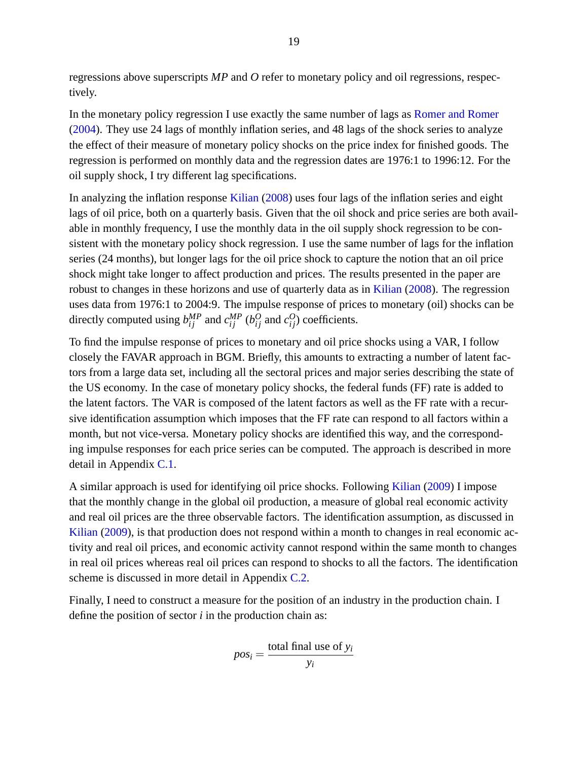regressions above superscripts *MP* and *O* refer to monetary policy and oil regressions, respectively.

In the monetary policy regression I use exactly the same number of lags as Romer and Romer (2004). They use 24 lags of monthly inflation series, and 48 lags of the shock series to analyze the effect of their measure of monetary policy shocks on the price index for finished goods. The regression is performed on monthly data and the regression dates are 1976:1 to 1996:12. For the oil supply shock, I try different lag specifications.

In analyzing the inflation response Kilian (2008) uses four lags of the inflation series and eight lags of oil price, both on a quarterly basis. Given that the oil shock and price series are both available in monthly frequency, I use the monthly data in the oil supply shock regression to be consistent with the monetary policy shock regression. I use the same number of lags for the inflation series (24 months), but longer lags for the oil price shock to capture the notion that an oil price shock might take longer to affect production and prices. The results presented in the paper are robust to changes in these horizons and use of quarterly data as in Kilian (2008). The regression uses data from 1976:1 to 2004:9. The impulse response of prices to monetary (oil) shocks can be directly computed using $b_{ij}^{MP}$ and $c_{ij}^{MP}$ ($b_{ij}^{O}$ and $c_{ij}^{O}$) coefficients.

To find the impulse response of prices to monetary and oil price shocks using a VAR, I follow closely the FAVAR approach in BGM. Briefly, this amounts to extracting a number of latent factors from a large data set, including all the sectoral prices and major series describing the state of the US economy. In the case of monetary policy shocks, the federal funds (FF) rate is added to the latent factors. The VAR is composed of the latent factors as well as the FF rate with a recursive identification assumption which imposes that the FF rate can respond to all factors within a month, but not vice-versa. Monetary policy shocks are identified this way, and the corresponding impulse responses for each price series can be computed. The approach is described in more detail in Appendix C.1.

A similar approach is used for identifying oil price shocks. Following Kilian (2009) I impose that the monthly change in the global oil production, a measure of global real economic activity and real oil prices are the three observable factors. The identification assumption, as discussed in Kilian (2009), is that production does not respond within a month to changes in real economic activity and real oil prices, and economic activity cannot respond within the same month to changes in real oil prices whereas real oil prices can respond to shocks to all the factors. The identification scheme is discussed in more detail in Appendix C.2.

Finally, I need to construct a measure for the position of an industry in the production chain. I define the position of sector $i$ in the production chain as:

$$pos_i = \frac{\text{total final use of } y_i}{y_i}$$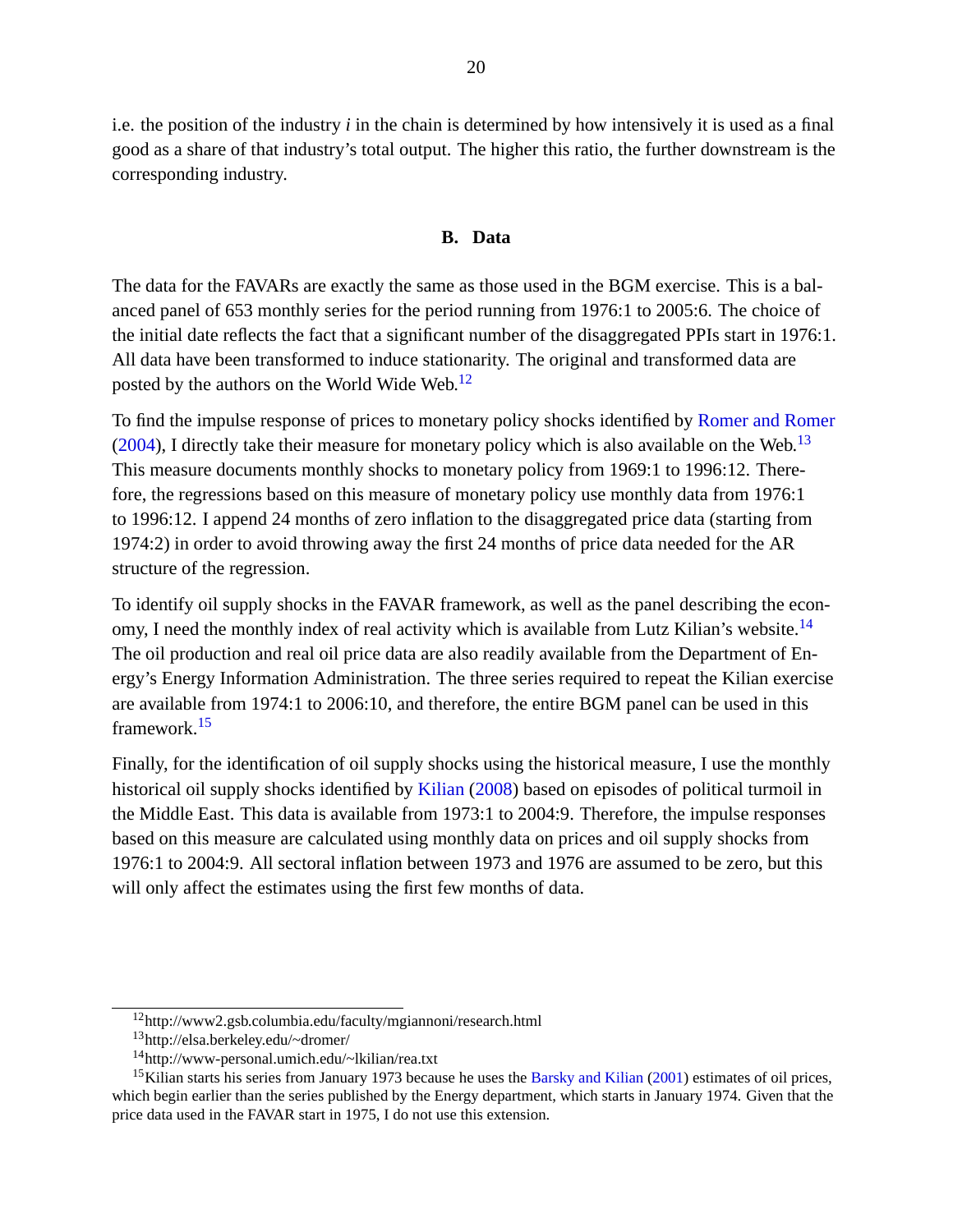i.e. the position of the industry *i* in the chain is determined by how intensively it is used as a final good as a share of that industry's total output. The higher this ratio, the further downstream is the corresponding industry.

### B. Data

The data for the FAVARs are exactly the same as those used in the BGM exercise. This is a balanced panel of 653 monthly series for the period running from 1976:1 to 2005:6. The choice of the initial date reflects the fact that a significant number of the disaggregated PPIs start in 1976:1. All data have been transformed to induce stationarity. The original and transformed data are posted by the authors on the World Wide Web.[12]

To find the impulse response of prices to monetary policy shocks identified by Romer and Romer (2004), I directly take their measure for monetary policy which is also available on the Web.[13] This measure documents monthly shocks to monetary policy from 1969:1 to 1996:12. Therefore, the regressions based on this measure of monetary policy use monthly data from 1976:1 to 1996:12. I append 24 months of zero inflation to the disaggregated price data (starting from 1974:2) in order to avoid throwing away the first 24 months of price data needed for the AR structure of the regression.

To identify oil supply shocks in the FAVAR framework, as well as the panel describing the economy, I need the monthly index of real activity which is available from Lutz Kilian's website.[14] The oil production and real oil price data are also readily available from the Department of Energy's Energy Information Administration. The three series required to repeat the Kilian exercise are available from 1974:1 to 2006:10, and therefore, the entire BGM panel can be used in this framework.[15]

Finally, for the identification of oil supply shocks using the historical measure, I use the monthly historical oil supply shocks identified by Kilian (2008) based on episodes of political turmoil in the Middle East. This data is available from 1973:1 to 2004:9. Therefore, the impulse responses based on this measure are calculated using monthly data on prices and oil supply shocks from 1976:1 to 2004:9. All sectoral inflation between 1973 and 1976 are assumed to be zero, but this will only affect the estimates using the first few months of data.

---

[12] http://www2.gsb.columbia.edu/faculty/mgiannoni/research.html

[13] http://elsa.berkeley.edu/~dromer/

[14] http://www-personal.umich.edu/~lkilian/rea.txt

[15] Kilian starts his series from January 1973 because he uses the Barsky and Kilian (2001) estimates of oil prices, which begin earlier than the series published by the Energy department, which starts in January 1974. Given that the price data used in the FAVAR start in 1975, I do not use this extension.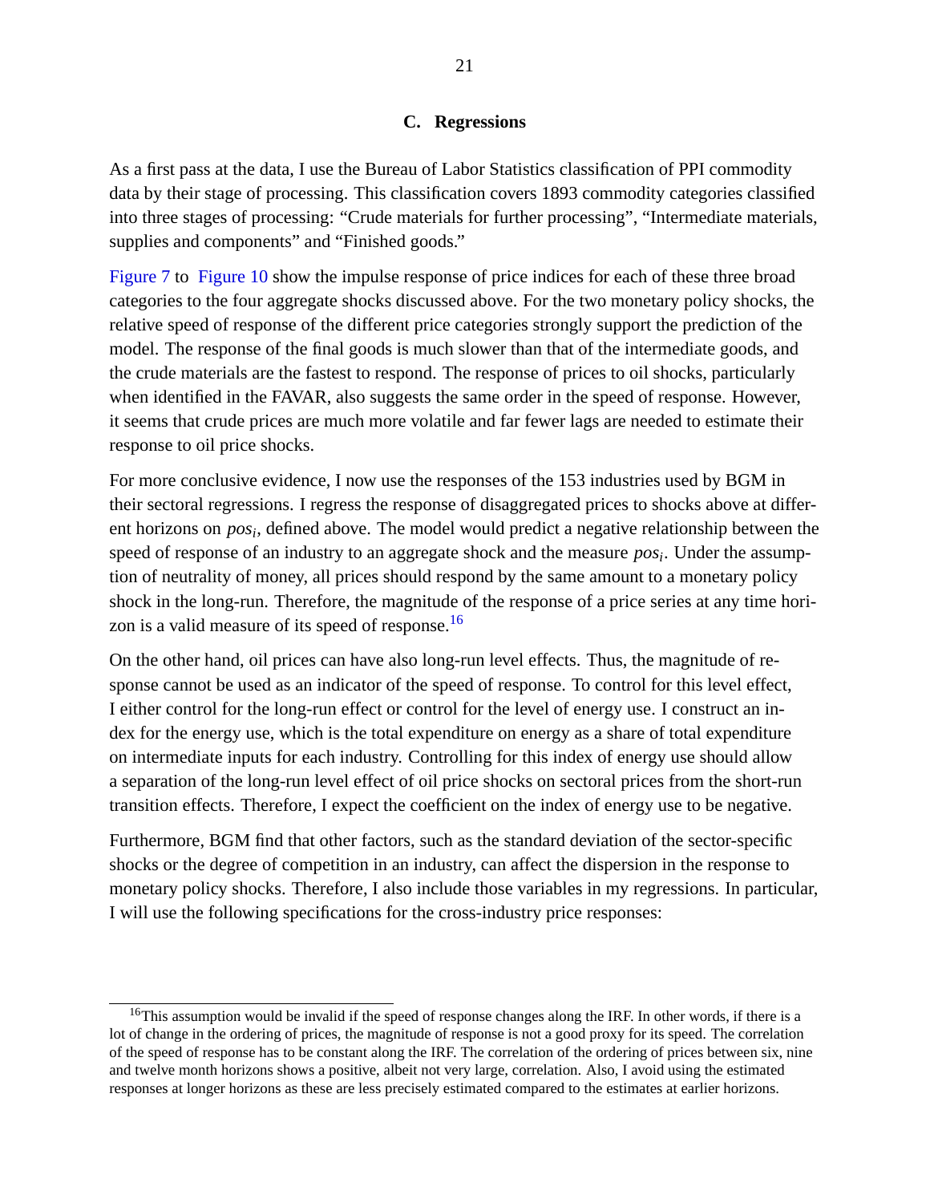### C. Regressions

As a first pass at the data, I use the Bureau of Labor Statistics classification of PPI commodity data by their stage of processing. This classification covers 1893 commodity categories classified into three stages of processing: "Crude materials for further processing", "Intermediate materials, supplies and components" and "Finished goods."

Figure 7 to Figure 10 show the impulse response of price indices for each of these three broad categories to the four aggregate shocks discussed above. For the two monetary policy shocks, the relative speed of response of the different price categories strongly support the prediction of the model. The response of the final goods is much slower than that of the intermediate goods, and the crude materials are the fastest to respond. The response of prices to oil shocks, particularly when identified in the FAVAR, also suggests the same order in the speed of response. However, it seems that crude prices are much more volatile and far fewer lags are needed to estimate their response to oil price shocks.

For more conclusive evidence, I now use the responses of the 153 industries used by BGM in their sectoral regressions. I regress the response of disaggregated prices to shocks above at different horizons on $pos_i$, defined above. The model would predict a negative relationship between the speed of response of an industry to an aggregate shock and the measure $pos_i$. Under the assumption of neutrality of money, all prices should respond by the same amount to a monetary policy shock in the long-run. Therefore, the magnitude of the response of a price series at any time horizon is a valid measure of its speed of response.[16]

On the other hand, oil prices can have also long-run level effects. Thus, the magnitude of response cannot be used as an indicator of the speed of response. To control for this level effect, I either control for the long-run effect or control for the level of energy use. I construct an index for the energy use, which is the total expenditure on energy as a share of total expenditure on intermediate inputs for each industry. Controlling for this index of energy use should allow a separation of the long-run level effect of oil price shocks on sectoral prices from the short-run transition effects. Therefore, I expect the coefficient on the index of energy use to be negative.

Furthermore, BGM find that other factors, such as the standard deviation of the sector-specific shocks or the degree of competition in an industry, can affect the dispersion in the response to monetary policy shocks. Therefore, I also include those variables in my regressions. In particular, I will use the following specifications for the cross-industry price responses:

[16] This assumption would be invalid if the speed of response changes along the IRF. In other words, if there is a lot of change in the ordering of prices, the magnitude of response is not a good proxy for its speed. The correlation of the speed of response has to be constant along the IRF. The correlation of the ordering of prices between six, nine and twelve month horizons shows a positive, albeit not very large, correlation. Also, I avoid using the estimated responses at longer horizons as these are less precisely estimated compared to the estimates at earlier horizons.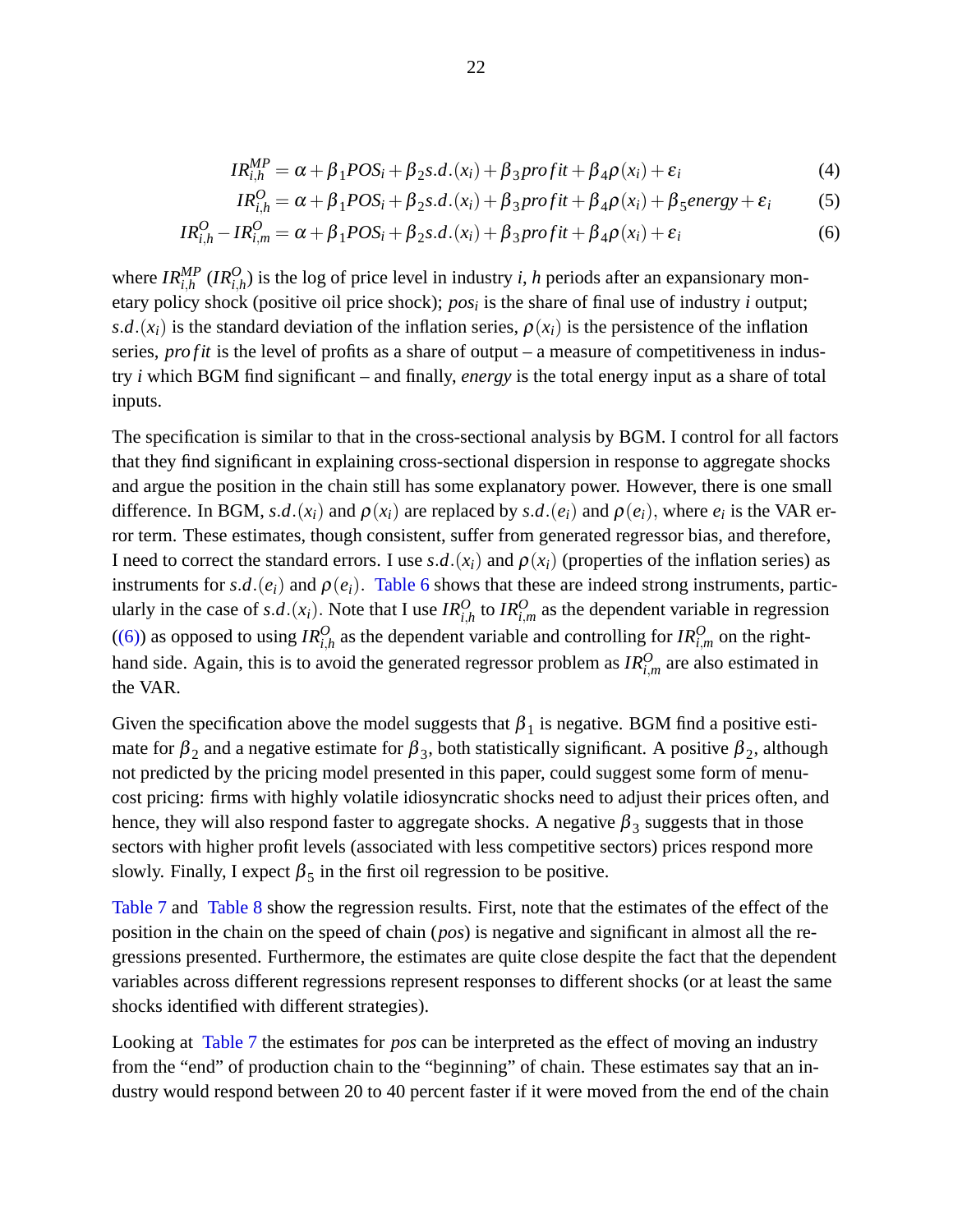$$IR_{i,h}^{MP} = \alpha + \beta_1 POS_i + \beta_2 s.d.(x_i) + \beta_3 profit + \beta_4 \rho(x_i) + \varepsilon_i \tag{4}$$

$$IR_{i,h}^{O} = \alpha + \beta_1 POS_i + \beta_2 s.d.(x_i) + \beta_3 profit + \beta_4 \rho(x_i) + \beta_5 energy + \varepsilon_i \tag{5}$$

$$IR_{i,h}^{O} - IR_{i,m}^{O} = \alpha + \beta_1 POS_i + \beta_2 s.d.(x_i) + \beta_3 profit + \beta_4 \rho(x_i) + \varepsilon_i \tag{6}$$

where $IR_{i,h}^{MP}$ ($IR_{i,h}^{O}$) is the log of price level in industry $i$, $h$ periods after an expansionary monetary policy shock (positive oil price shock); $pos_i$ is the share of final use of industry $i$ output; $s.d.(x_i)$ is the standard deviation of the inflation series, $\rho(x_i)$ is the persistence of the inflation series, $profit$ is the level of profits as a share of output – a measure of competitiveness in industry $i$ which BGM find significant – and finally, $energy$ is the total energy input as a share of total inputs.

The specification is similar to that in the cross-sectional analysis by BGM. I control for all factors that they find significant in explaining cross-sectional dispersion in response to aggregate shocks and argue the position in the chain still has some explanatory power. However, there is one small difference. In BGM, $s.d.(x_i)$ and $\rho(x_i)$ are replaced by $s.d.(e_i)$ and $\rho(e_i)$, where $e_i$ is the VAR error term. These estimates, though consistent, suffer from generated regressor bias, and therefore, I need to correct the standard errors. I use $s.d.(x_i)$ and $\rho(x_i)$ (properties of the inflation series) as instruments for $s.d.(e_i)$ and $\rho(e_i)$. Table 6 shows that these are indeed strong instruments, particularly in the case of $s.d.(x_i)$. Note that I use $IR_{i,h}^{O}$ to $IR_{i,m}^{O}$ as the dependent variable in regression ((6)) as opposed to using $IR_{i,h}^{O}$ as the dependent variable and controlling for $IR_{i,m}^{O}$ on the right-hand side. Again, this is to avoid the generated regressor problem as $IR_{i,m}^{O}$ are also estimated in the VAR.

Given the specification above the model suggests that $\beta_1$ is negative. BGM find a positive estimate for $\beta_2$ and a negative estimate for $\beta_3$, both statistically significant. A positive $\beta_2$, although not predicted by the pricing model presented in this paper, could suggest some form of menu-cost pricing: firms with highly volatile idiosyncratic shocks need to adjust their prices often, and hence, they will also respond faster to aggregate shocks. A negative $\beta_3$ suggests that in those sectors with higher profit levels (associated with less competitive sectors) prices respond more slowly. Finally, I expect $\beta_5$ in the first oil regression to be positive.

Table 7 and Table 8 show the regression results. First, note that the estimates of the effect of the position in the chain on the speed of chain ($pos$) is negative and significant in almost all the regressions presented. Furthermore, the estimates are quite close despite the fact that the dependent variables across different regressions represent responses to different shocks (or at least the same shocks identified with different strategies).

Looking at Table 7 the estimates for $pos$ can be interpreted as the effect of moving an industry from the "end" of production chain to the "beginning" of chain. These estimates say that an industry would respond between 20 to 40 percent faster if it were moved from the end of the chain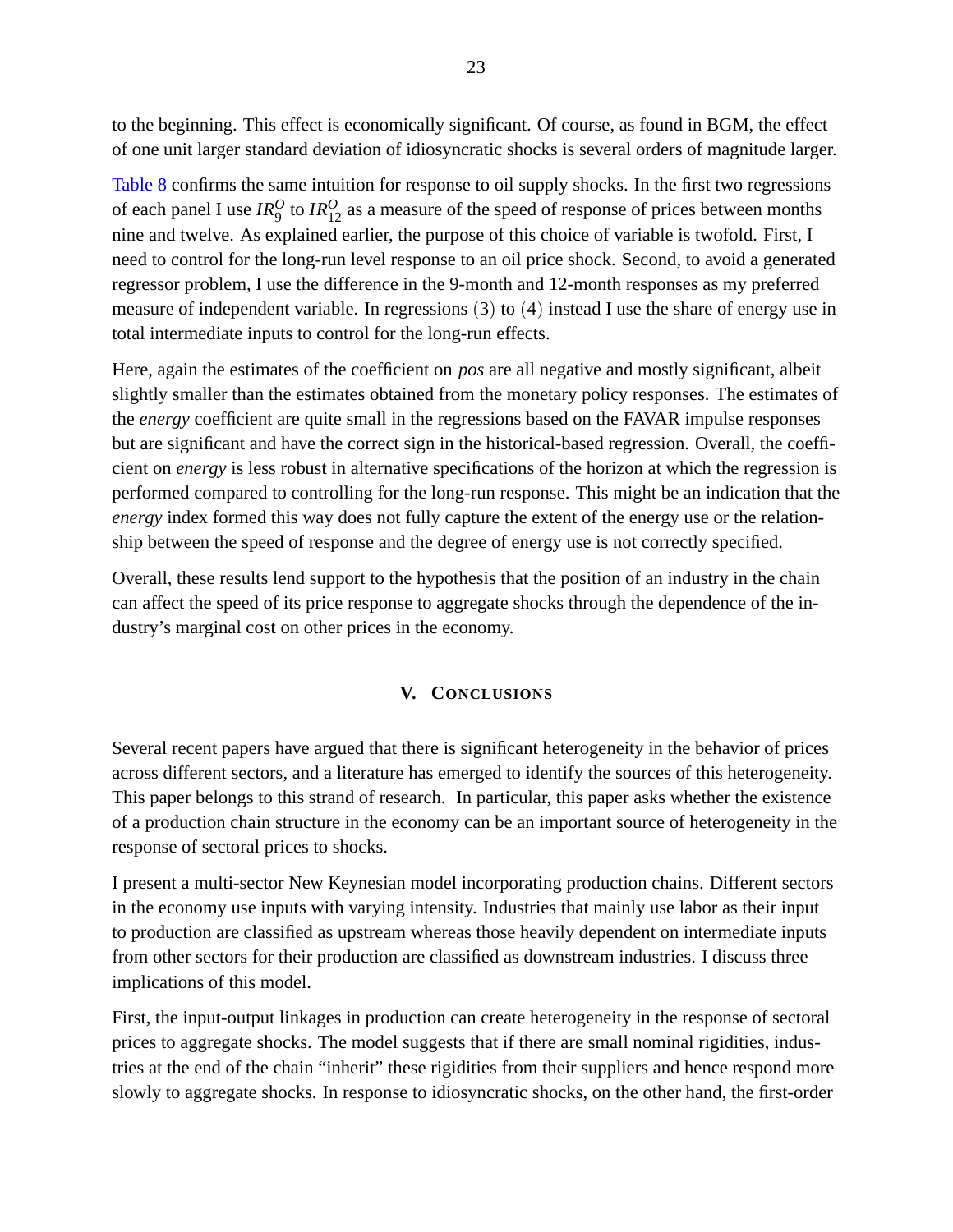to the beginning. This effect is economically significant. Of course, as found in BGM, the effect of one unit larger standard deviation of idiosyncratic shocks is several orders of magnitude larger.

Table 8 confirms the same intuition for response to oil supply shocks. In the first two regressions of each panel I use $IR_9^O$ to $IR_{12}^O$ as a measure of the speed of response of prices between months nine and twelve. As explained earlier, the purpose of this choice of variable is twofold. First, I need to control for the long-run level response to an oil price shock. Second, to avoid a generated regressor problem, I use the difference in the 9-month and 12-month responses as my preferred measure of independent variable. In regressions $(3)$ to $(4)$ instead I use the share of energy use in total intermediate inputs to control for the long-run effects.

Here, again the estimates of the coefficient on *pos* are all negative and mostly significant, albeit slightly smaller than the estimates obtained from the monetary policy responses. The estimates of the *energy* coefficient are quite small in the regressions based on the FAVAR impulse responses but are significant and have the correct sign in the historical-based regression. Overall, the coefficient on *energy* is less robust in alternative specifications of the horizon at which the regression is performed compared to controlling for the long-run response. This might be an indication that the *energy* index formed this way does not fully capture the extent of the energy use or the relationship between the speed of response and the degree of energy use is not correctly specified.

Overall, these results lend support to the hypothesis that the position of an industry in the chain can affect the speed of its price response to aggregate shocks through the dependence of the industry's marginal cost on other prices in the economy.

## V. Conclusions

Several recent papers have argued that there is significant heterogeneity in the behavior of prices across different sectors, and a literature has emerged to identify the sources of this heterogeneity. This paper belongs to this strand of research. In particular, this paper asks whether the existence of a production chain structure in the economy can be an important source of heterogeneity in the response of sectoral prices to shocks.

I present a multi-sector New Keynesian model incorporating production chains. Different sectors in the economy use inputs with varying intensity. Industries that mainly use labor as their input to production are classified as upstream whereas those heavily dependent on intermediate inputs from other sectors for their production are classified as downstream industries. I discuss three implications of this model.

First, the input-output linkages in production can create heterogeneity in the response of sectoral prices to aggregate shocks. The model suggests that if there are small nominal rigidities, industries at the end of the chain "inherit" these rigidities from their suppliers and hence respond more slowly to aggregate shocks. In response to idiosyncratic shocks, on the other hand, the first-order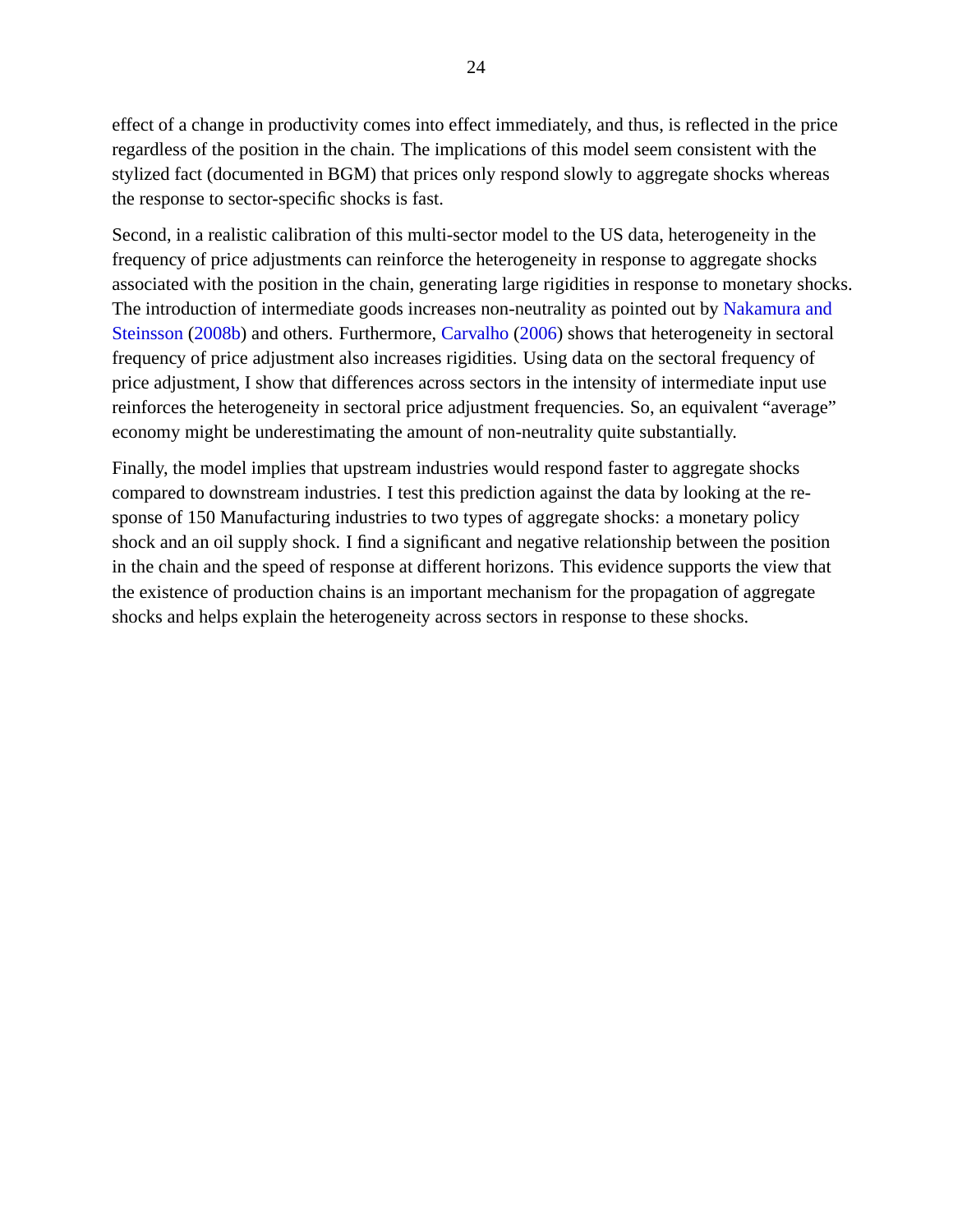effect of a change in productivity comes into effect immediately, and thus, is reflected in the price regardless of the position in the chain. The implications of this model seem consistent with the stylized fact (documented in BGM) that prices only respond slowly to aggregate shocks whereas the response to sector-specific shocks is fast.

Second, in a realistic calibration of this multi-sector model to the US data, heterogeneity in the frequency of price adjustments can reinforce the heterogeneity in response to aggregate shocks associated with the position in the chain, generating large rigidities in response to monetary shocks. The introduction of intermediate goods increases non-neutrality as pointed out by Nakamura and Steinsson (2008b) and others. Furthermore, Carvalho (2006) shows that heterogeneity in sectoral frequency of price adjustment also increases rigidities. Using data on the sectoral frequency of price adjustment, I show that differences across sectors in the intensity of intermediate input use reinforces the heterogeneity in sectoral price adjustment frequencies. So, an equivalent "average" economy might be underestimating the amount of non-neutrality quite substantially.

Finally, the model implies that upstream industries would respond faster to aggregate shocks compared to downstream industries. I test this prediction against the data by looking at the response of 150 Manufacturing industries to two types of aggregate shocks: a monetary policy shock and an oil supply shock. I find a significant and negative relationship between the position in the chain and the speed of response at different horizons. This evidence supports the view that the existence of production chains is an important mechanism for the propagation of aggregate shocks and helps explain the heterogeneity across sectors in response to these shocks.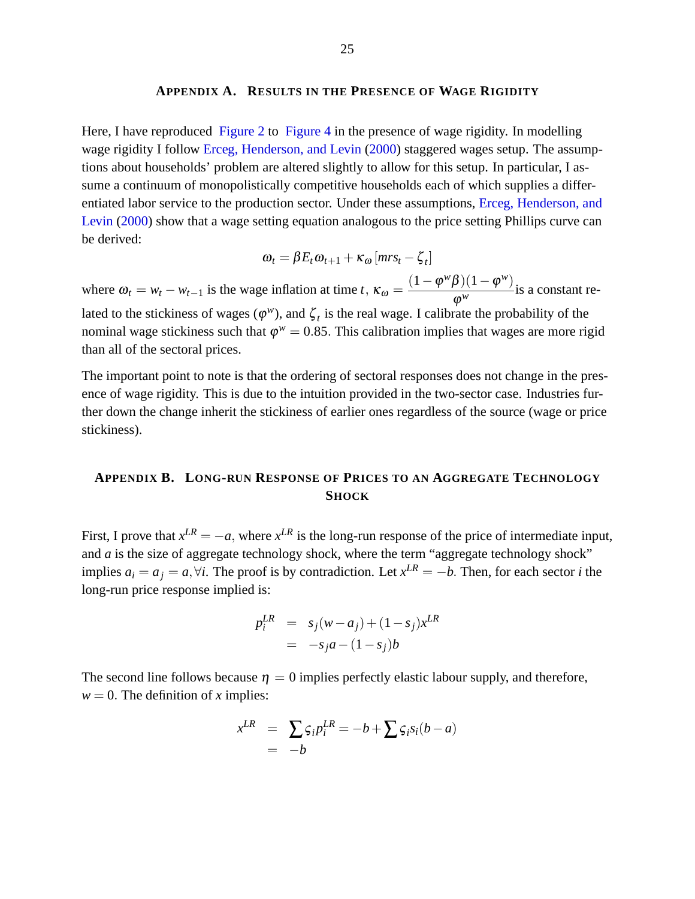## Appendix A. Results in the Presence of Wage Rigidity

Here, I have reproduced Figure 2 to Figure 4 in the presence of wage rigidity. In modelling wage rigidity I follow Erceg, Henderson, and Levin (2000) staggered wages setup. The assumptions about households' problem are altered slightly to allow for this setup. In particular, I assume a continuum of monopolistically competitive households each of which supplies a differentiated labor service to the production sector. Under these assumptions, Erceg, Henderson, and Levin (2000) show that a wage setting equation analogous to the price setting Phillips curve can be derived:

$$\omega_t = \beta E_t \omega_{t+1} + \kappa_\omega \left[ mrs_t - \zeta_t \right]$$

where $\omega_t = w_t - w_{t-1}$ is the wage inflation at time $t$, $\kappa_\omega = \dfrac{(1-\varphi^w \beta)(1-\varphi^w)}{\varphi^w}$ is a constant related to the stickiness of wages ($\varphi^w$), and $\zeta_t$ is the real wage. I calibrate the probability of the nominal wage stickiness such that $\varphi^w = 0.85$. This calibration implies that wages are more rigid than all of the sectoral prices.

The important point to note is that the ordering of sectoral responses does not change in the presence of wage rigidity. This is due to the intuition provided in the two-sector case. Industries further down the change inherit the stickiness of earlier ones regardless of the source (wage or price stickiness).

## Appendix B. Long-run Response of Prices to an Aggregate Technology Shock

First, I prove that $x^{LR} = -a$, where $x^{LR}$ is the long-run response of the price of intermediate input, and $a$ is the size of aggregate technology shock, where the term "aggregate technology shock" implies $a_i = a_j = a, \forall i$. The proof is by contradiction. Let $x^{LR} = -b$. Then, for each sector $i$ the long-run price response implied is:

$$\begin{aligned} p_i^{LR} &= s_j(w - a_j) + (1 - s_j)x^{LR} \\ &= -s_j a - (1 - s_j) b \end{aligned}$$

The second line follows because $\eta = 0$ implies perfectly elastic labour supply, and therefore, $w = 0$. The definition of $x$ implies:

$$\begin{aligned} x^{LR} &= \sum \varsigma_i p_i^{LR} = -b + \sum \varsigma_i s_i (b - a) \\ &= -b \end{aligned}$$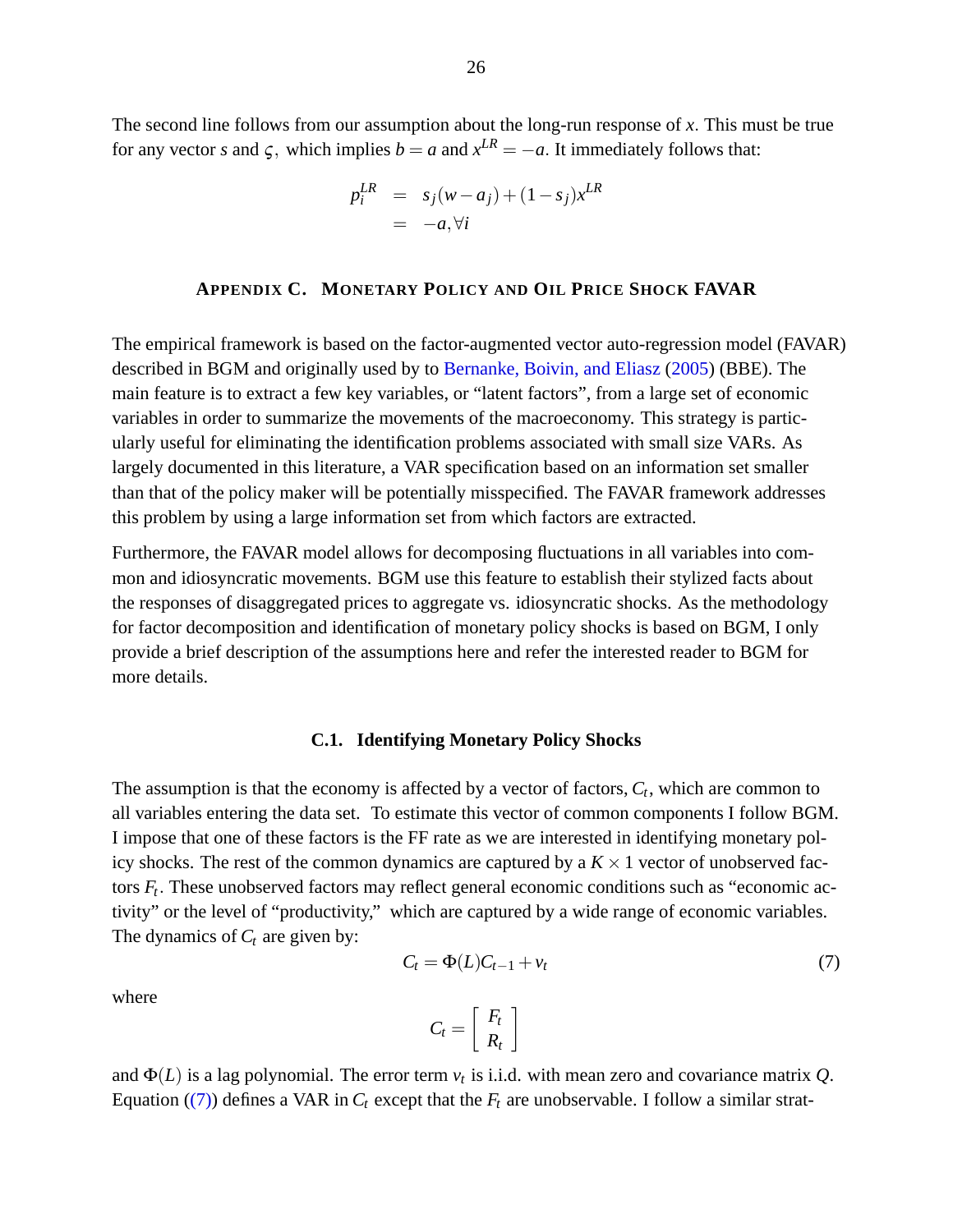The second line follows from our assumption about the long-run response of $x$. This must be true for any vector $s$ and $\varsigma$, which implies $b = a$ and $x^{LR} = -a$. It immediately follows that:

$$
\begin{aligned}
p_i^{LR} &= s_j(w - a_j) + (1 - s_j)x^{LR} \\
&= -a, \forall i
\end{aligned}
$$

## Appendix C. Monetary Policy and Oil Price Shock FAVAR

The empirical framework is based on the factor-augmented vector auto-regression model (FAVAR) described in BGM and originally used by to Bernanke, Boivin, and Eliasz (2005) (BBE). The main feature is to extract a few key variables, or "latent factors", from a large set of economic variables in order to summarize the movements of the macroeconomy. This strategy is particularly useful for eliminating the identification problems associated with small size VARs. As largely documented in this literature, a VAR specification based on an information set smaller than that of the policy maker will be potentially misspecified. The FAVAR framework addresses this problem by using a large information set from which factors are extracted.

Furthermore, the FAVAR model allows for decomposing fluctuations in all variables into common and idiosyncratic movements. BGM use this feature to establish their stylized facts about the responses of disaggregated prices to aggregate vs. idiosyncratic shocks. As the methodology for factor decomposition and identification of monetary policy shocks is based on BGM, I only provide a brief description of the assumptions here and refer the interested reader to BGM for more details.

### C.1. Identifying Monetary Policy Shocks

The assumption is that the economy is affected by a vector of factors, $C_t$, which are common to all variables entering the data set. To estimate this vector of common components I follow BGM. I impose that one of these factors is the FF rate as we are interested in identifying monetary policy shocks. The rest of the common dynamics are captured by a $K \times 1$ vector of unobserved factors $F_t$. These unobserved factors may reflect general economic conditions such as "economic activity" or the level of "productivity," which are captured by a wide range of economic variables. The dynamics of $C_t$ are given by:

$$
C_t = \Phi(L)C_{t-1} + v_t \tag{7}
$$

where

$$
C_t = \begin{bmatrix} F_t \\ R_t \end{bmatrix}
$$

and $\Phi(L)$ is a lag polynomial. The error term $v_t$ is i.i.d. with mean zero and covariance matrix $Q$. Equation ((7)) defines a VAR in $C_t$ except that the $F_t$ are unobservable. I follow a similar strat-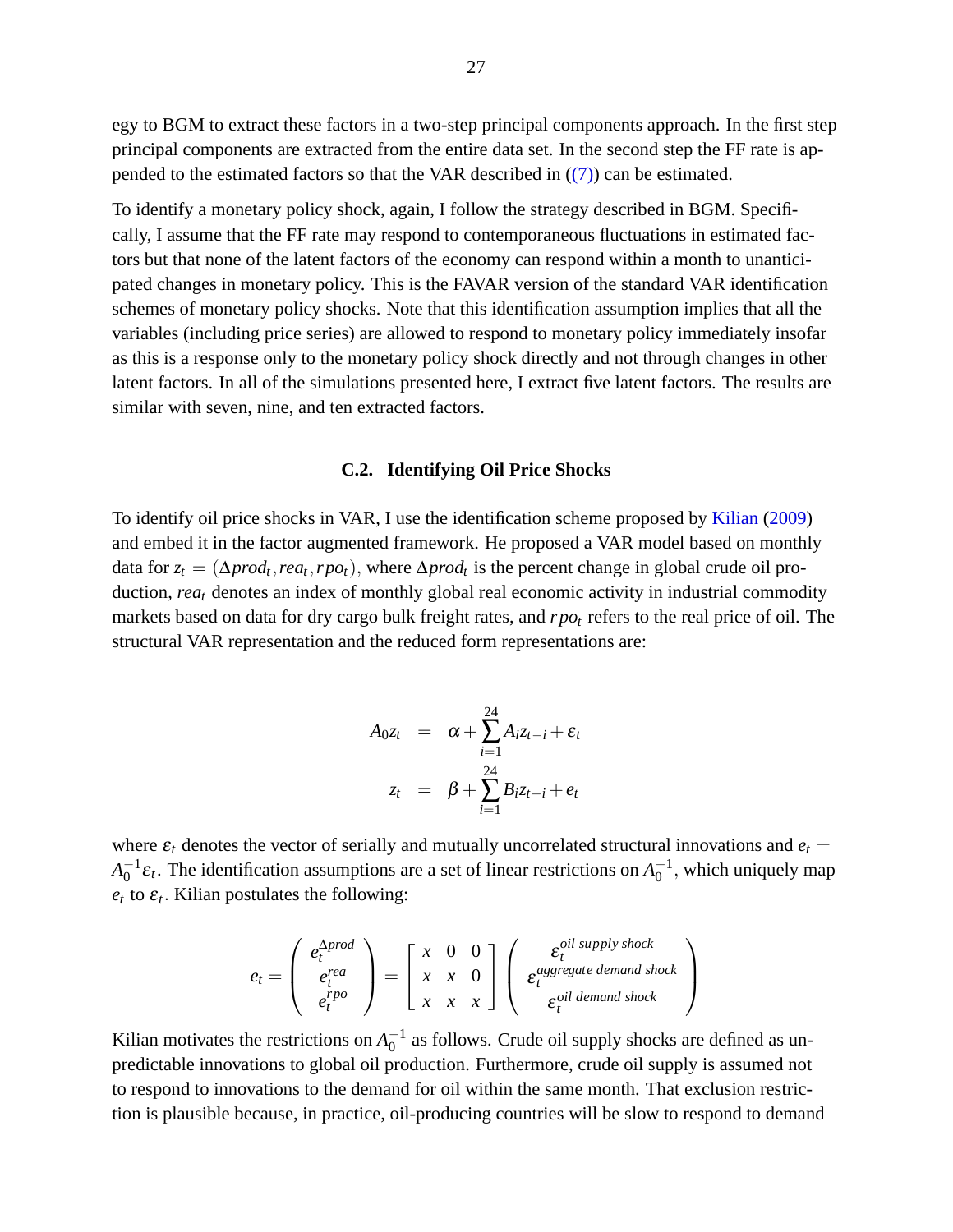egy to BGM to extract these factors in a two-step principal components approach. In the first step principal components are extracted from the entire data set. In the second step the FF rate is appended to the estimated factors so that the VAR described in ((7)) can be estimated.

To identify a monetary policy shock, again, I follow the strategy described in BGM. Specifically, I assume that the FF rate may respond to contemporaneous fluctuations in estimated factors but that none of the latent factors of the economy can respond within a month to unanticipated changes in monetary policy. This is the FAVAR version of the standard VAR identification schemes of monetary policy shocks. Note that this identification assumption implies that all the variables (including price series) are allowed to respond to monetary policy immediately insofar as this is a response only to the monetary policy shock directly and not through changes in other latent factors. In all of the simulations presented here, I extract five latent factors. The results are similar with seven, nine, and ten extracted factors.

### C.2. Identifying Oil Price Shocks

To identify oil price shocks in VAR, I use the identification scheme proposed by Kilian (2009) and embed it in the factor augmented framework. He proposed a VAR model based on monthly data for $z_t = (\Delta prod_t, rea_t, rpo_t)$, where $\Delta prod_t$ is the percent change in global crude oil production, $rea_t$ denotes an index of monthly global real economic activity in industrial commodity markets based on data for dry cargo bulk freight rates, and $rpo_t$ refers to the real price of oil. The structural VAR representation and the reduced form representations are:

$$
\begin{aligned}
A_0 z_t &= \alpha + \sum_{i=1}^{24} A_i z_{t-i} + \varepsilon_t \\
z_t &= \beta + \sum_{i=1}^{24} B_i z_{t-i} + e_t
\end{aligned}
$$

where $\varepsilon_t$ denotes the vector of serially and mutually uncorrelated structural innovations and $e_t = A_0^{-1}\varepsilon_t$. The identification assumptions are a set of linear restrictions on $A_0^{-1}$, which uniquely map $e_t$ to $\varepsilon_t$. Kilian postulates the following:

$$
e_t = \begin{pmatrix} e_t^{\Delta prod} \\ e_t^{rea} \\ e_t^{rpo} \end{pmatrix} = \begin{bmatrix} x & 0 & 0 \\ x & x & 0 \\ x & x & x \end{bmatrix} \begin{pmatrix} \varepsilon_t^{oil\ supply\ shock} \\ \varepsilon_t^{aggregate\ demand\ shock} \\ \varepsilon_t^{oil\ demand\ shock} \end{pmatrix}
$$

Kilian motivates the restrictions on $A_0^{-1}$ as follows. Crude oil supply shocks are defined as unpredictable innovations to global oil production. Furthermore, crude oil supply is assumed not to respond to innovations to the demand for oil within the same month. That exclusion restriction is plausible because, in practice, oil-producing countries will be slow to respond to demand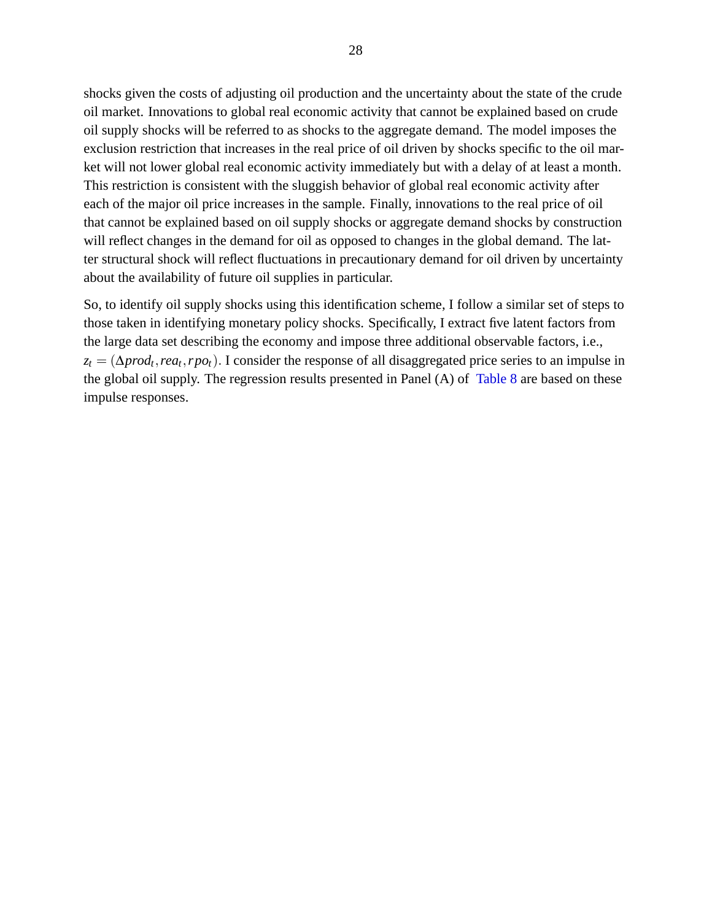shocks given the costs of adjusting oil production and the uncertainty about the state of the crude oil market. Innovations to global real economic activity that cannot be explained based on crude oil supply shocks will be referred to as shocks to the aggregate demand. The model imposes the exclusion restriction that increases in the real price of oil driven by shocks specific to the oil market will not lower global real economic activity immediately but with a delay of at least a month. This restriction is consistent with the sluggish behavior of global real economic activity after each of the major oil price increases in the sample. Finally, innovations to the real price of oil that cannot be explained based on oil supply shocks or aggregate demand shocks by construction will reflect changes in the demand for oil as opposed to changes in the global demand. The latter structural shock will reflect fluctuations in precautionary demand for oil driven by uncertainty about the availability of future oil supplies in particular.

So, to identify oil supply shocks using this identification scheme, I follow a similar set of steps to those taken in identifying monetary policy shocks. Specifically, I extract five latent factors from the large data set describing the economy and impose three additional observable factors, i.e., $z_t = (\Delta prod_t, rea_t, rpo_t)$. I consider the response of all disaggregated price series to an impulse in the global oil supply. The regression results presented in Panel (A) of Table 8 are based on these impulse responses.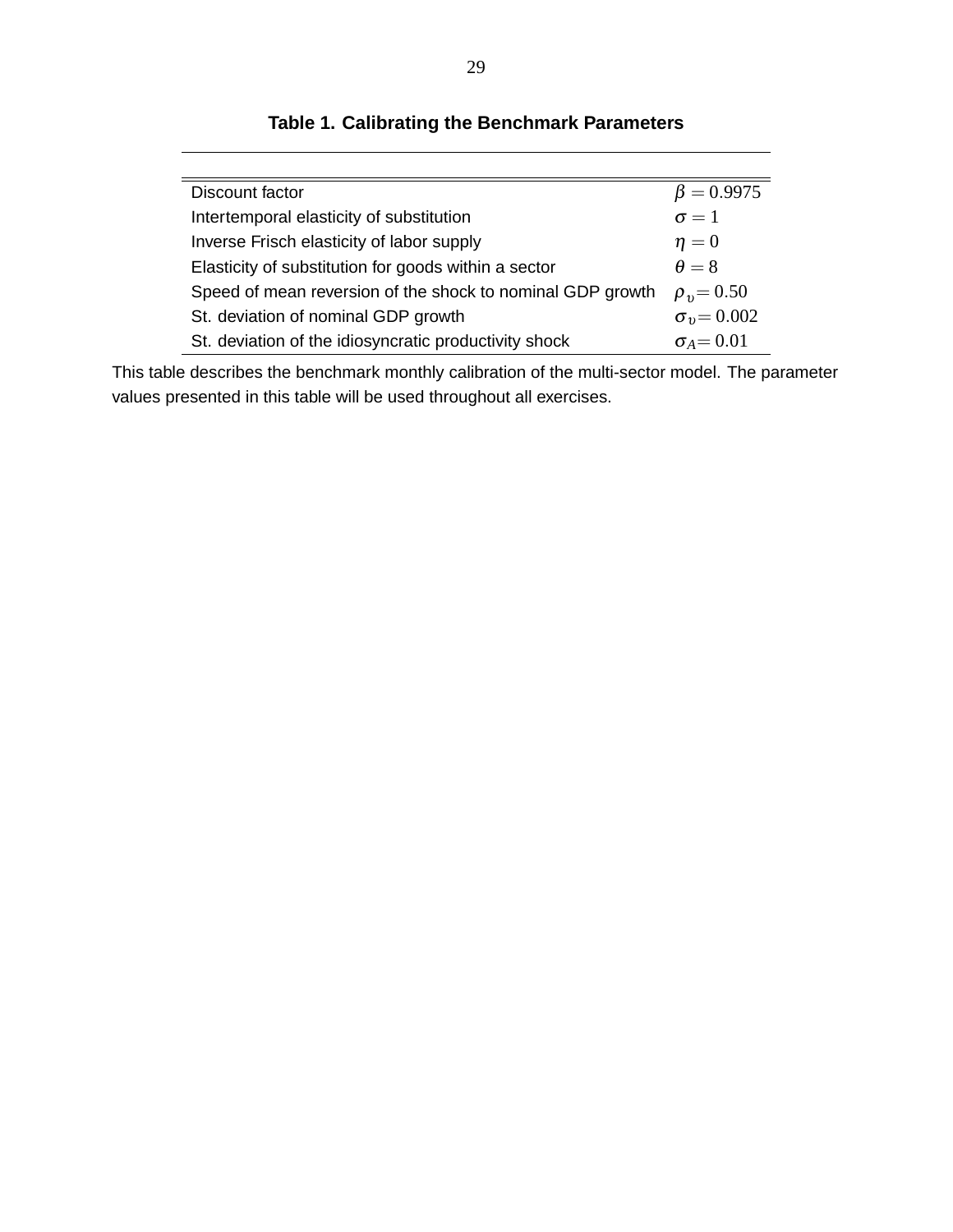**Table 1. Calibrating the Benchmark Parameters**

| | |
|---|---|
| Discount factor | $\beta = 0.9975$ |
| Intertemporal elasticity of substitution | $\sigma = 1$ |
| Inverse Frisch elasticity of labor supply | $\eta = 0$ |
| Elasticity of substitution for goods within a sector | $\theta = 8$ |
| Speed of mean reversion of the shock to nominal GDP growth | $\rho_{\upsilon} = 0.50$ |
| St. deviation of nominal GDP growth | $\sigma_{\upsilon} = 0.002$ |
| St. deviation of the idiosyncratic productivity shock | $\sigma_{A} = 0.01$ |

This table describes the benchmark monthly calibration of the multi-sector model. The parameter values presented in this table will be used throughout all exercises.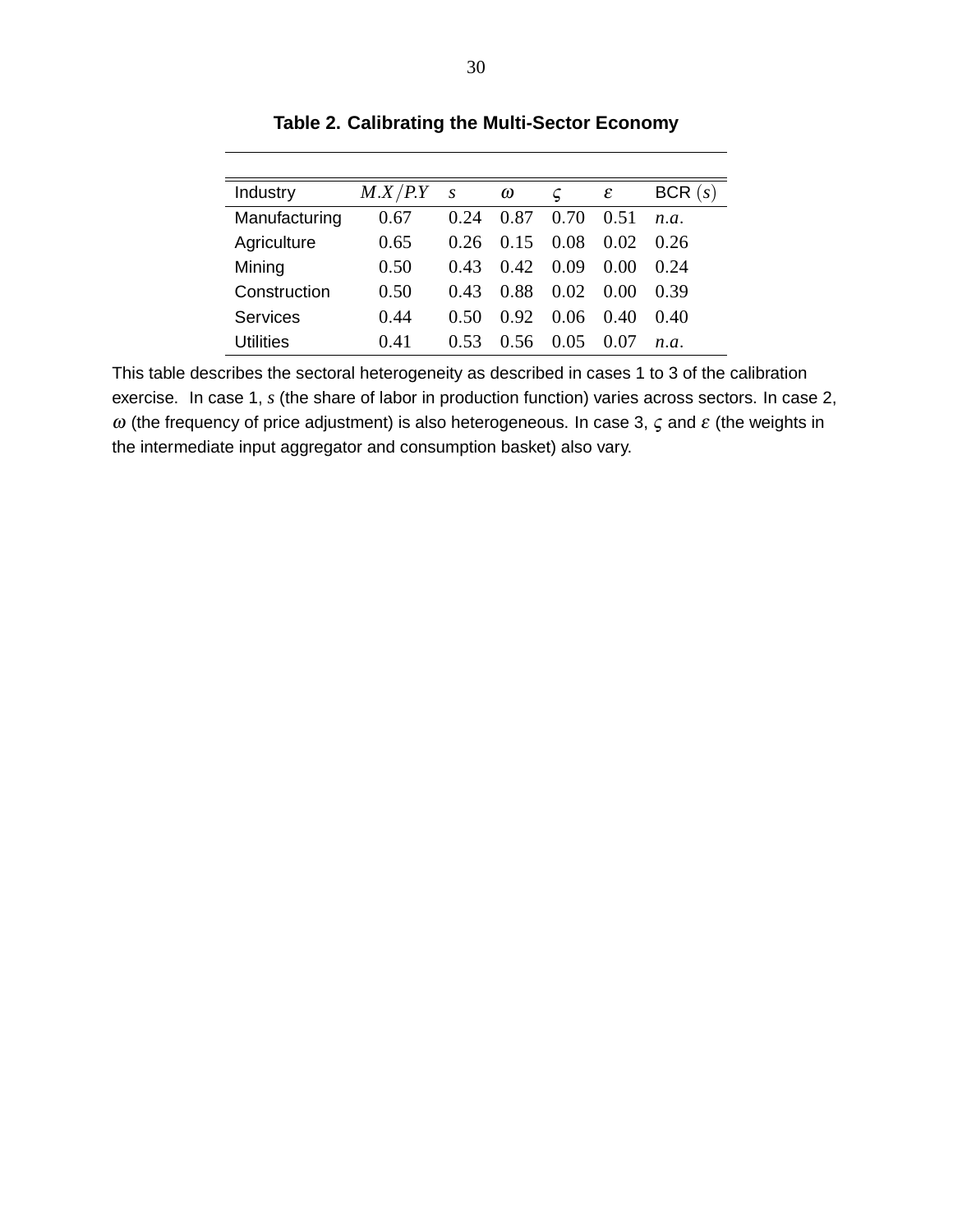**Table 2. Calibrating the Multi-Sector Economy**

| Industry | $M.X/P.Y$ | $s$ | $\omega$ | $\varsigma$ | $\varepsilon$ | BCR $(s)$ |
|---|---|---|---|---|---|---|
| Manufacturing | 0.67 | 0.24 | 0.87 | 0.70 | 0.51 | $n.a.$ |
| Agriculture | 0.65 | 0.26 | 0.15 | 0.08 | 0.02 | 0.26 |
| Mining | 0.50 | 0.43 | 0.42 | 0.09 | 0.00 | 0.24 |
| Construction | 0.50 | 0.43 | 0.88 | 0.02 | 0.00 | 0.39 |
| Services | 0.44 | 0.50 | 0.92 | 0.06 | 0.40 | 0.40 |
| Utilities | 0.41 | 0.53 | 0.56 | 0.05 | 0.07 | $n.a.$ |

This table describes the sectoral heterogeneity as described in cases 1 to 3 of the calibration exercise. In case 1, $s$ (the share of labor in production function) varies across sectors. In case 2, $\omega$ (the frequency of price adjustment) is also heterogeneous. In case 3, $\varsigma$ and $\varepsilon$ (the weights in the intermediate input aggregator and consumption basket) also vary.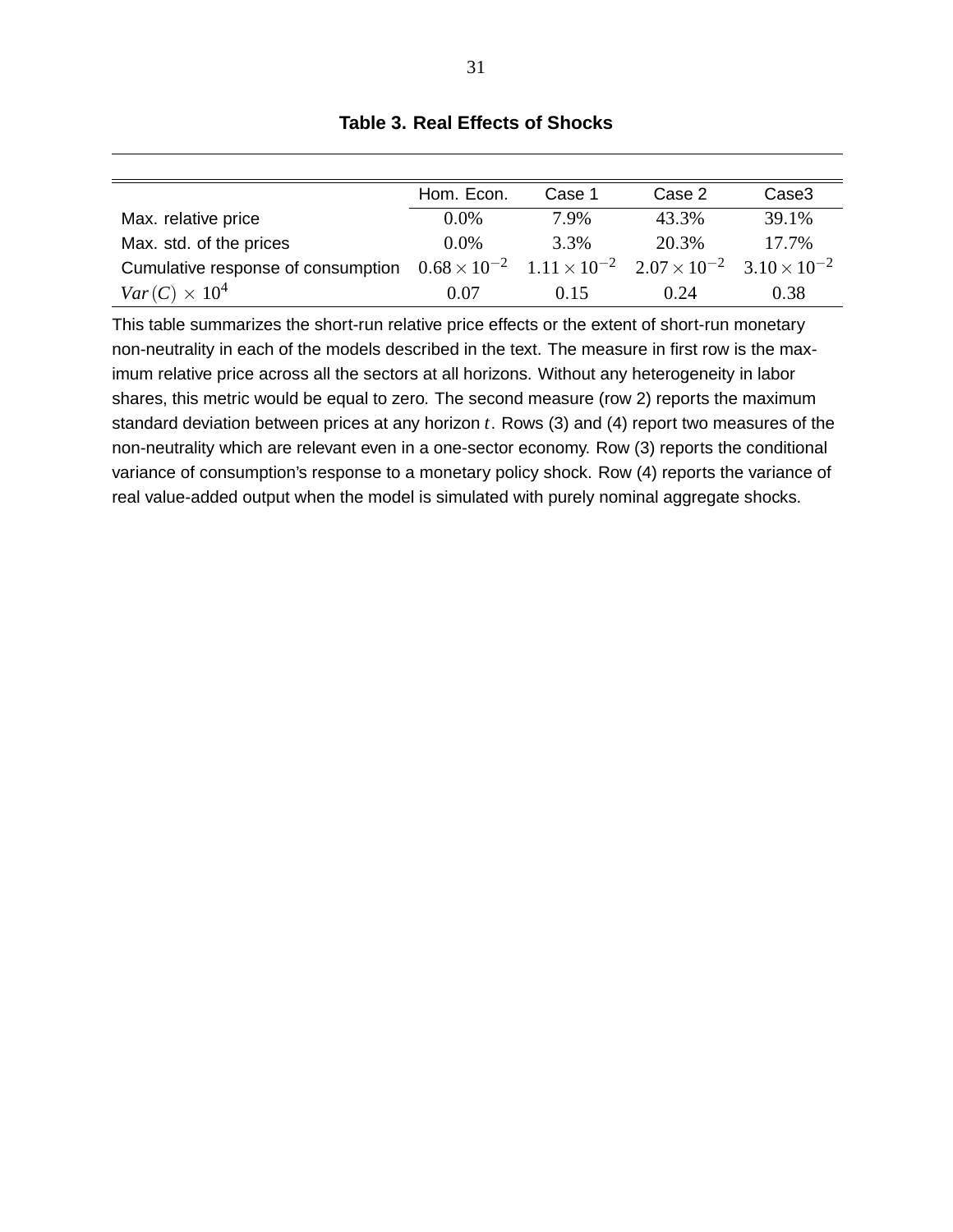**Table 3. Real Effects of Shocks**

| | Hom. Econ. | Case 1 | Case 2 | Case3 |
|---|---|---|---|---|
| Max. relative price | 0.0% | 7.9% | 43.3% | 39.1% |
| Max. std. of the prices | 0.0% | 3.3% | 20.3% | 17.7% |
| Cumulative response of consumption | $0.68 \times 10^{-2}$ | $1.11 \times 10^{-2}$ | $2.07 \times 10^{-2}$ | $3.10 \times 10^{-2}$ |
| $Var(C) \times 10^{4}$ | 0.07 | 0.15 | 0.24 | 0.38 |

This table summarizes the short-run relative price effects or the extent of short-run monetary non-neutrality in each of the models described in the text. The measure in first row is the maximum relative price across all the sectors at all horizons. Without any heterogeneity in labor shares, this metric would be equal to zero. The second measure (row 2) reports the maximum standard deviation between prices at any horizon $t$. Rows (3) and (4) report two measures of the non-neutrality which are relevant even in a one-sector economy. Row (3) reports the conditional variance of consumption's response to a monetary policy shock. Row (4) reports the variance of real value-added output when the model is simulated with purely nominal aggregate shocks.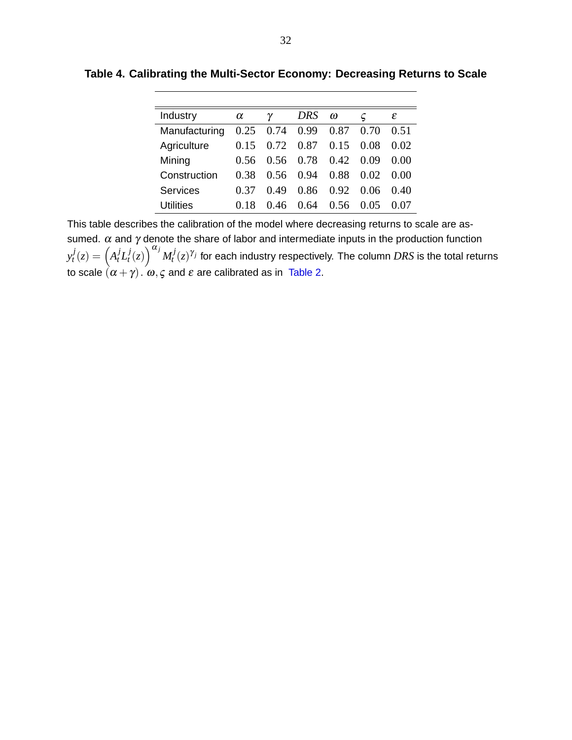**Table 4. Calibrating the Multi-Sector Economy: Decreasing Returns to Scale**

| Industry | $\alpha$ | $\gamma$ | $DRS$ | $\omega$ | $\varsigma$ | $\varepsilon$ |
|---|---|---|---|---|---|---|
| Manufacturing | 0.25 | 0.74 | 0.99 | 0.87 | 0.70 | 0.51 |
| Agriculture | 0.15 | 0.72 | 0.87 | 0.15 | 0.08 | 0.02 |
| Mining | 0.56 | 0.56 | 0.78 | 0.42 | 0.09 | 0.00 |
| Construction | 0.38 | 0.56 | 0.94 | 0.88 | 0.02 | 0.00 |
| Services | 0.37 | 0.49 | 0.86 | 0.92 | 0.06 | 0.40 |
| Utilities | 0.18 | 0.46 | 0.64 | 0.56 | 0.05 | 0.07 |

This table describes the calibration of the model where decreasing returns to scale are assumed. $\alpha$ and $\gamma$ denote the share of labor and intermediate inputs in the production function $y_t^j(z) = \left(A_t^j L_t^j(z)\right)^{\alpha_j} M_t^j(z)^{\gamma_j}$ for each industry respectively. The column $DRS$ is the total returns to scale $(\alpha + \gamma)$. $\omega, \varsigma$ and $\varepsilon$ are calibrated as in Table 2.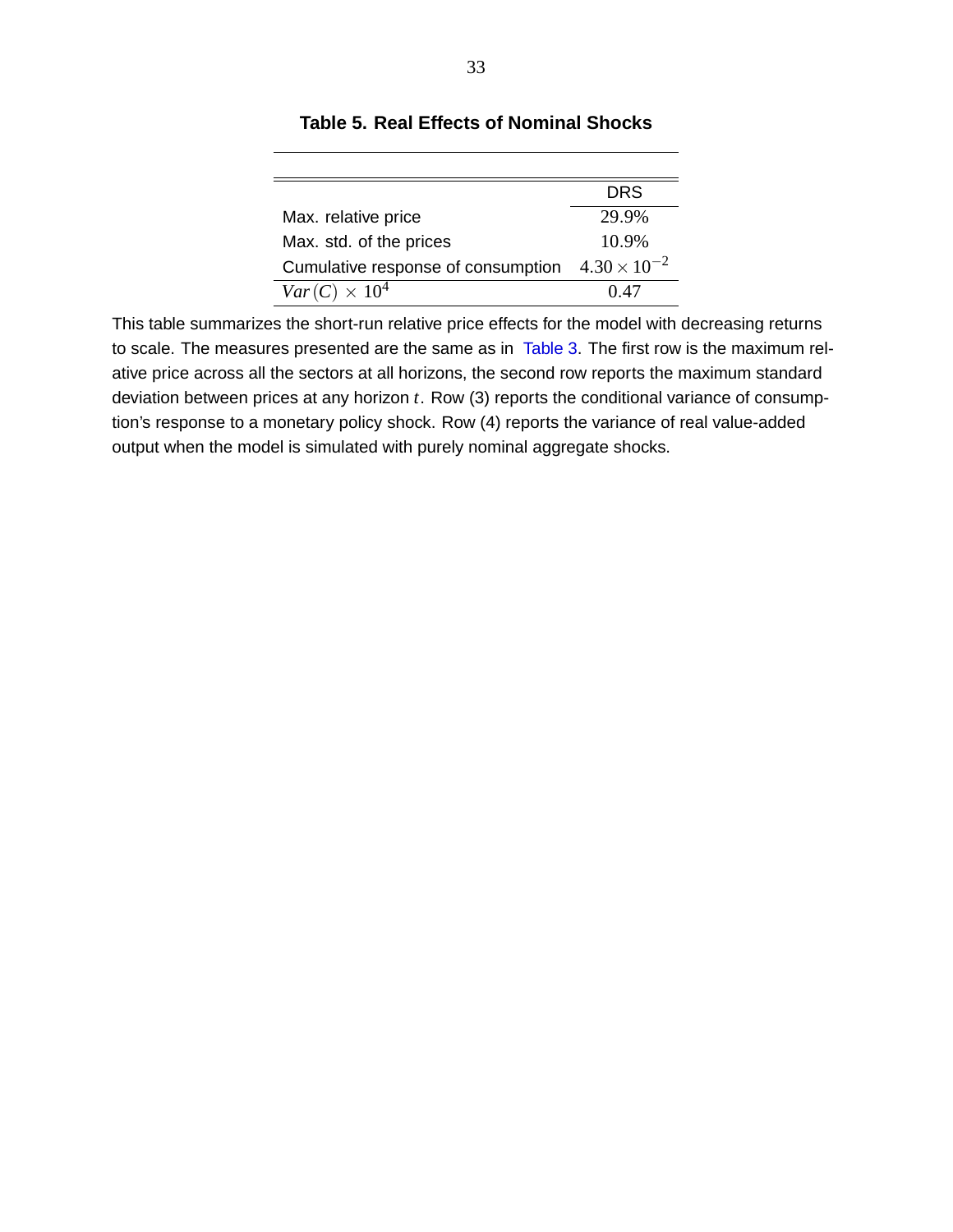**Table 5. Real Effects of Nominal Shocks**

| | DRS |
|---|---|
| Max. relative price | 29.9% |
| Max. std. of the prices | 10.9% |
| Cumulative response of consumption | $4.30 \times 10^{-2}$ |
| $Var(C) \times 10^4$ | 0.47 |

This table summarizes the short-run relative price effects for the model with decreasing returns to scale. The measures presented are the same as in Table 3. The first row is the maximum relative price across all the sectors at all horizons, the second row reports the maximum standard deviation between prices at any horizon $t$. Row (3) reports the conditional variance of consumption's response to a monetary policy shock. Row (4) reports the variance of real value-added output when the model is simulated with purely nominal aggregate shocks.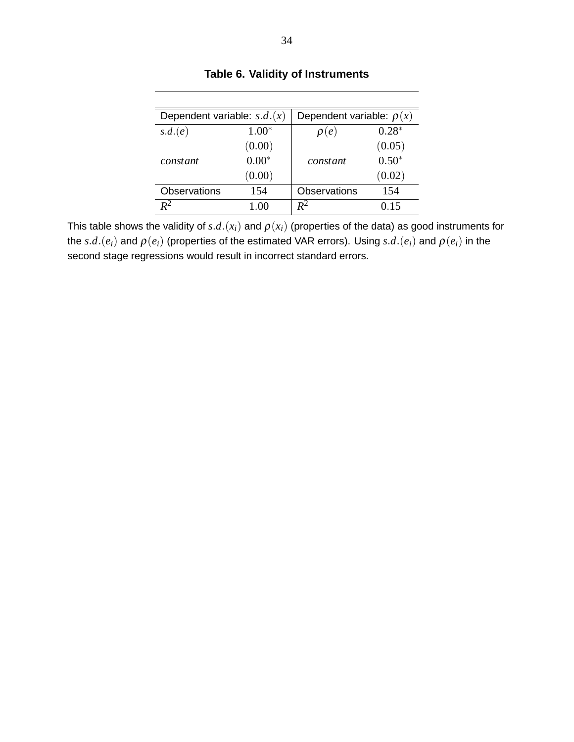**Table 6. Validity of Instruments**

| Dependent variable: $s.d.(x)$ | | Dependent variable: $\rho(x)$ | |
|---|---|---|---|
| $s.d.(e)$ | $1.00^{*}$ | $\rho(e)$ | $0.28^{*}$ |
| | $(0.00)$ | | $(0.05)$ |
| $constant$ | $0.00^{*}$ | $constant$ | $0.50^{*}$ |
| | $(0.00)$ | | $(0.02)$ |
| Observations | 154 | Observations | 154 |
| $R^2$ | 1.00 | $R^2$ | 0.15 |

This table shows the validity of $s.d.(x_i)$ and $\rho(x_i)$ (properties of the data) as good instruments for the $s.d.(e_i)$ and $\rho(e_i)$ (properties of the estimated VAR errors). Using $s.d.(e_i)$ and $\rho(e_i)$ in the second stage regressions would result in incorrect standard errors.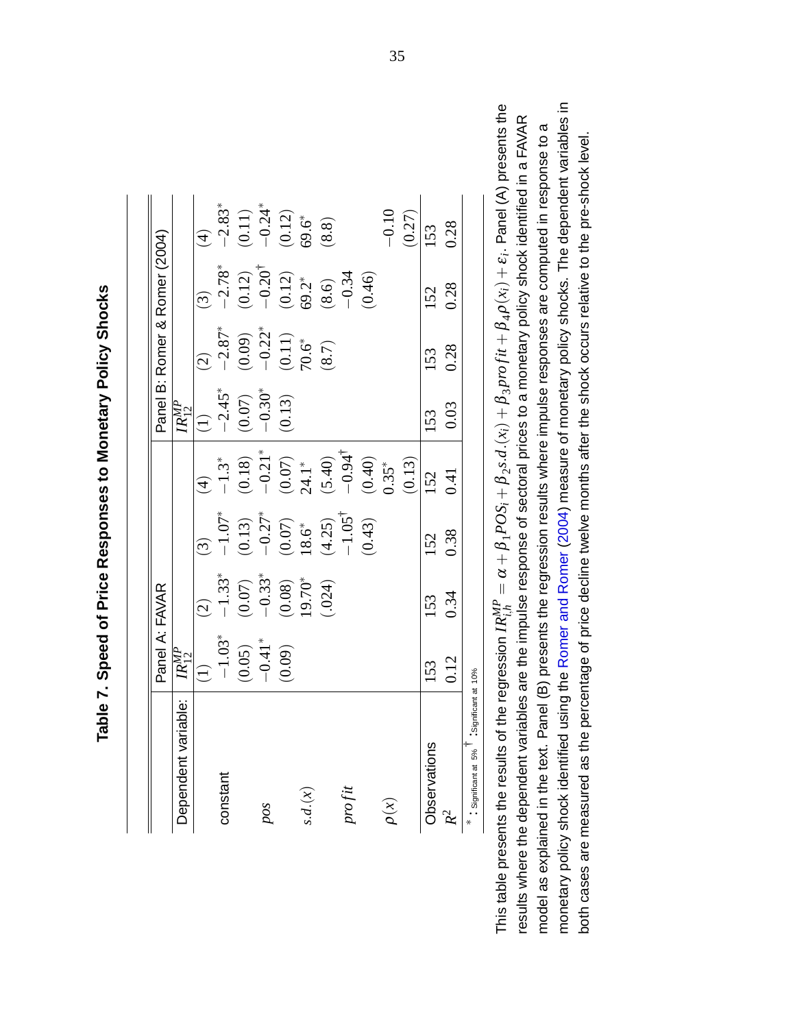# Table 7. Speed of Price Responses to Monetary Policy Shocks

| Dependent variable: | Panel A: FAVAR $IR_{12}^{MP}$ | | | | Panel B: Romer & Romer (2004) $IR_{12}^{MP}$ | | | |
|---|---|---|---|---|---|---|---|---|
| | (1) | (2) | (3) | (4) | (1) | (2) | (3) | (4) |
| constant | $-1.03^*$ | $-1.33^*$ | $-1.07^*$ | $-1.3^*$ | $-2.45^*$ | $-2.87^*$ | $-2.78^*$ | $-2.83^*$ |
| | (0.05) | (0.07) | (0.13) | (0.18) | (0.07) | (0.09) | (0.12) | (0.11) |
| $pos$ | $-0.41^*$ | $-0.33^*$ | $-0.27^*$ | $-0.21^*$ | $-0.30^*$ | $-0.22^*$ | $-0.20^\dagger$ | $-0.24^*$ |
| | (0.09) | (0.08) | (0.07) | (0.07) | (0.13) | (0.11) | (0.12) | (0.12) |
| $s.d.(x)$ | | $19.70^*$ | $18.6^*$ | $24.1^*$ | | $70.6^*$ | $69.2^*$ | $69.6^*$ |
| | | (.024) | (4.25) | (5.40) | | (8.7) | (8.6) | (8.8) |
| $profit$ | | | $-1.05^\dagger$ | $-0.94^\dagger$ | | | $-0.34$ | |
| | | | (0.43) | (0.40) | | | (0.46) | |
| $\rho(x)$ | | | | $0.35^*$ | | | | $-0.10$ |
| | | | | (0.13) | | | | (0.27) |
| Observations | 153 | 153 | 152 | 152 | 153 | 153 | 152 | 153 |
| $R^2$ | 0.12 | 0.34 | 0.38 | 0.41 | 0.03 | 0.28 | 0.28 | 0.28 |

$^*$: Significant at 5% $^\dagger$: Significant at 10%

This table presents the results of the regression $IR_{i,h}^{MP} = \alpha + \beta_1 POS_i + \beta_2 s.d.(x_i) + \beta_3 profit + \beta_4 \rho(x_i) + \varepsilon_i$. Panel (A) presents the results where the dependent variables are the impulse response of sectoral prices to a monetary policy shock identified in a FAVAR model as explained in the text. Panel (B) presents the regression results where impulse responses are computed in response to a monetary policy shock identified using the Romer and Romer (2004) measure of monetary policy shocks. The dependent variables in both cases are measured as the percentage of price decline twelve months after the shock occurs relative to the pre-shock level.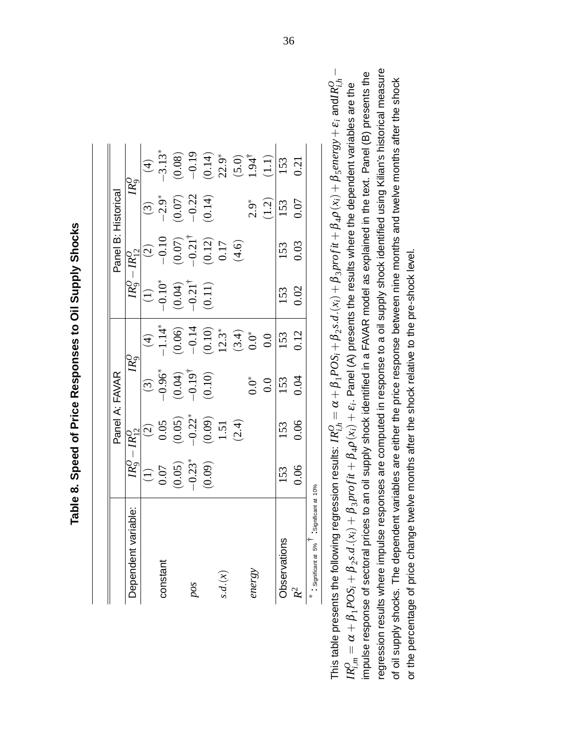# Table 8. Speed of Price Responses to Oil Supply Shocks

| | Panel A: FAVAR | | | | Panel B: Historical | | | |
|---|---|---|---|---|---|---|---|---|
| Dependent variable: | $IR^O_9 - IR^O_{12}$ | | $IR^O_9$ | | $IR^O_9 - IR^O_{12}$ | | $IR^O_9$ | |
| | (1) | (2) | (3) | (4) | (1) | (2) | (3) | (4) |
| constant | 0.07 | 0.05 | $-0.96^*$ | $-1.14^*$ | $-0.10^*$ | $-0.10$ | $-2.9^*$ | $-3.13^*$ |
| | (0.05) | (0.05) | (0.04) | (0.06) | (0.04) | (0.07) | (0.07) | (0.08) |
| $pos$ | $-0.23^*$ | $-0.22^*$ | $-0.19^\dagger$ | $-0.14$ | $-0.21^\dagger$ | $-0.21^\dagger$ | $-0.22$ | $-0.19$ |
| | (0.09) | (0.09) | (0.10) | (0.10) | (0.11) | (0.12) | (0.14) | (0.14) |
| $s.d.(x)$ | | 1.51 | | $12.3^*$ | | 0.17 | | $22.9^*$ |
| | | (2.4) | | (3.4) | | (4.6) | | (5.0) |
| $energy$ | | | $0.0^*$ | $0.0^*$ | | | $2.9^*$ | $1.94^\dagger$ |
| | | | 0.0 | 0.0 | | | (1.2) | (1.1) |
| Observations | 153 | 153 | 153 | 153 | 153 | 153 | 153 | 153 |
| $R^2$ | 0.06 | 0.06 | 0.04 | 0.12 | 0.02 | 0.03 | 0.07 | 0.21 |

$^*$: Significant at 5% $^\dagger$: Significant at 10%

This table presents the following regression results: $IR^O_{i,h} = \alpha + \beta_1 POS_i + \beta_2 s.d.(x_i) + \beta_3 profit + \beta_4 \rho(x_i) + \beta_5 energy + \varepsilon_i$ and $IR^O_{i,h} - IR^O_{i,m} = \alpha + \beta_1 POS_i + \beta_2 s.d.(x_i) + \beta_3 profit + \beta_4 \rho(x_i) + \varepsilon_i$. Panel (A) presents the results where the dependent variables are the impulse response of sectoral prices to an oil supply shock identified in a FAVAR model as explained in the text. Panel (B) presents the regression results where impulse responses are computed in response to a oil supply shock identified using Kilian's historical measure of oil supply shocks. The dependent variables are either the price response between nine months and twelve months after the shock or the percentage of price change twelve months after the shock relative to the pre-shock level.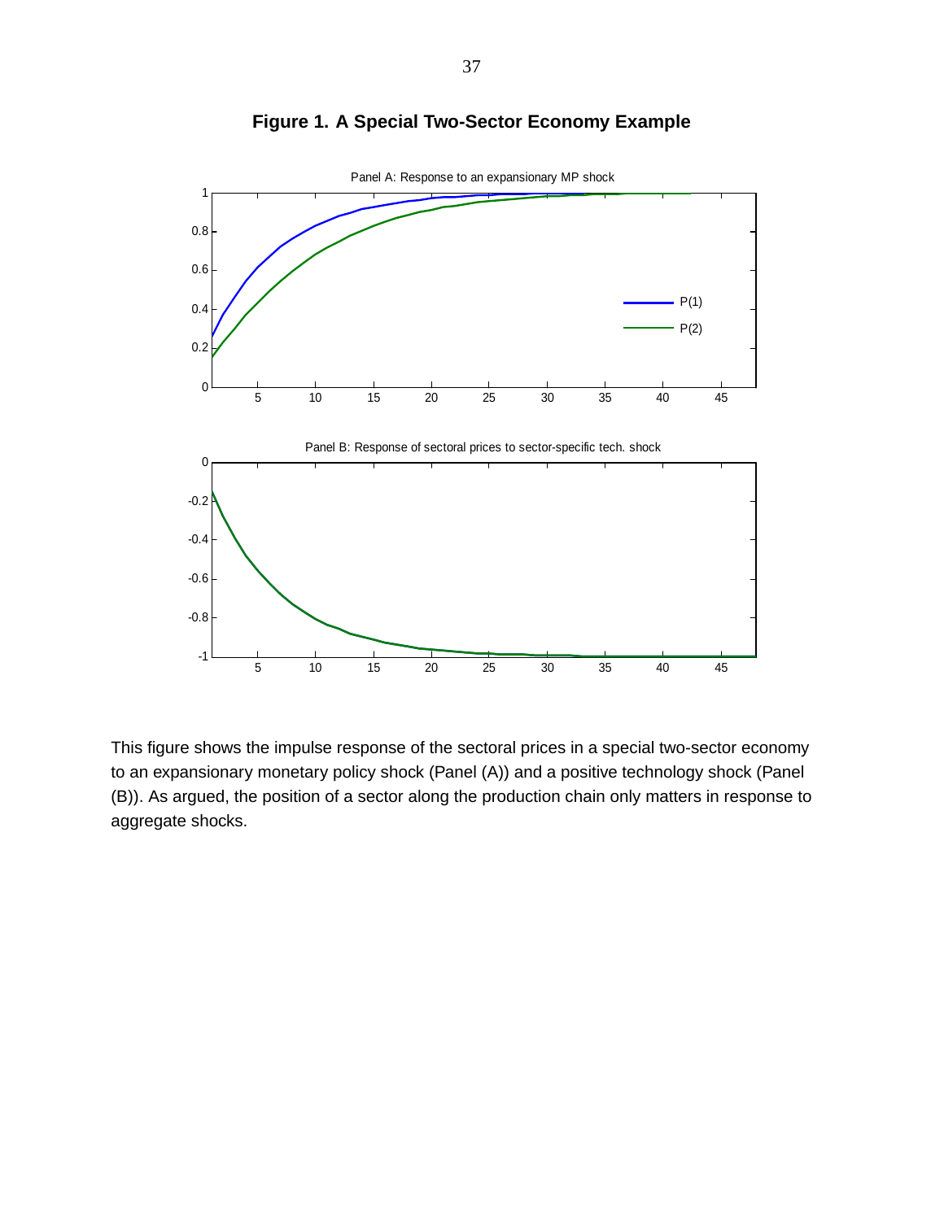# Figure 1. A Special Two-Sector Economy Example

Panel A: Response to an expansionary MP shock

Panel B: Response of sectoral prices to sector-specific tech. shock

This figure shows the impulse response of the sectoral prices in a special two-sector economy to an expansionary monetary policy shock (Panel (A)) and a positive technology shock (Panel (B)). As argued, the position of a sector along the production chain only matters in response to aggregate shocks.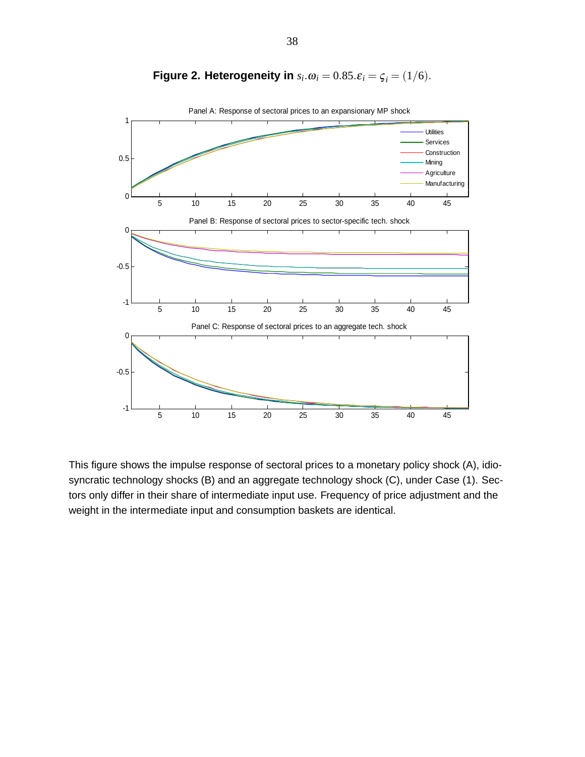**Figure 2. Heterogeneity in** $s_i.\omega_i = 0.85.\varepsilon_i = \varsigma_i = (1/6)$.

Panel A: Response of sectoral prices to an expansionary MP shock

Panel B: Response of sectoral prices to sector-specific tech. shock

Panel C: Response of sectoral prices to an aggregate tech. shock

This figure shows the impulse response of sectoral prices to a monetary policy shock (A), idiosyncratic technology shocks (B) and an aggregate technology shock (C), under Case (1). Sectors only differ in their share of intermediate input use. Frequency of price adjustment and the weight in the intermediate input and consumption baskets are identical.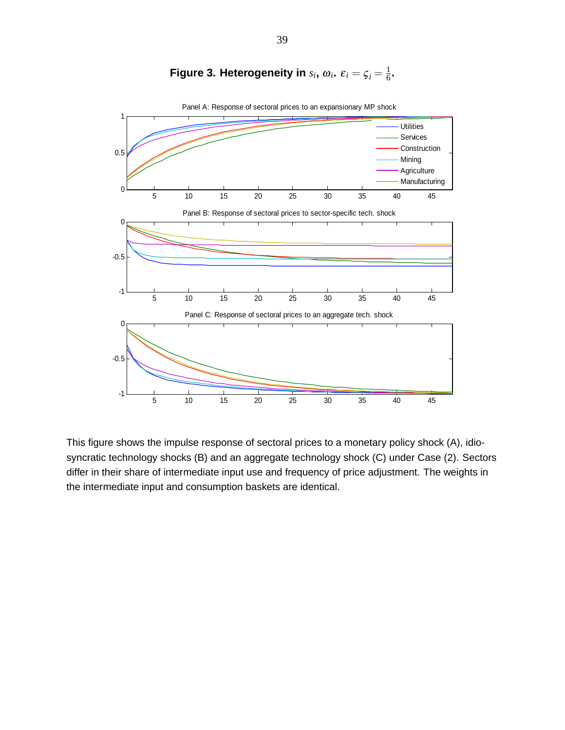**Figure 3. Heterogeneity in $s_i$, $\omega_i$. $\varepsilon_i = \varsigma_i = \frac{1}{6}$.**

This figure shows the impulse response of sectoral prices to a monetary policy shock (A), idiosyncratic technology shocks (B) and an aggregate technology shock (C) under Case (2). Sectors differ in their share of intermediate input use and frequency of price adjustment. The weights in the intermediate input and consumption baskets are identical.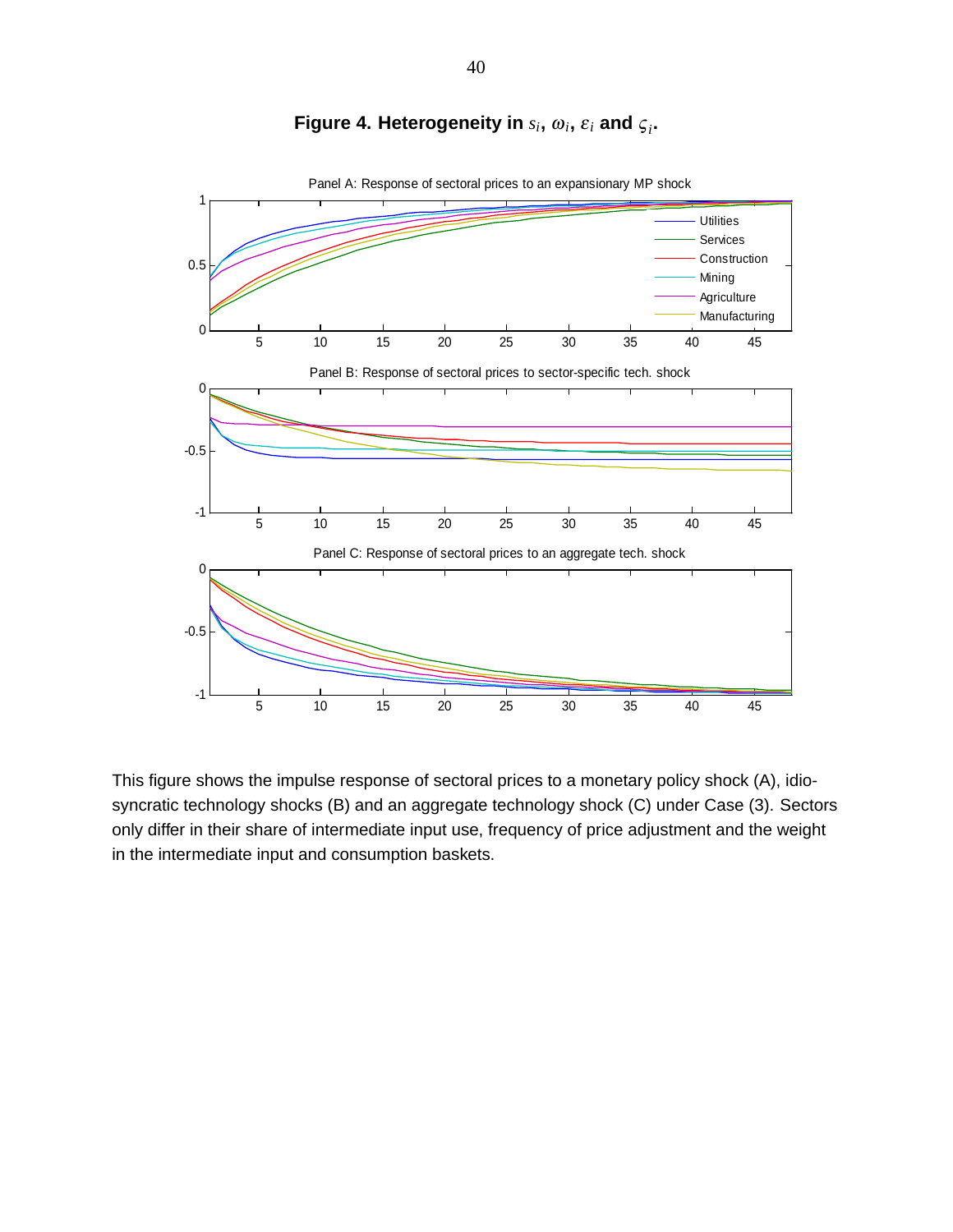**Figure 4. Heterogeneity in $s_i$, $\omega_i$, $\varepsilon_i$ and $\varsigma_i$.**

This figure shows the impulse response of sectoral prices to a monetary policy shock (A), idiosyncratic technology shocks (B) and an aggregate technology shock (C) under Case (3). Sectors only differ in their share of intermediate input use, frequency of price adjustment and the weight in the intermediate input and consumption baskets.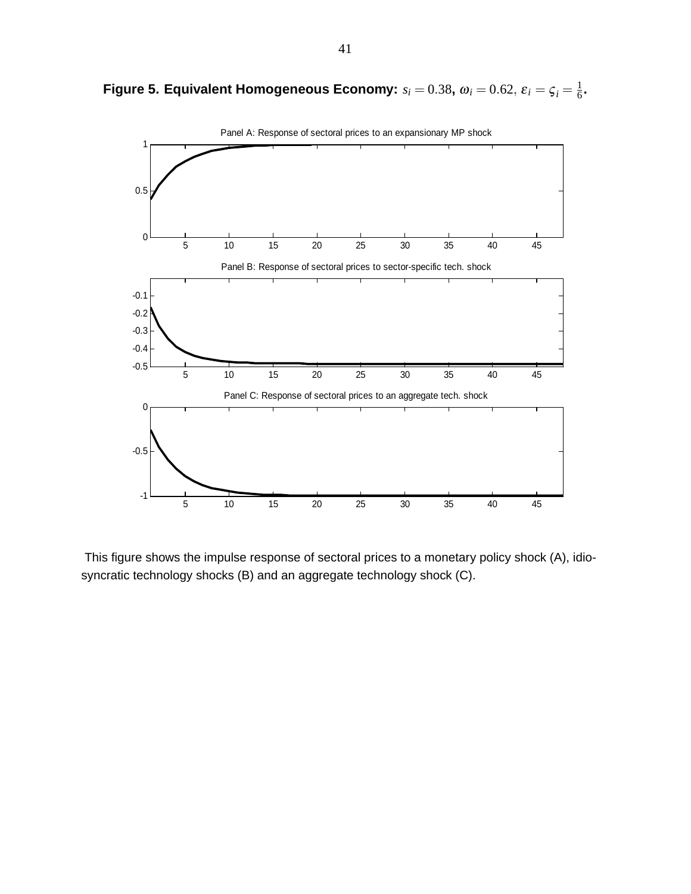**Figure 5. Equivalent Homogeneous Economy:** $s_i = 0.38$**,** $\omega_i = 0.62,\ \varepsilon_i = \varsigma_i = \frac{1}{6}$**.**

Panel A: Response of sectoral prices to an expansionary MP shock

Panel B: Response of sectoral prices to sector-specific tech. shock

Panel C: Response of sectoral prices to an aggregate tech. shock

This figure shows the impulse response of sectoral prices to a monetary policy shock (A), idiosyncratic technology shocks (B) and an aggregate technology shock (C).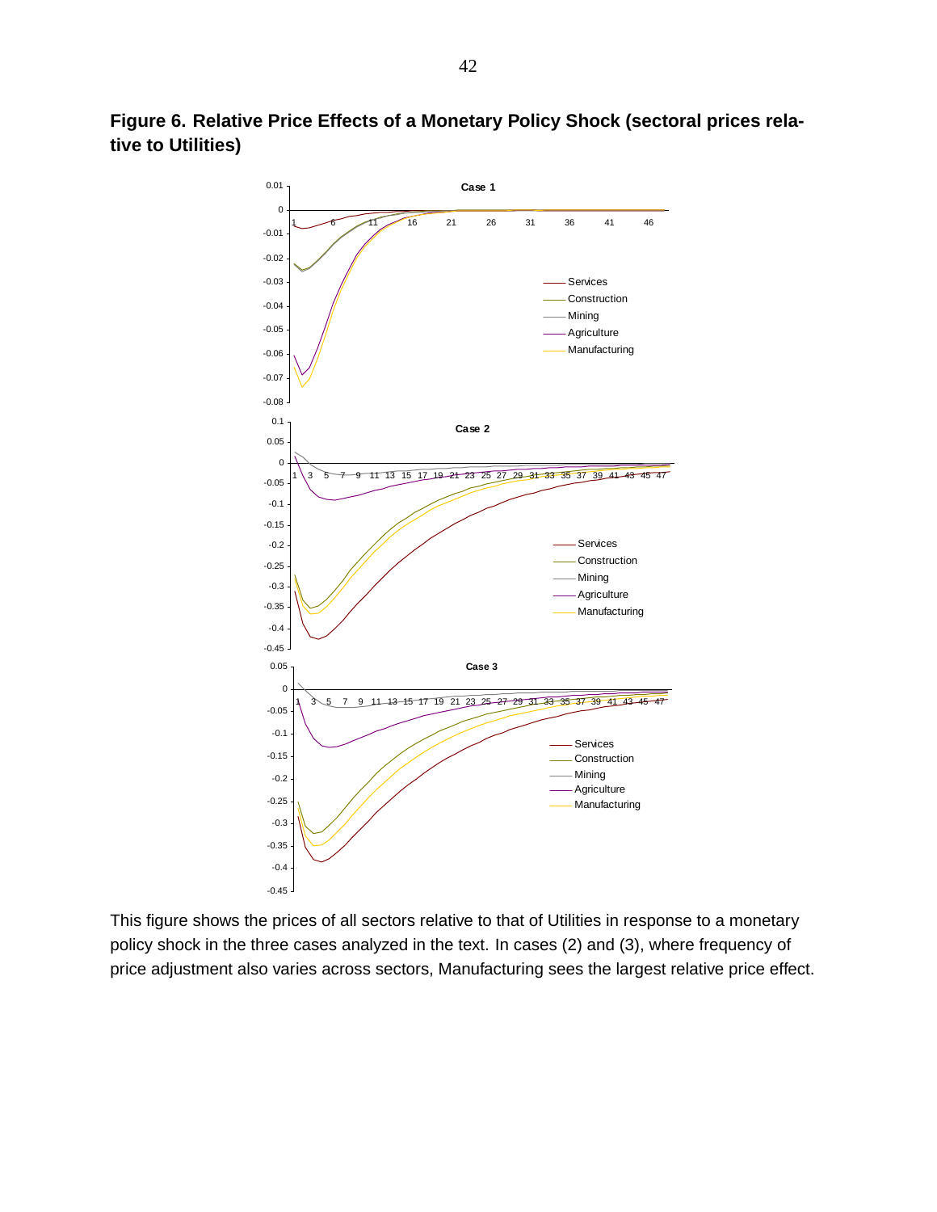**Figure 6. Relative Price Effects of a Monetary Policy Shock (sectoral prices relative to Utilities)**

This figure shows the prices of all sectors relative to that of Utilities in response to a monetary policy shock in the three cases analyzed in the text. In cases (2) and (3), where frequency of price adjustment also varies across sectors, Manufacturing sees the largest relative price effect.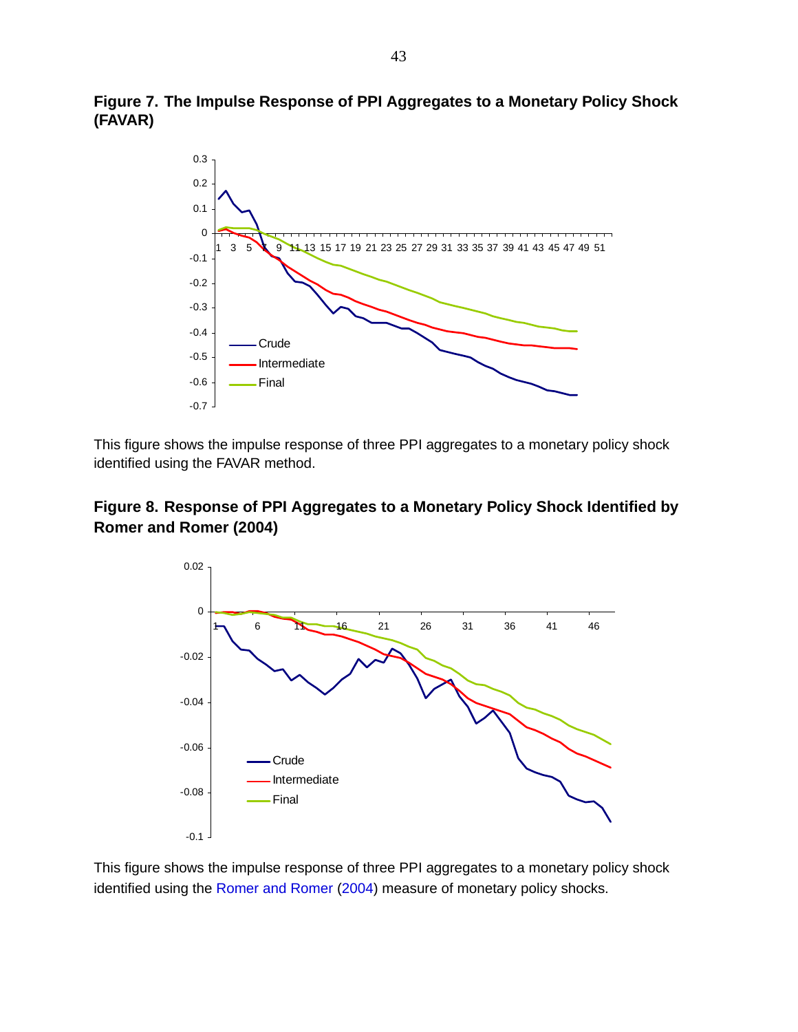**Figure 7. The Impulse Response of PPI Aggregates to a Monetary Policy Shock (FAVAR)**

This figure shows the impulse response of three PPI aggregates to a monetary policy shock identified using the FAVAR method.

**Figure 8. Response of PPI Aggregates to a Monetary Policy Shock Identified by Romer and Romer (2004)**

This figure shows the impulse response of three PPI aggregates to a monetary policy shock identified using the Romer and Romer (2004) measure of monetary policy shocks.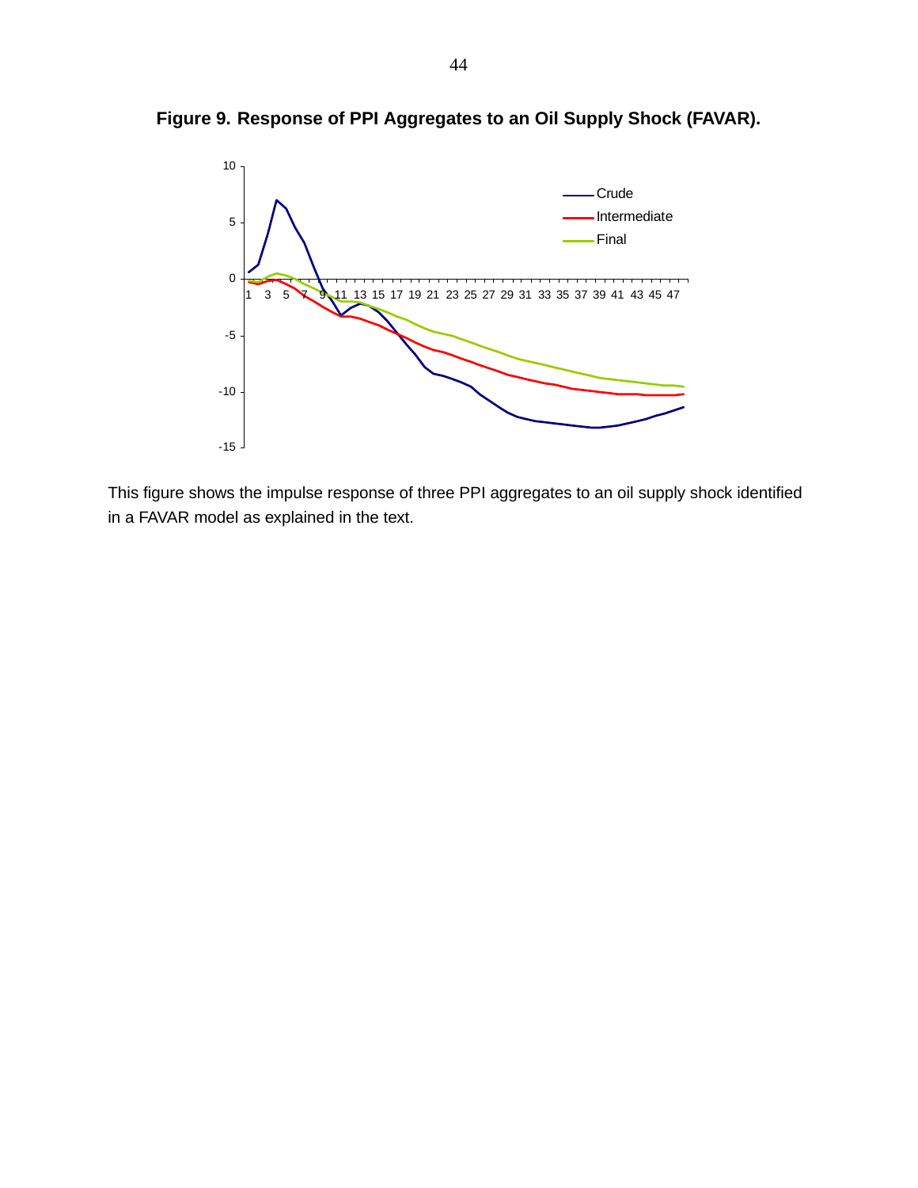**Figure 9. Response of PPI Aggregates to an Oil Supply Shock (FAVAR).**

This figure shows the impulse response of three PPI aggregates to an oil supply shock identified in a FAVAR model as explained in the text.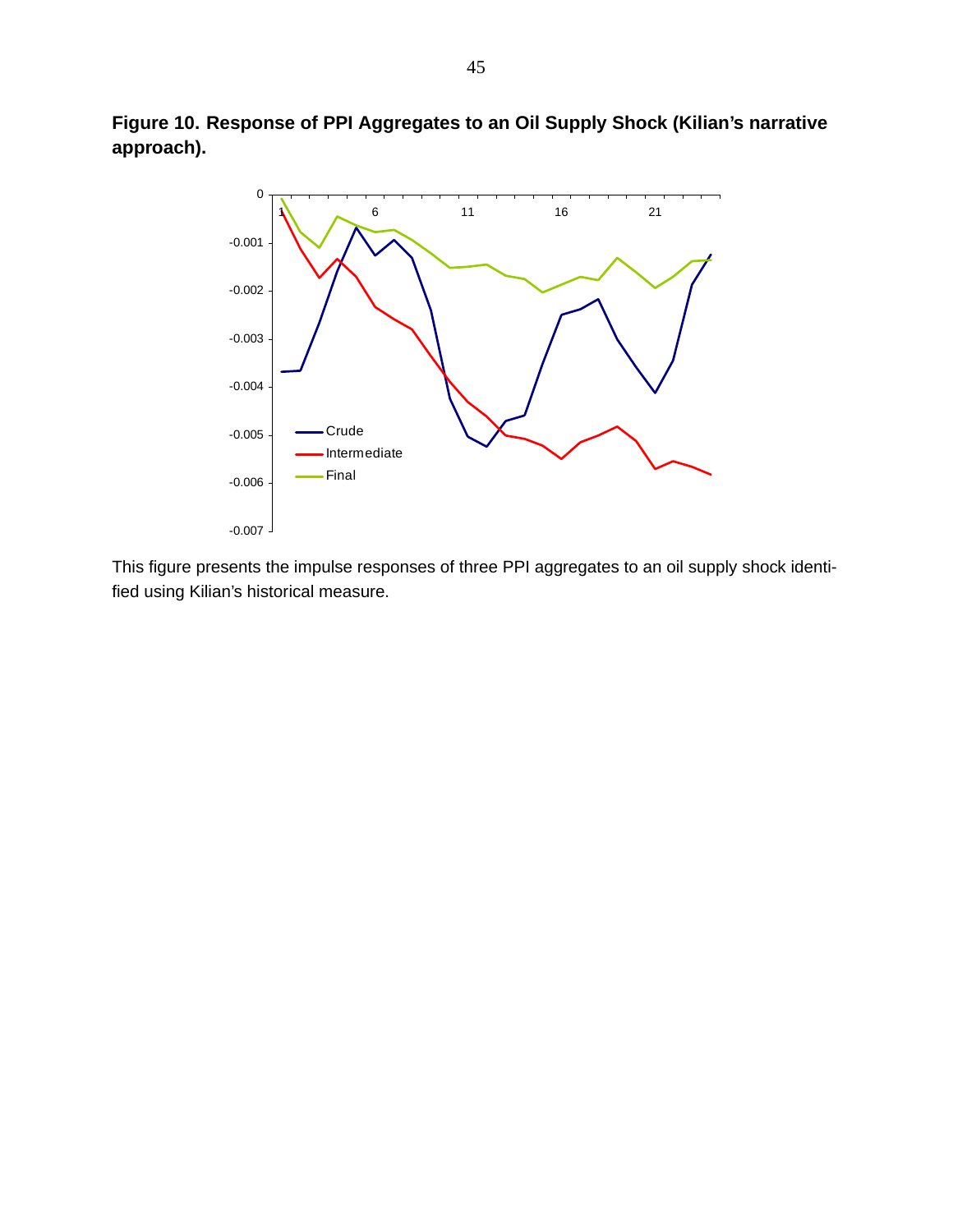**Figure 10. Response of PPI Aggregates to an Oil Supply Shock (Kilian's narrative approach).**

This figure presents the impulse responses of three PPI aggregates to an oil supply shock identified using Kilian's historical measure.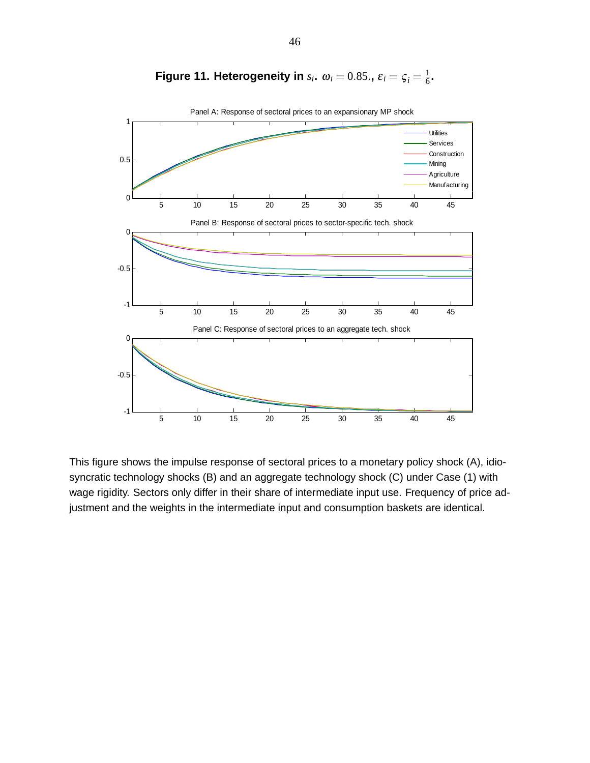**Figure 11. Heterogeneity in $s_i$. $\omega_i = 0.85.$, $\varepsilon_i = \varsigma_i = \frac{1}{6}$.**

This figure shows the impulse response of sectoral prices to a monetary policy shock (A), idiosyncratic technology shocks (B) and an aggregate technology shock (C) under Case (1) with wage rigidity. Sectors only differ in their share of intermediate input use. Frequency of price adjustment and the weights in the intermediate input and consumption baskets are identical.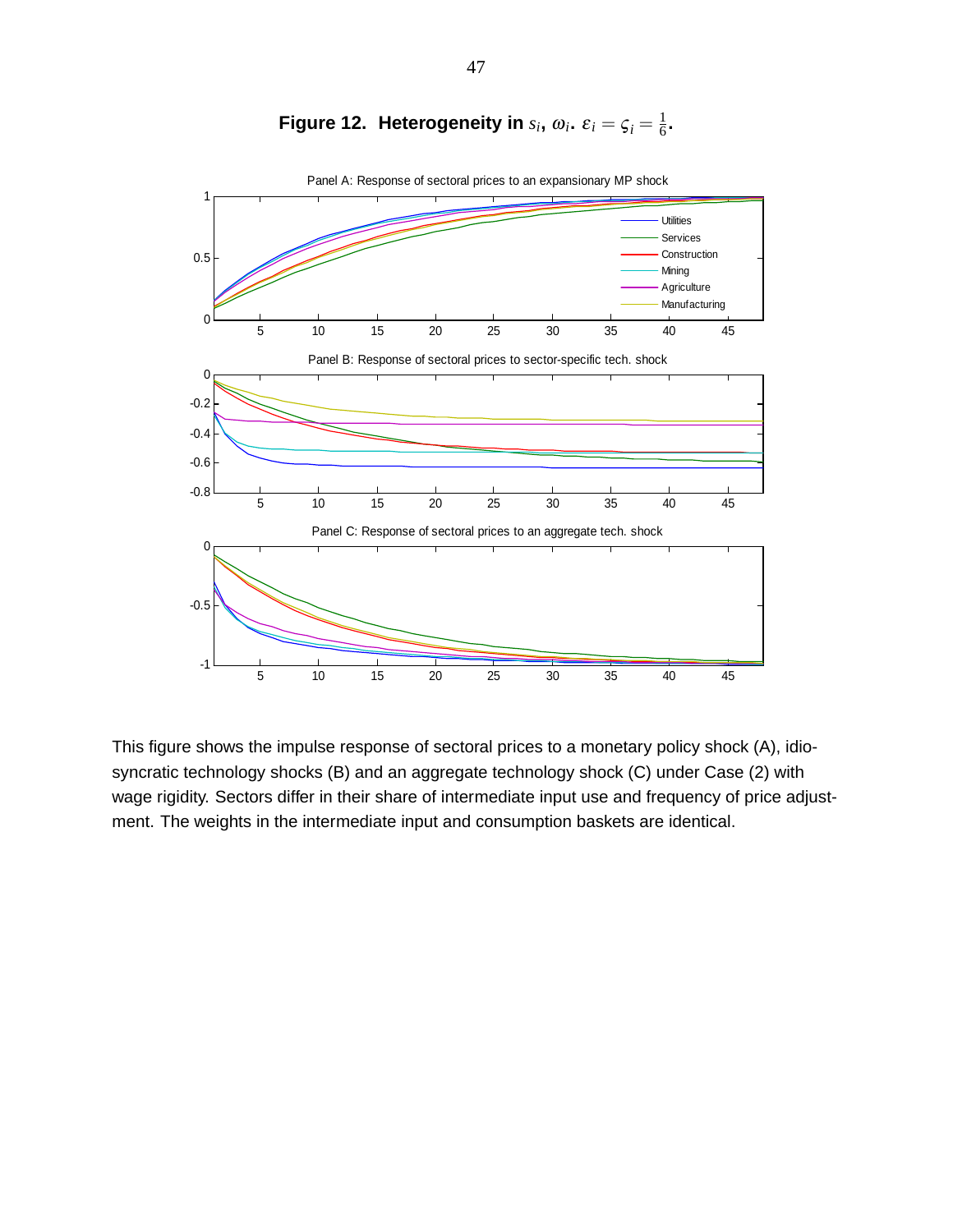# Figure 12. Heterogeneity in $s_i$, $\omega_i$. $\varepsilon_i = \varsigma_i = \frac{1}{6}$.

This figure shows the impulse response of sectoral prices to a monetary policy shock (A), idiosyncratic technology shocks (B) and an aggregate technology shock (C) under Case (2) with wage rigidity. Sectors differ in their share of intermediate input use and frequency of price adjustment. The weights in the intermediate input and consumption baskets are identical.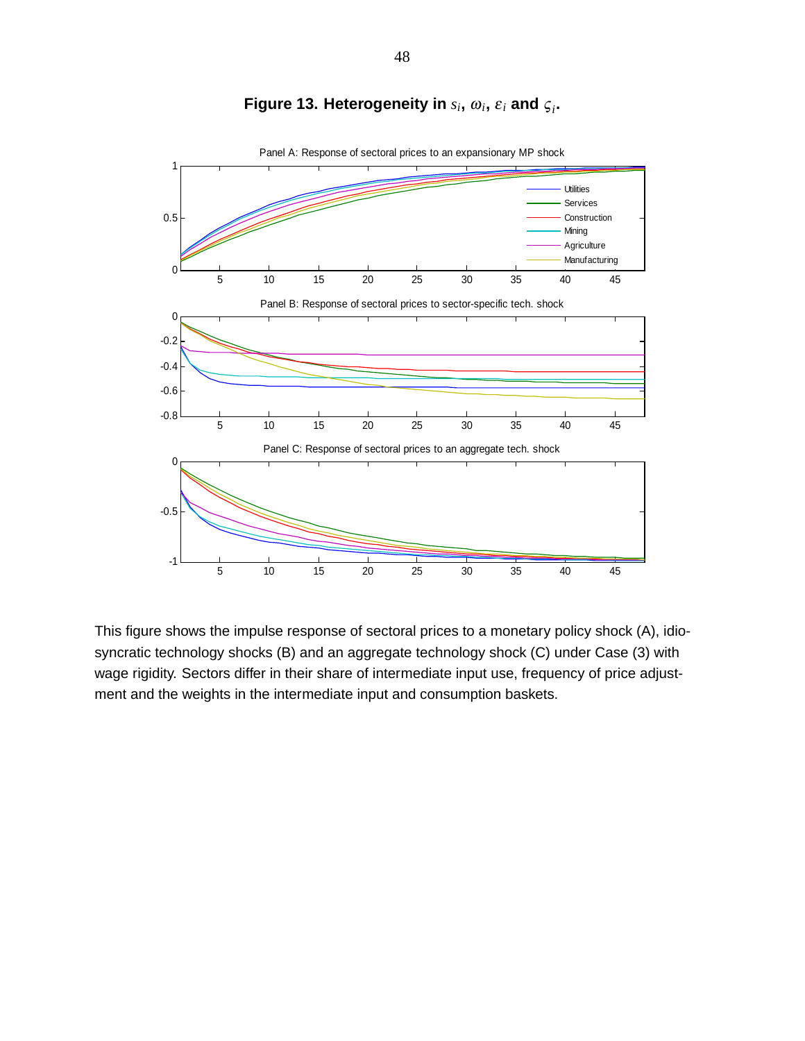**Figure 13. Heterogeneity in $s_i$, $\omega_i$, $\varepsilon_i$ and $\varsigma_i$.**

This figure shows the impulse response of sectoral prices to a monetary policy shock (A), idiosyncratic technology shocks (B) and an aggregate technology shock (C) under Case (3) with wage rigidity. Sectors differ in their share of intermediate input use, frequency of price adjustment and the weights in the intermediate input and consumption baskets.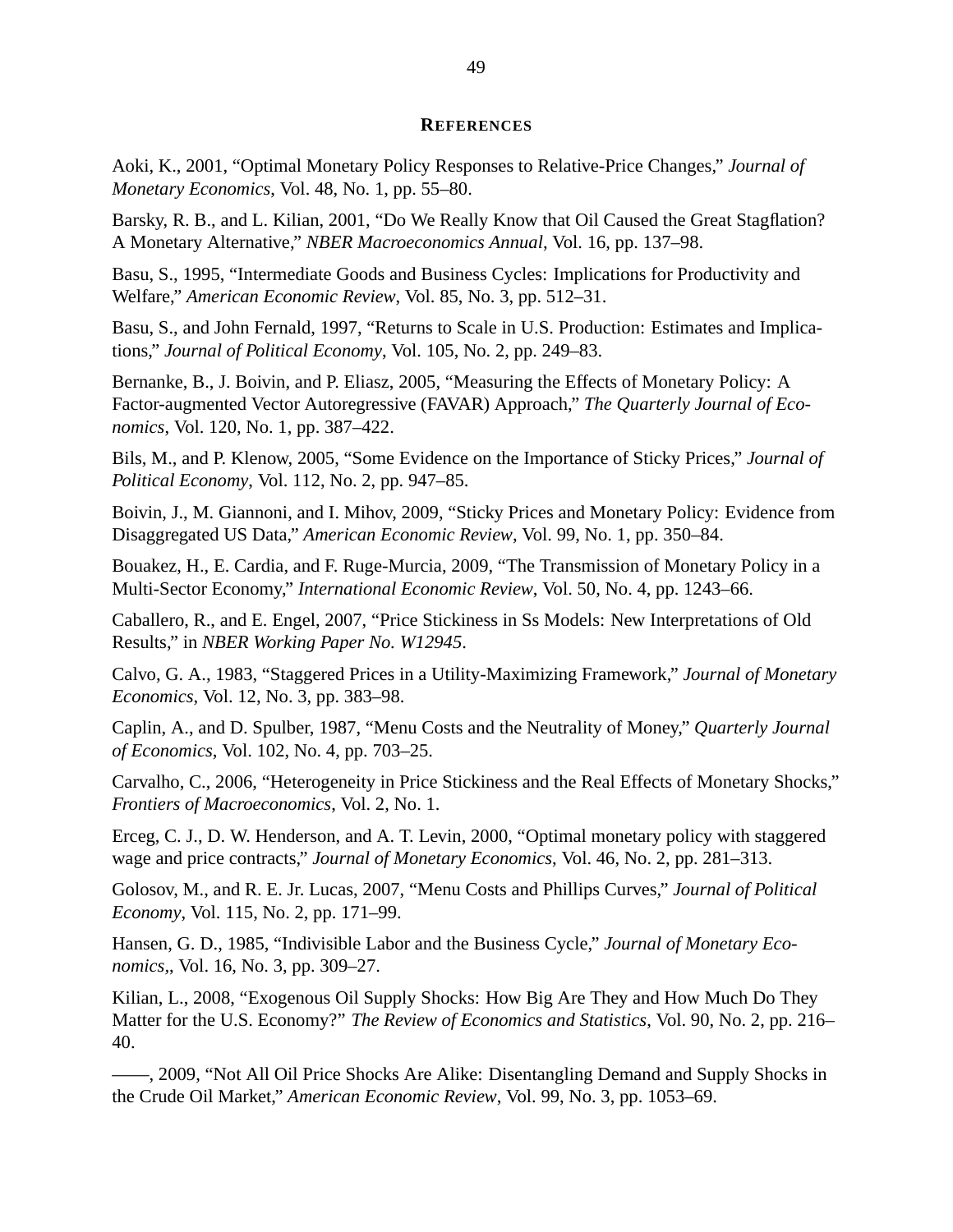## REFERENCES

Aoki, K., 2001, "Optimal Monetary Policy Responses to Relative-Price Changes," *Journal of Monetary Economics*, Vol. 48, No. 1, pp. 55–80.

Barsky, R. B., and L. Kilian, 2001, "Do We Really Know that Oil Caused the Great Stagflation? A Monetary Alternative," *NBER Macroeconomics Annual*, Vol. 16, pp. 137–98.

Basu, S., 1995, "Intermediate Goods and Business Cycles: Implications for Productivity and Welfare," *American Economic Review*, Vol. 85, No. 3, pp. 512–31.

Basu, S., and John Fernald, 1997, "Returns to Scale in U.S. Production: Estimates and Implications," *Journal of Political Economy*, Vol. 105, No. 2, pp. 249–83.

Bernanke, B., J. Boivin, and P. Eliasz, 2005, "Measuring the Effects of Monetary Policy: A Factor-augmented Vector Autoregressive (FAVAR) Approach," *The Quarterly Journal of Economics*, Vol. 120, No. 1, pp. 387–422.

Bils, M., and P. Klenow, 2005, "Some Evidence on the Importance of Sticky Prices," *Journal of Political Economy*, Vol. 112, No. 2, pp. 947–85.

Boivin, J., M. Giannoni, and I. Mihov, 2009, "Sticky Prices and Monetary Policy: Evidence from Disaggregated US Data," *American Economic Review*, Vol. 99, No. 1, pp. 350–84.

Bouakez, H., E. Cardia, and F. Ruge-Murcia, 2009, "The Transmission of Monetary Policy in a Multi-Sector Economy," *International Economic Review*, Vol. 50, No. 4, pp. 1243–66.

Caballero, R., and E. Engel, 2007, "Price Stickiness in Ss Models: New Interpretations of Old Results," in *NBER Working Paper No. W12945*.

Calvo, G. A., 1983, "Staggered Prices in a Utility-Maximizing Framework," *Journal of Monetary Economics*, Vol. 12, No. 3, pp. 383–98.

Caplin, A., and D. Spulber, 1987, "Menu Costs and the Neutrality of Money," *Quarterly Journal of Economics*, Vol. 102, No. 4, pp. 703–25.

Carvalho, C., 2006, "Heterogeneity in Price Stickiness and the Real Effects of Monetary Shocks," *Frontiers of Macroeconomics*, Vol. 2, No. 1.

Erceg, C. J., D. W. Henderson, and A. T. Levin, 2000, "Optimal monetary policy with staggered wage and price contracts," *Journal of Monetary Economics*, Vol. 46, No. 2, pp. 281–313.

Golosov, M., and R. E. Jr. Lucas, 2007, "Menu Costs and Phillips Curves," *Journal of Political Economy*, Vol. 115, No. 2, pp. 171–99.

Hansen, G. D., 1985, "Indivisible Labor and the Business Cycle," *Journal of Monetary Economics*,, Vol. 16, No. 3, pp. 309–27.

Kilian, L., 2008, "Exogenous Oil Supply Shocks: How Big Are They and How Much Do They Matter for the U.S. Economy?" *The Review of Economics and Statistics*, Vol. 90, No. 2, pp. 216–40.

——, 2009, "Not All Oil Price Shocks Are Alike: Disentangling Demand and Supply Shocks in the Crude Oil Market," *American Economic Review*, Vol. 99, No. 3, pp. 1053–69.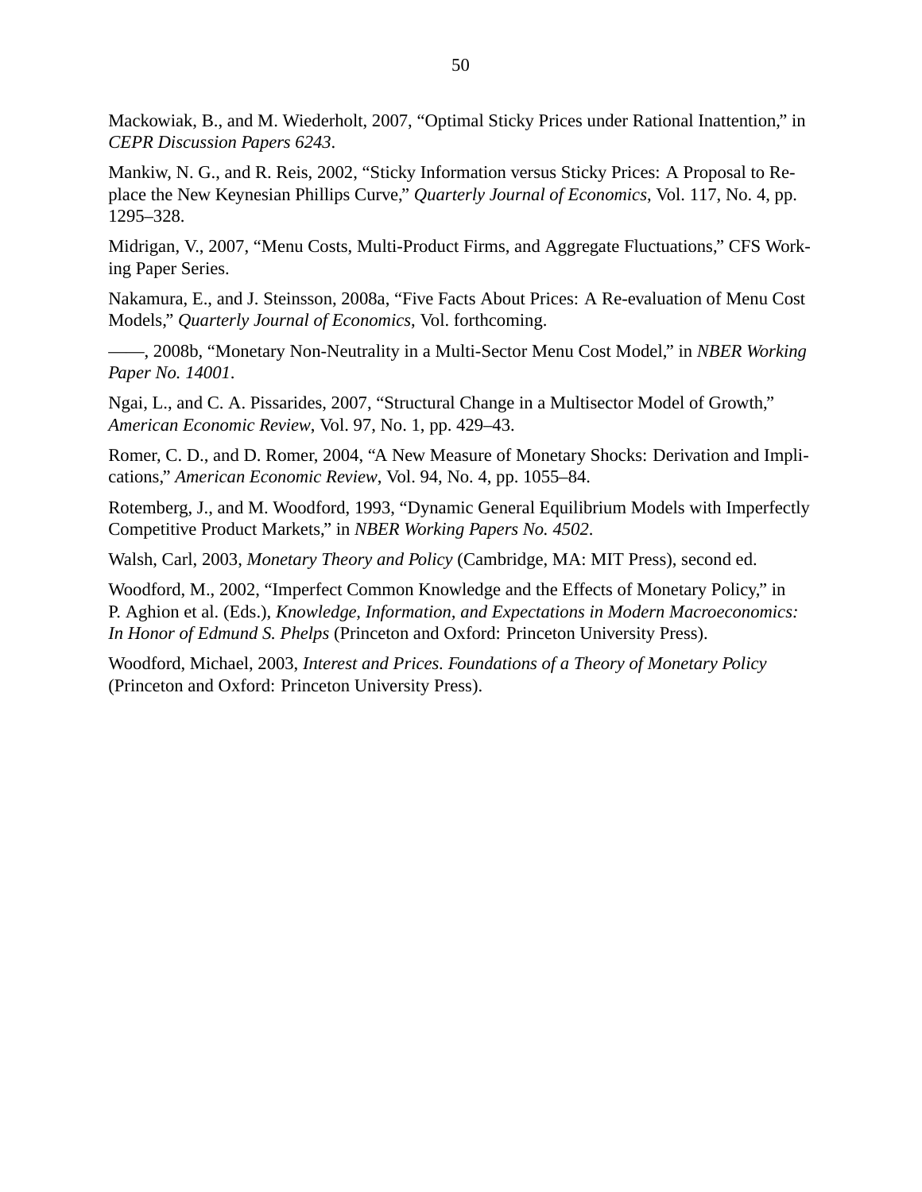Mackowiak, B., and M. Wiederholt, 2007, "Optimal Sticky Prices under Rational Inattention," in *CEPR Discussion Papers 6243*.

Mankiw, N. G., and R. Reis, 2002, "Sticky Information versus Sticky Prices: A Proposal to Replace the New Keynesian Phillips Curve," *Quarterly Journal of Economics*, Vol. 117, No. 4, pp. 1295–328.

Midrigan, V., 2007, "Menu Costs, Multi-Product Firms, and Aggregate Fluctuations," CFS Working Paper Series.

Nakamura, E., and J. Steinsson, 2008a, "Five Facts About Prices: A Re-evaluation of Menu Cost Models," *Quarterly Journal of Economics*, Vol. forthcoming.

——, 2008b, "Monetary Non-Neutrality in a Multi-Sector Menu Cost Model," in *NBER Working Paper No. 14001*.

Ngai, L., and C. A. Pissarides, 2007, "Structural Change in a Multisector Model of Growth," *American Economic Review*, Vol. 97, No. 1, pp. 429–43.

Romer, C. D., and D. Romer, 2004, "A New Measure of Monetary Shocks: Derivation and Implications," *American Economic Review*, Vol. 94, No. 4, pp. 1055–84.

Rotemberg, J., and M. Woodford, 1993, "Dynamic General Equilibrium Models with Imperfectly Competitive Product Markets," in *NBER Working Papers No. 4502*.

Walsh, Carl, 2003, *Monetary Theory and Policy* (Cambridge, MA: MIT Press), second ed.

Woodford, M., 2002, "Imperfect Common Knowledge and the Effects of Monetary Policy," in P. Aghion et al. (Eds.), *Knowledge, Information, and Expectations in Modern Macroeconomics: In Honor of Edmund S. Phelps* (Princeton and Oxford: Princeton University Press).

Woodford, Michael, 2003, *Interest and Prices. Foundations of a Theory of Monetary Policy* (Princeton and Oxford: Princeton University Press).